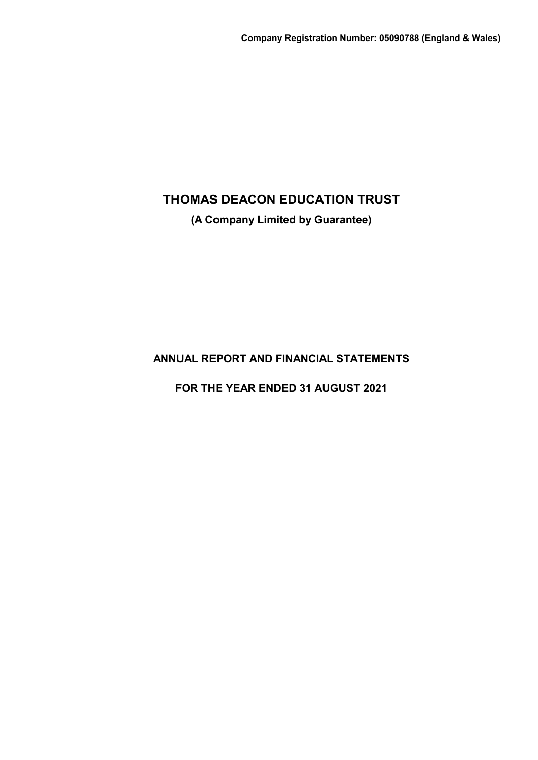**Company Registration Number: 05090788 (England & Wales)**

# THOMAS DEACON EDUCATION TRUST

**(A Company Limited by Guarantee)**

## ANNUAL REPORT AND FINANCIAL STATEMENTS

## FOR THE YEAR ENDED 31 AUGUST 2021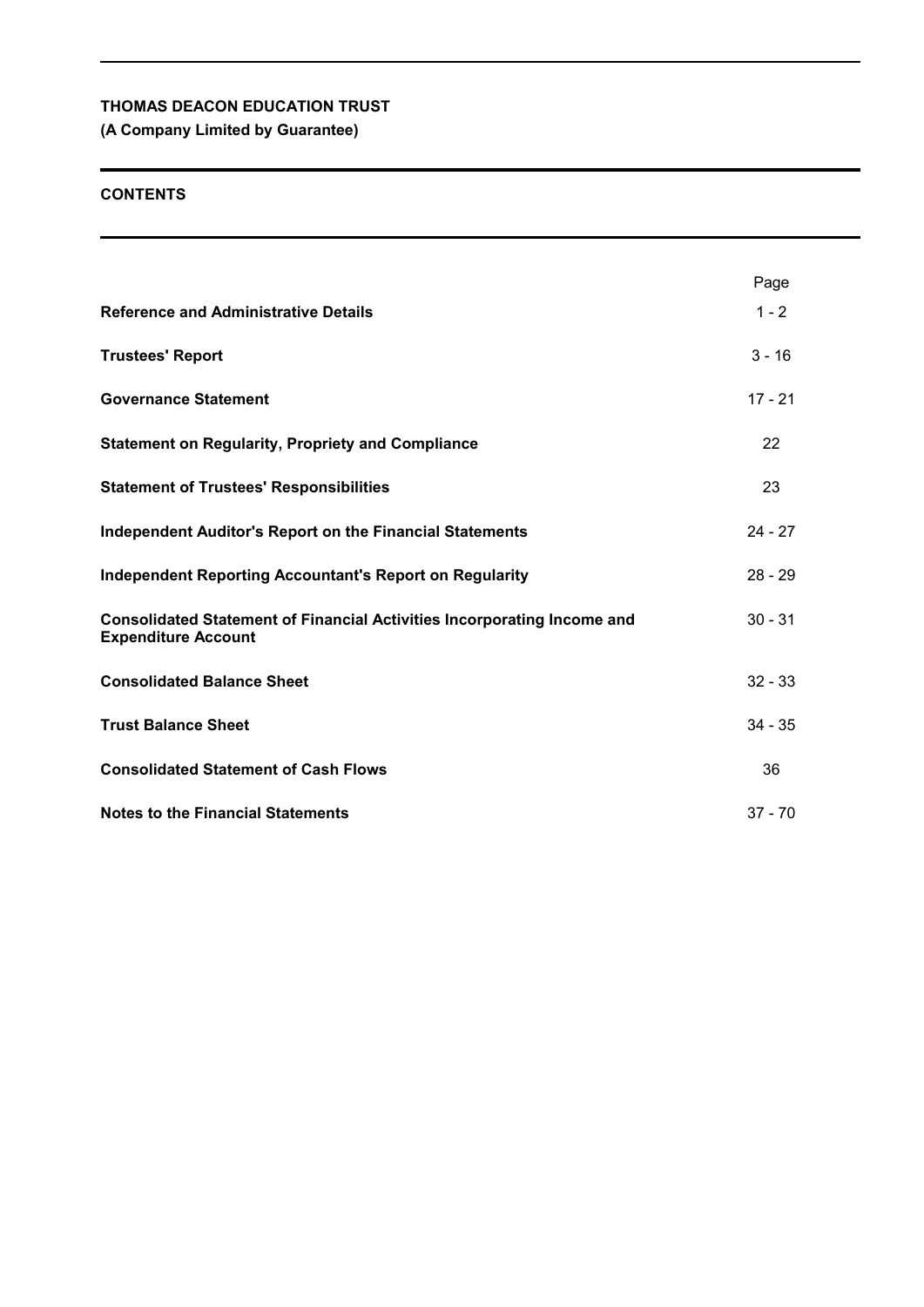**THOMAS DEACON EDUCATION TRUST**
**(A Company Limited by Guarantee)**

## CONTENTS

| | Page |
|---|---|
| **Reference and Administrative Details** | 1 - 2 |
| **Trustees' Report** | 3 - 16 |
| **Governance Statement** | 17 - 21 |
| **Statement on Regularity, Propriety and Compliance** | 22 |
| **Statement of Trustees' Responsibilities** | 23 |
| **Independent Auditor's Report on the Financial Statements** | 24 - 27 |
| **Independent Reporting Accountant's Report on Regularity** | 28 - 29 |
| **Consolidated Statement of Financial Activities Incorporating Income and Expenditure Account** | 30 - 31 |
| **Consolidated Balance Sheet** | 32 - 33 |
| **Trust Balance Sheet** | 34 - 35 |
| **Consolidated Statement of Cash Flows** | 36 |
| **Notes to the Financial Statements** | 37 - 70 |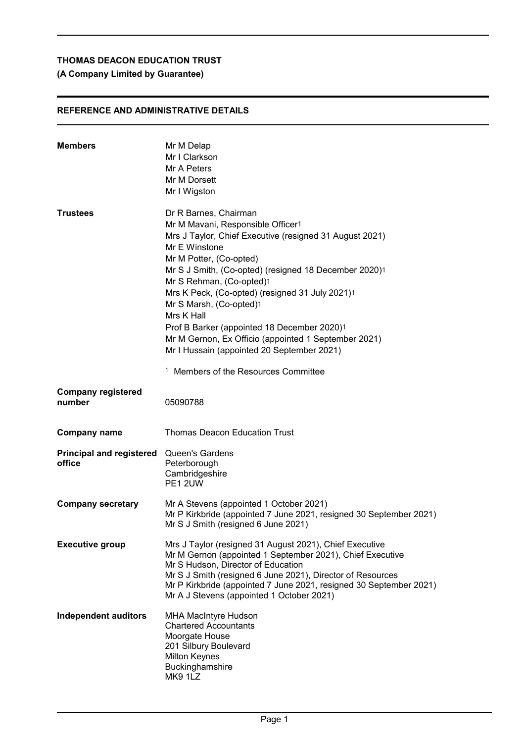**THOMAS DEACON EDUCATION TRUST**

**(A Company Limited by Guarantee)**

## REFERENCE AND ADMINISTRATIVE DETAILS

| | |
|---|---|
| **Members** | Mr M Delap<br>Mr I Clarkson<br>Mr A Peters<br>Mr M Dorsett<br>Mr I Wigston |
| **Trustees** | Dr R Barnes, Chairman<br>Mr M Mavani, Responsible Officer[1]<br>Mrs J Taylor, Chief Executive (resigned 31 August 2021)<br>Mr E Winstone<br>Mr M Potter, (Co-opted)<br>Mr S J Smith, (Co-opted) (resigned 18 December 2020)[1]<br>Mr S Rehman, (Co-opted)[1]<br>Mrs K Peck, (Co-opted) (resigned 31 July 2021)[1]<br>Mr S Marsh, (Co-opted)[1]<br>Mrs K Hall<br>Prof B Barker (appointed 18 December 2020)[1]<br>Mr M Gernon, Ex Officio (appointed 1 September 2021)<br>Mr I Hussain (appointed 20 September 2021)<br><br>[1] Members of the Resources Committee |
| **Company registered number** | 05090788 |
| **Company name** | Thomas Deacon Education Trust |
| **Principal and registered office** | Queen's Gardens<br>Peterborough<br>Cambridgeshire<br>PE1 2UW |
| **Company secretary** | Mr A Stevens (appointed 1 October 2021)<br>Mr P Kirkbride (appointed 7 June 2021, resigned 30 September 2021)<br>Mr S J Smith (resigned 6 June 2021) |
| **Executive group** | Mrs J Taylor (resigned 31 August 2021), Chief Executive<br>Mr M Gernon (appointed 1 September 2021), Chief Executive<br>Mr S Hudson, Director of Education<br>Mr S J Smith (resigned 6 June 2021), Director of Resources<br>Mr P Kirkbride (appointed 7 June 2021, resigned 30 September 2021)<br>Mr A J Stevens (appointed 1 October 2021) |
| **Independent auditors** | MHA MacIntyre Hudson<br>Chartered Accountants<br>Moorgate House<br>201 Silbury Boulevard<br>Milton Keynes<br>Buckinghamshire<br>MK9 1LZ |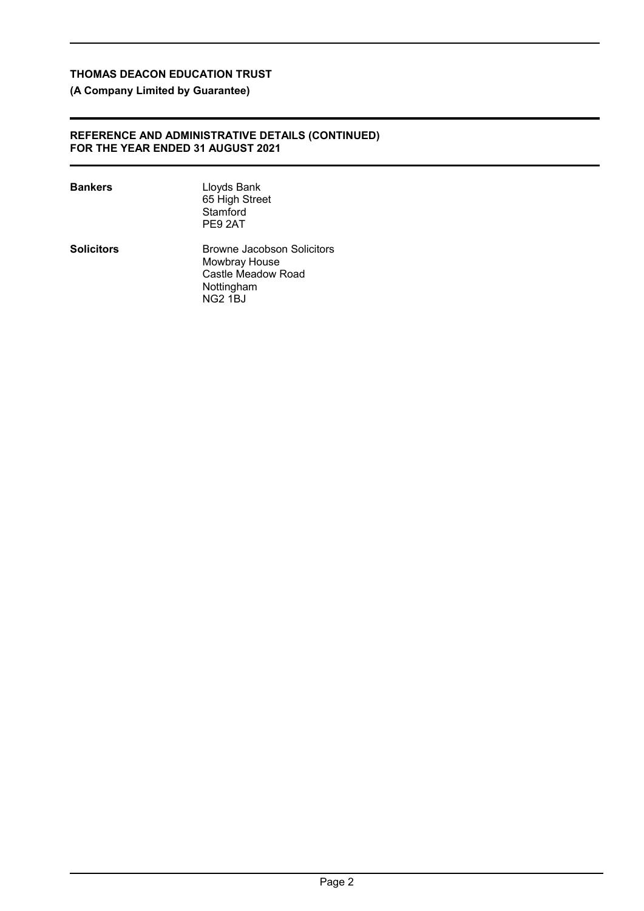**THOMAS DEACON EDUCATION TRUST**

**(A Company Limited by Guarantee)**

**REFERENCE AND ADMINISTRATIVE DETAILS (CONTINUED)**
**FOR THE YEAR ENDED 31 AUGUST 2021**

| | |
|---|---|
| **Bankers** | Lloyds Bank<br>65 High Street<br>Stamford<br>PE9 2AT |
| **Solicitors** | Browne Jacobson Solicitors<br>Mowbray House<br>Castle Meadow Road<br>Nottingham<br>NG2 1BJ |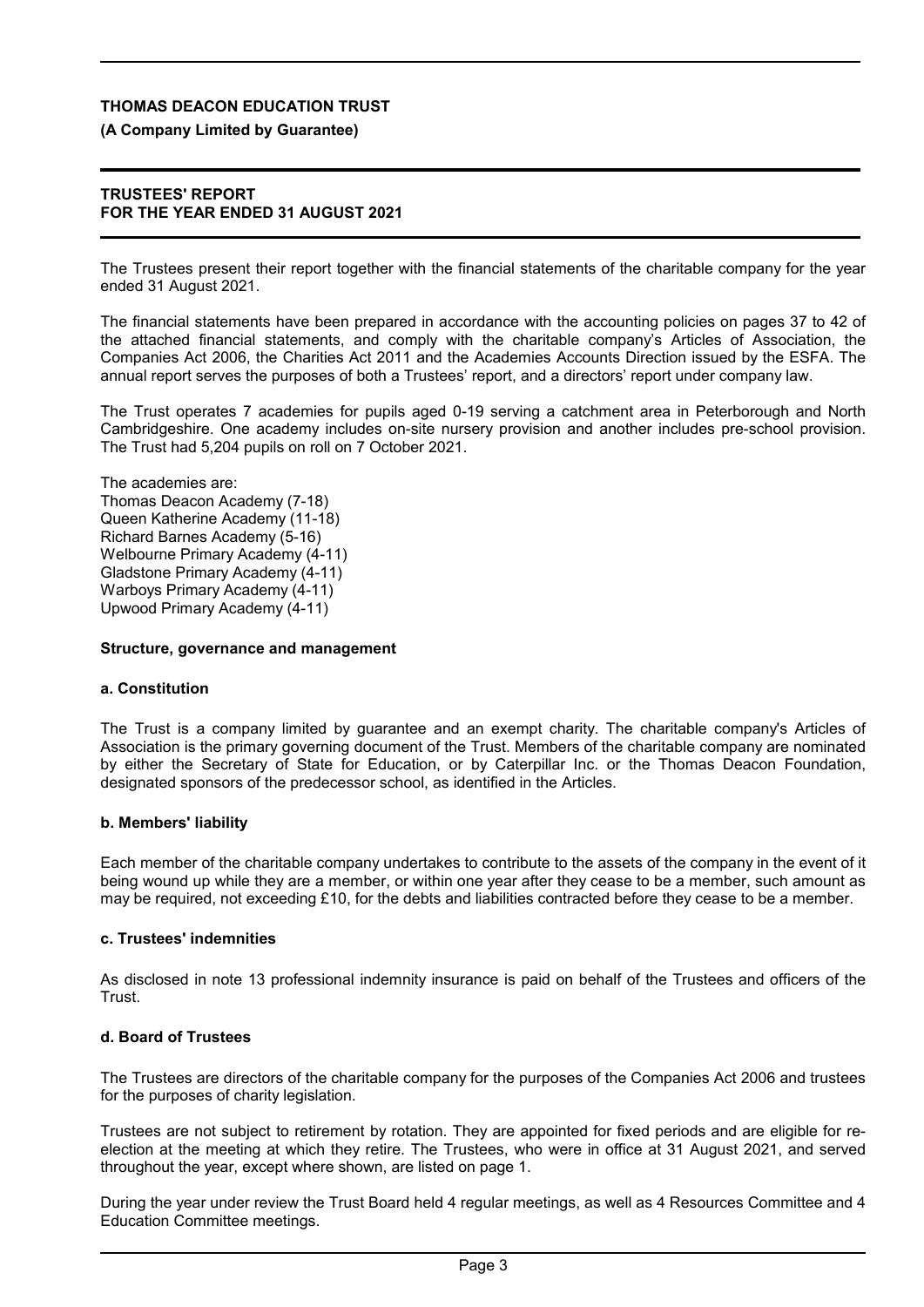# THOMAS DEACON EDUCATION TRUST

**(A Company Limited by Guarantee)**

**TRUSTEES' REPORT**
**FOR THE YEAR ENDED 31 AUGUST 2021**

The Trustees present their report together with the financial statements of the charitable company for the year ended 31 August 2021.

The financial statements have been prepared in accordance with the accounting policies on pages 37 to 42 of the attached financial statements, and comply with the charitable company's Articles of Association, the Companies Act 2006, the Charities Act 2011 and the Academies Accounts Direction issued by the ESFA. The annual report serves the purposes of both a Trustees' report, and a directors' report under company law.

The Trust operates 7 academies for pupils aged 0-19 serving a catchment area in Peterborough and North Cambridgeshire. One academy includes on-site nursery provision and another includes pre-school provision. The Trust had 5,204 pupils on roll on 7 October 2021.

The academies are:
Thomas Deacon Academy (7-18)
Queen Katherine Academy (11-18)
Richard Barnes Academy (5-16)
Welbourne Primary Academy (4-11)
Gladstone Primary Academy (4-11)
Warboys Primary Academy (4-11)
Upwood Primary Academy (4-11)

## Structure, governance and management

### a. Constitution

The Trust is a company limited by guarantee and an exempt charity. The charitable company's Articles of Association is the primary governing document of the Trust. Members of the charitable company are nominated by either the Secretary of State for Education, or by Caterpillar Inc. or the Thomas Deacon Foundation, designated sponsors of the predecessor school, as identified in the Articles.

### b. Members' liability

Each member of the charitable company undertakes to contribute to the assets of the company in the event of it being wound up while they are a member, or within one year after they cease to be a member, such amount as may be required, not exceeding £10, for the debts and liabilities contracted before they cease to be a member.

### c. Trustees' indemnities

As disclosed in note 13 professional indemnity insurance is paid on behalf of the Trustees and officers of the Trust.

### d. Board of Trustees

The Trustees are directors of the charitable company for the purposes of the Companies Act 2006 and trustees for the purposes of charity legislation.

Trustees are not subject to retirement by rotation. They are appointed for fixed periods and are eligible for re-election at the meeting at which they retire. The Trustees, who were in office at 31 August 2021, and served throughout the year, except where shown, are listed on page 1.

During the year under review the Trust Board held 4 regular meetings, as well as 4 Resources Committee and 4 Education Committee meetings.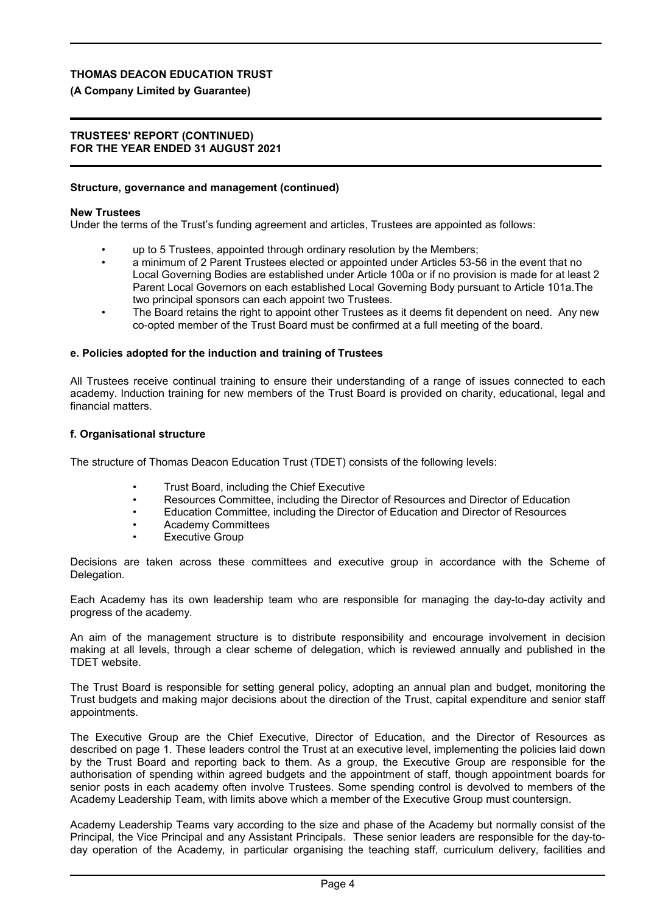**Structure, governance and management (continued)**

**New Trustees**

Under the terms of the Trust's funding agreement and articles, Trustees are appointed as follows:

- up to 5 Trustees, appointed through ordinary resolution by the Members;
- a minimum of 2 Parent Trustees elected or appointed under Articles 53-56 in the event that no Local Governing Bodies are established under Article 100a or if no provision is made for at least 2 Parent Local Governors on each established Local Governing Body pursuant to Article 101a.The two principal sponsors can each appoint two Trustees.
- The Board retains the right to appoint other Trustees as it deems fit dependent on need. Any new co-opted member of the Trust Board must be confirmed at a full meeting of the board.

**e. Policies adopted for the induction and training of Trustees**

All Trustees receive continual training to ensure their understanding of a range of issues connected to each academy. Induction training for new members of the Trust Board is provided on charity, educational, legal and financial matters.

**f. Organisational structure**

The structure of Thomas Deacon Education Trust (TDET) consists of the following levels:

- Trust Board, including the Chief Executive
- Resources Committee, including the Director of Resources and Director of Education
- Education Committee, including the Director of Education and Director of Resources
- Academy Committees
- Executive Group

Decisions are taken across these committees and executive group in accordance with the Scheme of Delegation.

Each Academy has its own leadership team who are responsible for managing the day-to-day activity and progress of the academy.

An aim of the management structure is to distribute responsibility and encourage involvement in decision making at all levels, through a clear scheme of delegation, which is reviewed annually and published in the TDET website.

The Trust Board is responsible for setting general policy, adopting an annual plan and budget, monitoring the Trust budgets and making major decisions about the direction of the Trust, capital expenditure and senior staff appointments.

The Executive Group are the Chief Executive, Director of Education, and the Director of Resources as described on page 1. These leaders control the Trust at an executive level, implementing the policies laid down by the Trust Board and reporting back to them. As a group, the Executive Group are responsible for the authorisation of spending within agreed budgets and the appointment of staff, though appointment boards for senior posts in each academy often involve Trustees. Some spending control is devolved to members of the Academy Leadership Team, with limits above which a member of the Executive Group must countersign.

Academy Leadership Teams vary according to the size and phase of the Academy but normally consist of the Principal, the Vice Principal and any Assistant Principals. These senior leaders are responsible for the day-to-day operation of the Academy, in particular organising the teaching staff, curriculum delivery, facilities and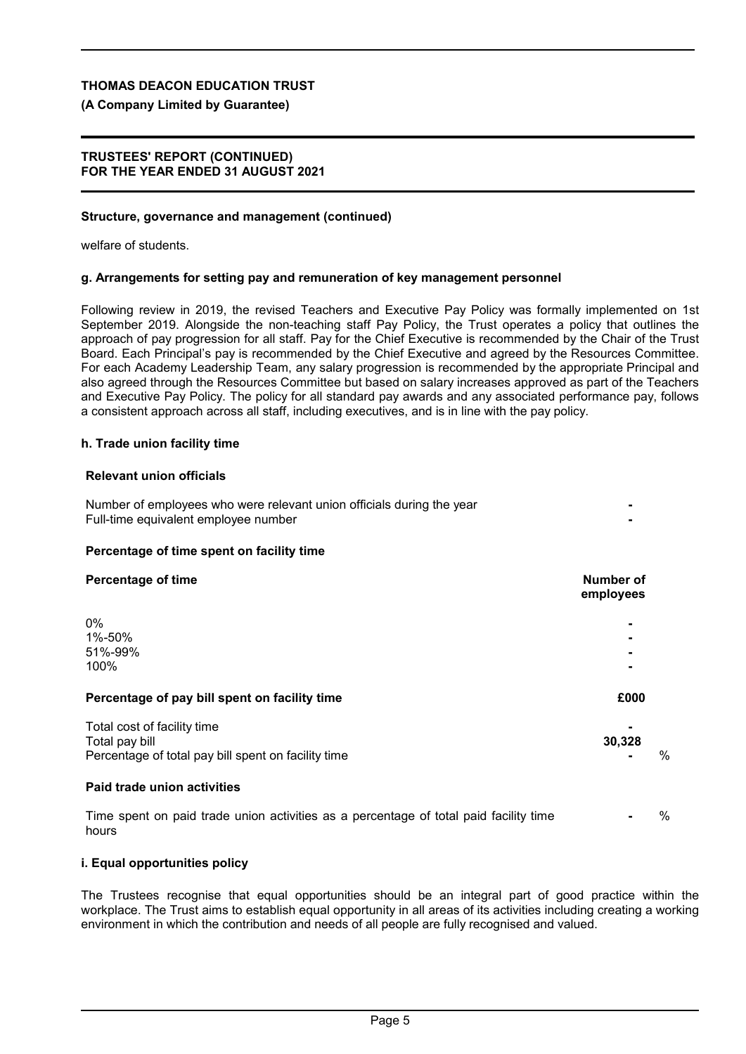## Structure, governance and management (continued)

welfare of students.

### g. Arrangements for setting pay and remuneration of key management personnel

Following review in 2019, the revised Teachers and Executive Pay Policy was formally implemented on 1st September 2019. Alongside the non-teaching staff Pay Policy, the Trust operates a policy that outlines the approach of pay progression for all staff. Pay for the Chief Executive is recommended by the Chair of the Trust Board. Each Principal's pay is recommended by the Chief Executive and agreed by the Resources Committee. For each Academy Leadership Team, any salary progression is recommended by the appropriate Principal and also agreed through the Resources Committee but based on salary increases approved as part of the Teachers and Executive Pay Policy. The policy for all standard pay awards and any associated performance pay, follows a consistent approach across all staff, including executives, and is in line with the pay policy.

### h. Trade union facility time

**Relevant union officials**

| | |
|---|---|
| Number of employees who were relevant union officials during the year | - |
| Full-time equivalent employee number | - |

**Percentage of time spent on facility time**

| Percentage of time | Number of employees |
|---|---|
| 0% | - |
| 1%-50% | - |
| 51%-99% | - |
| 100% | - |

**Percentage of pay bill spent on facility time**

| | £000 | |
|---|---|---|
| Total cost of facility time | - | |
| Total pay bill | 30,328 | |
| Percentage of total pay bill spent on facility time | - | % |

**Paid trade union activities**

| | | |
|---|---|---|
| Time spent on paid trade union activities as a percentage of total paid facility time hours | - | % |

### i. Equal opportunities policy

The Trustees recognise that equal opportunities should be an integral part of good practice within the workplace. The Trust aims to establish equal opportunity in all areas of its activities including creating a working environment in which the contribution and needs of all people are fully recognised and valued.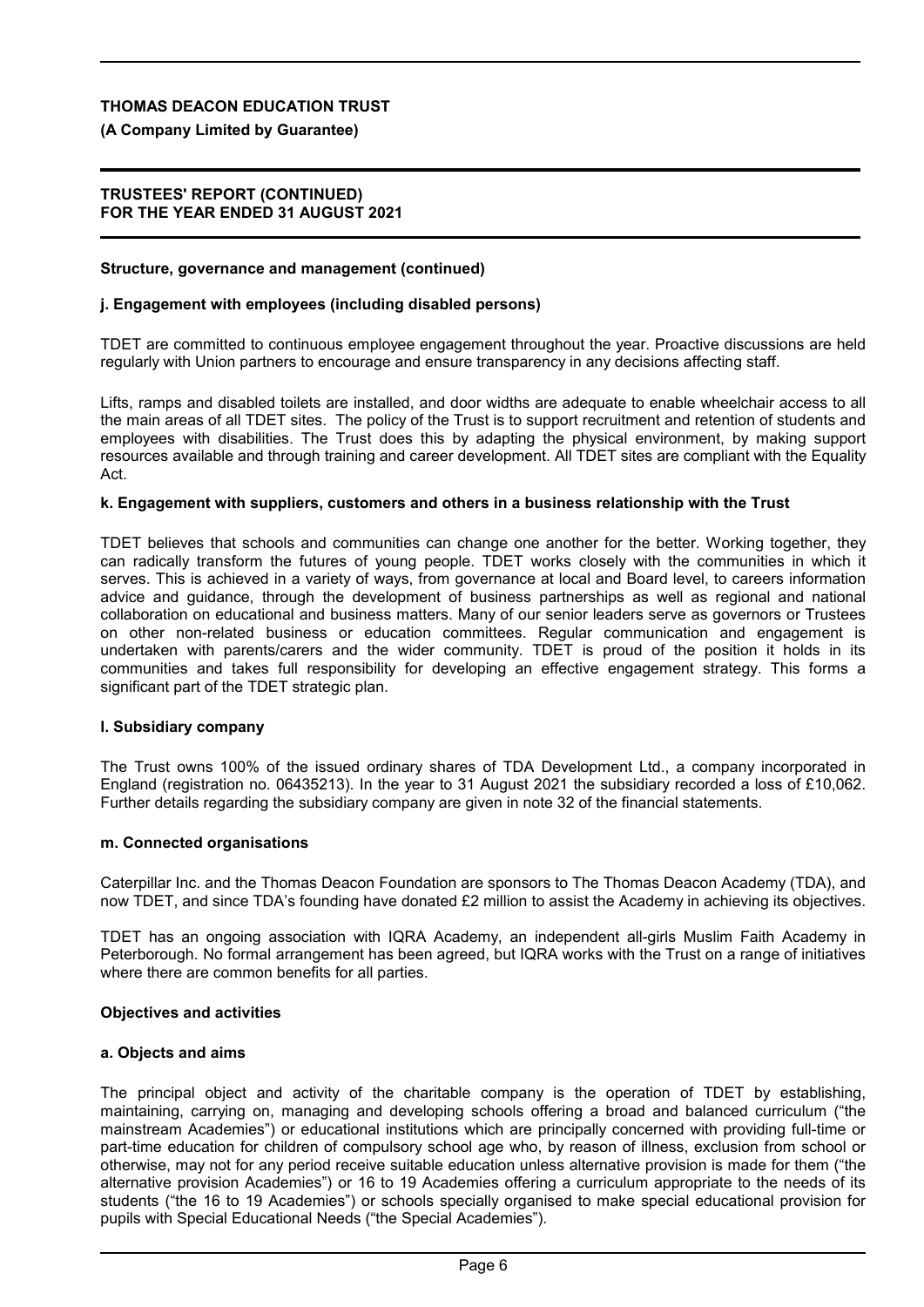## Structure, governance and management (continued)

### j. Engagement with employees (including disabled persons)

TDET are committed to continuous employee engagement throughout the year. Proactive discussions are held regularly with Union partners to encourage and ensure transparency in any decisions affecting staff.

Lifts, ramps and disabled toilets are installed, and door widths are adequate to enable wheelchair access to all the main areas of all TDET sites. The policy of the Trust is to support recruitment and retention of students and employees with disabilities. The Trust does this by adapting the physical environment, by making support resources available and through training and career development. All TDET sites are compliant with the Equality Act.

### k. Engagement with suppliers, customers and others in a business relationship with the Trust

TDET believes that schools and communities can change one another for the better. Working together, they can radically transform the futures of young people. TDET works closely with the communities in which it serves. This is achieved in a variety of ways, from governance at local and Board level, to careers information advice and guidance, through the development of business partnerships as well as regional and national collaboration on educational and business matters. Many of our senior leaders serve as governors or Trustees on other non-related business or education committees. Regular communication and engagement is undertaken with parents/carers and the wider community. TDET is proud of the position it holds in its communities and takes full responsibility for developing an effective engagement strategy. This forms a significant part of the TDET strategic plan.

### l. Subsidiary company

The Trust owns 100% of the issued ordinary shares of TDA Development Ltd., a company incorporated in England (registration no. 06435213). In the year to 31 August 2021 the subsidiary recorded a loss of £10,062. Further details regarding the subsidiary company are given in note 32 of the financial statements.

### m. Connected organisations

Caterpillar Inc. and the Thomas Deacon Foundation are sponsors to The Thomas Deacon Academy (TDA), and now TDET, and since TDA's founding have donated £2 million to assist the Academy in achieving its objectives.

TDET has an ongoing association with IQRA Academy, an independent all-girls Muslim Faith Academy in Peterborough. No formal arrangement has been agreed, but IQRA works with the Trust on a range of initiatives where there are common benefits for all parties.

## Objectives and activities

### a. Objects and aims

The principal object and activity of the charitable company is the operation of TDET by establishing, maintaining, carrying on, managing and developing schools offering a broad and balanced curriculum ("the mainstream Academies") or educational institutions which are principally concerned with providing full-time or part-time education for children of compulsory school age who, by reason of illness, exclusion from school or otherwise, may not for any period receive suitable education unless alternative provision is made for them ("the alternative provision Academies") or 16 to 19 Academies offering a curriculum appropriate to the needs of its students ("the 16 to 19 Academies") or schools specially organised to make special educational provision for pupils with Special Educational Needs ("the Special Academies").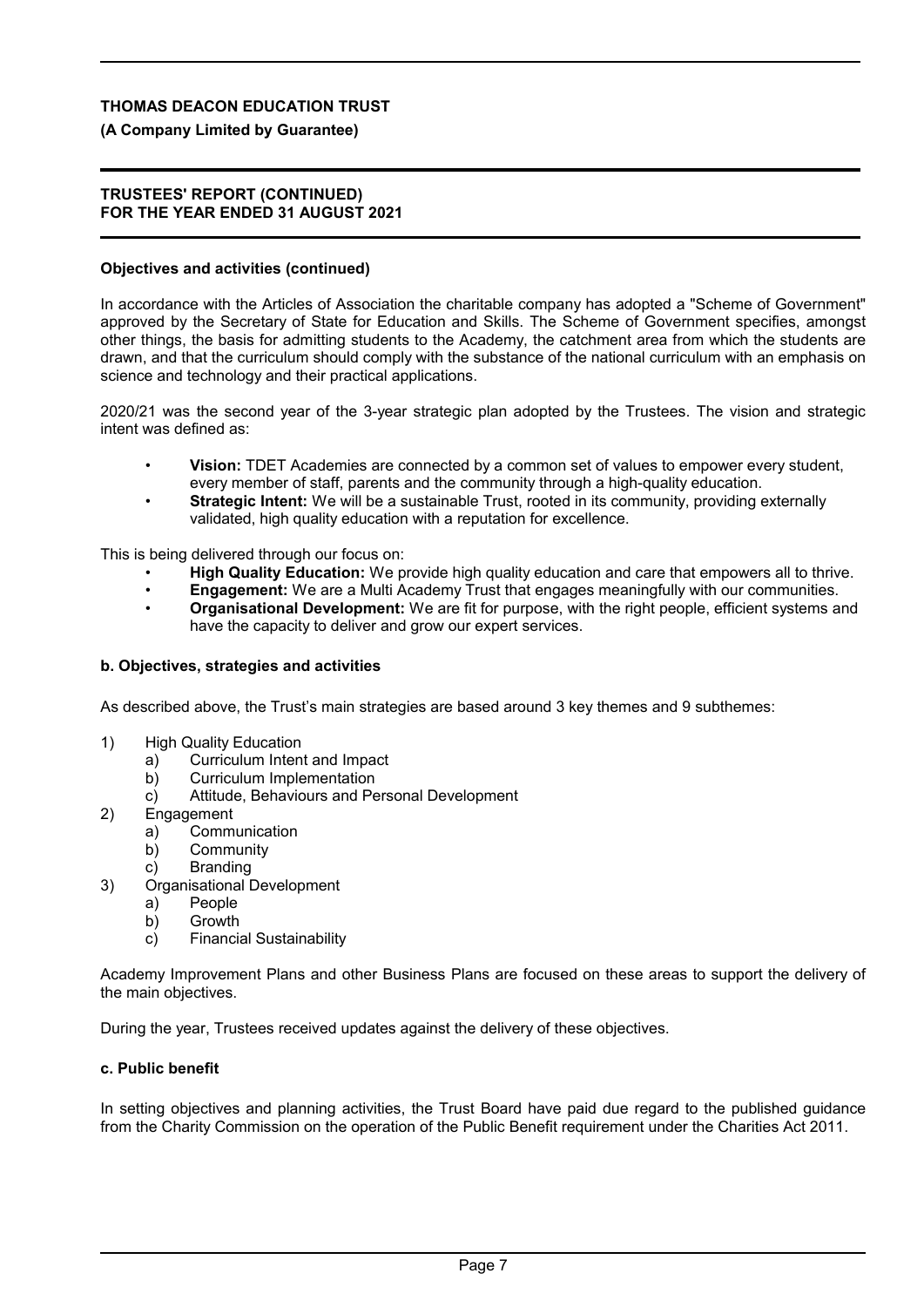### Objectives and activities (continued)

In accordance with the Articles of Association the charitable company has adopted a "Scheme of Government" approved by the Secretary of State for Education and Skills. The Scheme of Government specifies, amongst other things, the basis for admitting students to the Academy, the catchment area from which the students are drawn, and that the curriculum should comply with the substance of the national curriculum with an emphasis on science and technology and their practical applications.

2020/21 was the second year of the 3-year strategic plan adopted by the Trustees. The vision and strategic intent was defined as:

- **Vision:** TDET Academies are connected by a common set of values to empower every student, every member of staff, parents and the community through a high-quality education.
- **Strategic Intent:** We will be a sustainable Trust, rooted in its community, providing externally validated, high quality education with a reputation for excellence.

This is being delivered through our focus on:

- **High Quality Education:** We provide high quality education and care that empowers all to thrive.
- **Engagement:** We are a Multi Academy Trust that engages meaningfully with our communities.
- **Organisational Development:** We are fit for purpose, with the right people, efficient systems and have the capacity to deliver and grow our expert services.

### b. Objectives, strategies and activities

As described above, the Trust's main strategies are based around 3 key themes and 9 subthemes:

1) High Quality Education
   a) Curriculum Intent and Impact
   b) Curriculum Implementation
   c) Attitude, Behaviours and Personal Development
2) Engagement
   a) Communication
   b) Community
   c) Branding
3) Organisational Development
   a) People
   b) Growth
   c) Financial Sustainability

Academy Improvement Plans and other Business Plans are focused on these areas to support the delivery of the main objectives.

During the year, Trustees received updates against the delivery of these objectives.

### c. Public benefit

In setting objectives and planning activities, the Trust Board have paid due regard to the published guidance from the Charity Commission on the operation of the Public Benefit requirement under the Charities Act 2011.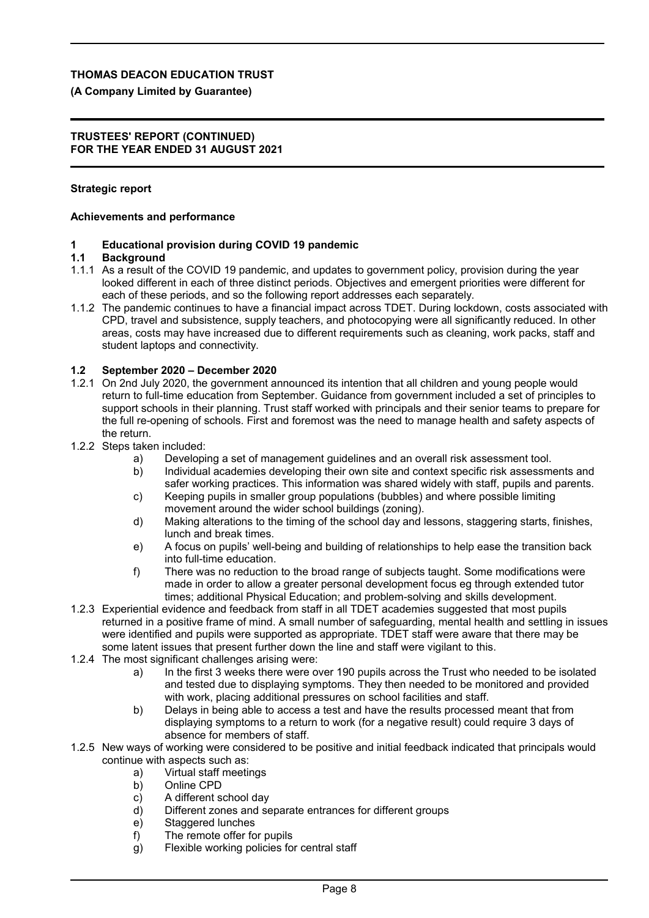**THOMAS DEACON EDUCATION TRUST**

**(A Company Limited by Guarantee)**

**TRUSTEES' REPORT (CONTINUED)**
**FOR THE YEAR ENDED 31 AUGUST 2021**

**Strategic report**

**Achievements and performance**

**1 Educational provision during COVID 19 pandemic**

**1.1 Background**

1.1.1 As a result of the COVID 19 pandemic, and updates to government policy, provision during the year looked different in each of three distinct periods. Objectives and emergent priorities were different for each of these periods, and so the following report addresses each separately.

1.1.2 The pandemic continues to have a financial impact across TDET. During lockdown, costs associated with CPD, travel and subsistence, supply teachers, and photocopying were all significantly reduced. In other areas, costs may have increased due to different requirements such as cleaning, work packs, staff and student laptops and connectivity.

**1.2 September 2020 – December 2020**

1.2.1 On 2nd July 2020, the government announced its intention that all children and young people would return to full-time education from September. Guidance from government included a set of principles to support schools in their planning. Trust staff worked with principals and their senior teams to prepare for the full re-opening of schools. First and foremost was the need to manage health and safety aspects of the return.

1.2.2 Steps taken included:

a) Developing a set of management guidelines and an overall risk assessment tool.
b) Individual academies developing their own site and context specific risk assessments and safer working practices. This information was shared widely with staff, pupils and parents.
c) Keeping pupils in smaller group populations (bubbles) and where possible limiting movement around the wider school buildings (zoning).
d) Making alterations to the timing of the school day and lessons, staggering starts, finishes, lunch and break times.
e) A focus on pupils' well-being and building of relationships to help ease the transition back into full-time education.
f) There was no reduction to the broad range of subjects taught. Some modifications were made in order to allow a greater personal development focus eg through extended tutor times; additional Physical Education; and problem-solving and skills development.

1.2.3 Experiential evidence and feedback from staff in all TDET academies suggested that most pupils returned in a positive frame of mind. A small number of safeguarding, mental health and settling in issues were identified and pupils were supported as appropriate. TDET staff were aware that there may be some latent issues that present further down the line and staff were vigilant to this.

1.2.4 The most significant challenges arising were:

a) In the first 3 weeks there were over 190 pupils across the Trust who needed to be isolated and tested due to displaying symptoms. They then needed to be monitored and provided with work, placing additional pressures on school facilities and staff.
b) Delays in being able to access a test and have the results processed meant that from displaying symptoms to a return to work (for a negative result) could require 3 days of absence for members of staff.

1.2.5 New ways of working were considered to be positive and initial feedback indicated that principals would continue with aspects such as:

a) Virtual staff meetings
b) Online CPD
c) A different school day
d) Different zones and separate entrances for different groups
e) Staggered lunches
f) The remote offer for pupils
g) Flexible working policies for central staff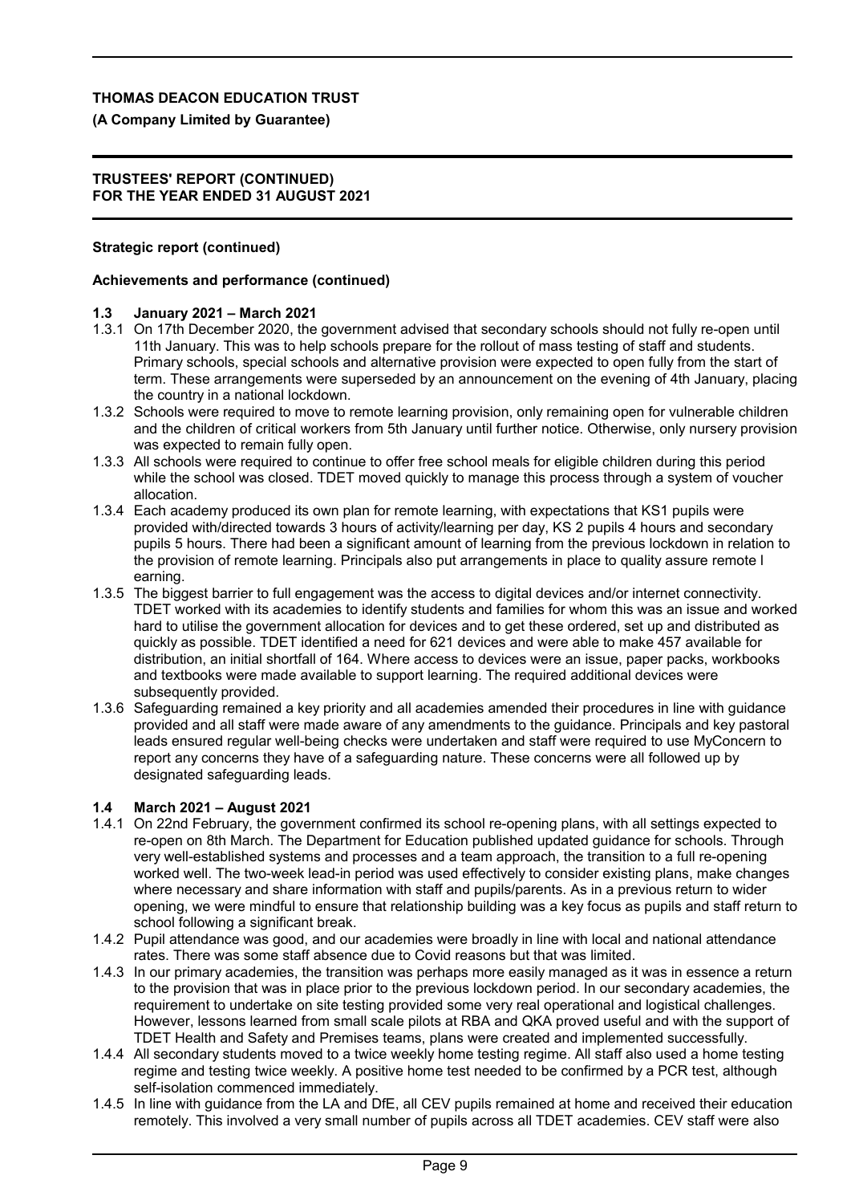**Strategic report (continued)**

**Achievements and performance (continued)**

**1.3 January 2021 – March 2021**

1.3.1 On 17th December 2020, the government advised that secondary schools should not fully re-open until 11th January. This was to help schools prepare for the rollout of mass testing of staff and students. Primary schools, special schools and alternative provision were expected to open fully from the start of term. These arrangements were superseded by an announcement on the evening of 4th January, placing the country in a national lockdown.

1.3.2 Schools were required to move to remote learning provision, only remaining open for vulnerable children and the children of critical workers from 5th January until further notice. Otherwise, only nursery provision was expected to remain fully open.

1.3.3 All schools were required to continue to offer free school meals for eligible children during this period while the school was closed. TDET moved quickly to manage this process through a system of voucher allocation.

1.3.4 Each academy produced its own plan for remote learning, with expectations that KS1 pupils were provided with/directed towards 3 hours of activity/learning per day, KS 2 pupils 4 hours and secondary pupils 5 hours. There had been a significant amount of learning from the previous lockdown in relation to the provision of remote learning. Principals also put arrangements in place to quality assure remote l earning.

1.3.5 The biggest barrier to full engagement was the access to digital devices and/or internet connectivity. TDET worked with its academies to identify students and families for whom this was an issue and worked hard to utilise the government allocation for devices and to get these ordered, set up and distributed as quickly as possible. TDET identified a need for 621 devices and were able to make 457 available for distribution, an initial shortfall of 164. Where access to devices were an issue, paper packs, workbooks and textbooks were made available to support learning. The required additional devices were subsequently provided.

1.3.6 Safeguarding remained a key priority and all academies amended their procedures in line with guidance provided and all staff were made aware of any amendments to the guidance. Principals and key pastoral leads ensured regular well-being checks were undertaken and staff were required to use MyConcern to report any concerns they have of a safeguarding nature. These concerns were all followed up by designated safeguarding leads.

**1.4 March 2021 – August 2021**

1.4.1 On 22nd February, the government confirmed its school re-opening plans, with all settings expected to re-open on 8th March. The Department for Education published updated guidance for schools. Through very well-established systems and processes and a team approach, the transition to a full re-opening worked well. The two-week lead-in period was used effectively to consider existing plans, make changes where necessary and share information with staff and pupils/parents. As in a previous return to wider opening, we were mindful to ensure that relationship building was a key focus as pupils and staff return to school following a significant break.

1.4.2 Pupil attendance was good, and our academies were broadly in line with local and national attendance rates. There was some staff absence due to Covid reasons but that was limited.

1.4.3 In our primary academies, the transition was perhaps more easily managed as it was in essence a return to the provision that was in place prior to the previous lockdown period. In our secondary academies, the requirement to undertake on site testing provided some very real operational and logistical challenges. However, lessons learned from small scale pilots at RBA and QKA proved useful and with the support of TDET Health and Safety and Premises teams, plans were created and implemented successfully.

1.4.4 All secondary students moved to a twice weekly home testing regime. All staff also used a home testing regime and testing twice weekly. A positive home test needed to be confirmed by a PCR test, although self-isolation commenced immediately.

1.4.5 In line with guidance from the LA and DfE, all CEV pupils remained at home and received their education remotely. This involved a very small number of pupils across all TDET academies. CEV staff were also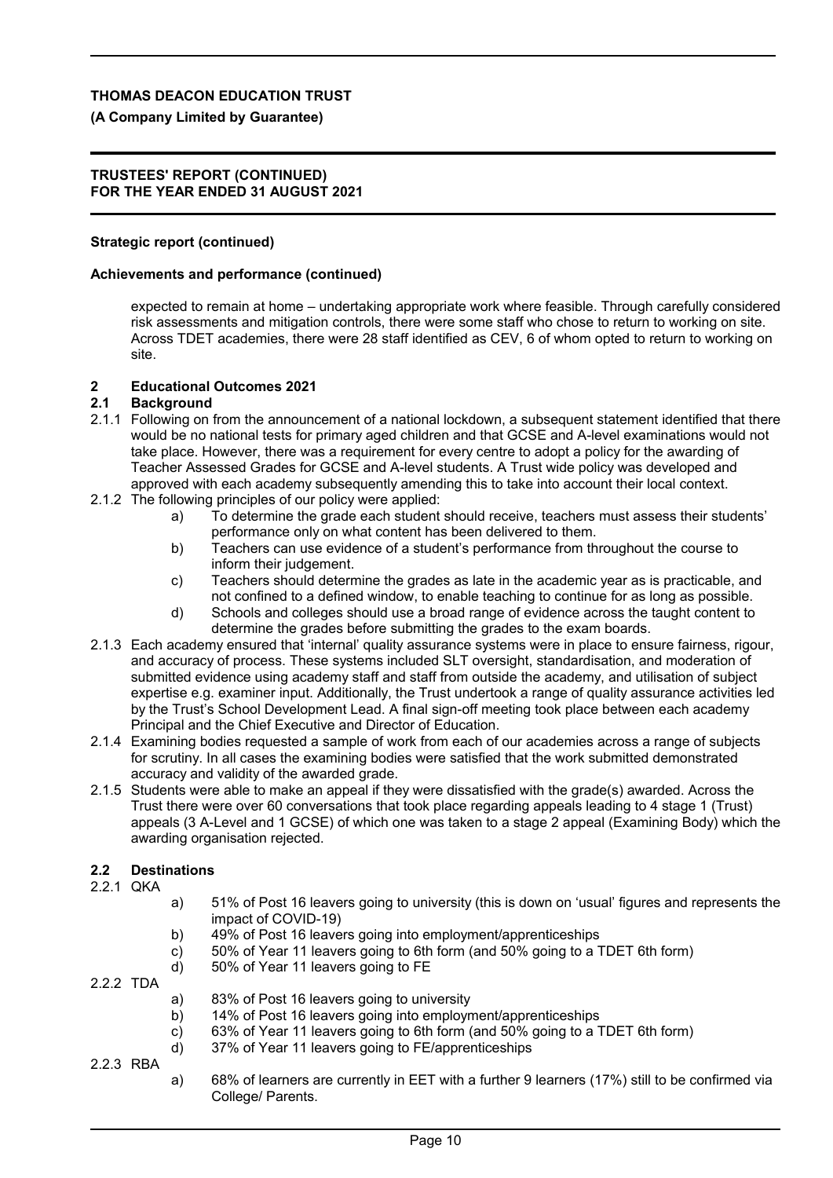**Strategic report (continued)**

**Achievements and performance (continued)**

expected to remain at home – undertaking appropriate work where feasible. Through carefully considered risk assessments and mitigation controls, there were some staff who chose to return to working on site. Across TDET academies, there were 28 staff identified as CEV, 6 of whom opted to return to working on site.

## 2 Educational Outcomes 2021

### 2.1 Background

2.1.1 Following on from the announcement of a national lockdown, a subsequent statement identified that there would be no national tests for primary aged children and that GCSE and A-level examinations would not take place. However, there was a requirement for every centre to adopt a policy for the awarding of Teacher Assessed Grades for GCSE and A-level students. A Trust wide policy was developed and approved with each academy subsequently amending this to take into account their local context.

2.1.2 The following principles of our policy were applied:

- a) To determine the grade each student should receive, teachers must assess their students' performance only on what content has been delivered to them.
- b) Teachers can use evidence of a student's performance from throughout the course to inform their judgement.
- c) Teachers should determine the grades as late in the academic year as is practicable, and not confined to a defined window, to enable teaching to continue for as long as possible.
- d) Schools and colleges should use a broad range of evidence across the taught content to determine the grades before submitting the grades to the exam boards.

2.1.3 Each academy ensured that 'internal' quality assurance systems were in place to ensure fairness, rigour, and accuracy of process. These systems included SLT oversight, standardisation, and moderation of submitted evidence using academy staff and staff from outside the academy, and utilisation of subject expertise e.g. examiner input. Additionally, the Trust undertook a range of quality assurance activities led by the Trust's School Development Lead. A final sign-off meeting took place between each academy Principal and the Chief Executive and Director of Education.

2.1.4 Examining bodies requested a sample of work from each of our academies across a range of subjects for scrutiny. In all cases the examining bodies were satisfied that the work submitted demonstrated accuracy and validity of the awarded grade.

2.1.5 Students were able to make an appeal if they were dissatisfied with the grade(s) awarded. Across the Trust there were over 60 conversations that took place regarding appeals leading to 4 stage 1 (Trust) appeals (3 A-Level and 1 GCSE) of which one was taken to a stage 2 appeal (Examining Body) which the awarding organisation rejected.

### 2.2 Destinations

2.2.1 QKA

- a) 51% of Post 16 leavers going to university (this is down on 'usual' figures and represents the impact of COVID-19)
- b) 49% of Post 16 leavers going into employment/apprenticeships
- c) 50% of Year 11 leavers going to 6th form (and 50% going to a TDET 6th form)
- d) 50% of Year 11 leavers going to FE

2.2.2 TDA

- a) 83% of Post 16 leavers going to university
- b) 14% of Post 16 leavers going into employment/apprenticeships
- c) 63% of Year 11 leavers going to 6th form (and 50% going to a TDET 6th form)
- d) 37% of Year 11 leavers going to FE/apprenticeships

2.2.3 RBA

- a) 68% of learners are currently in EET with a further 9 learners (17%) still to be confirmed via College/ Parents.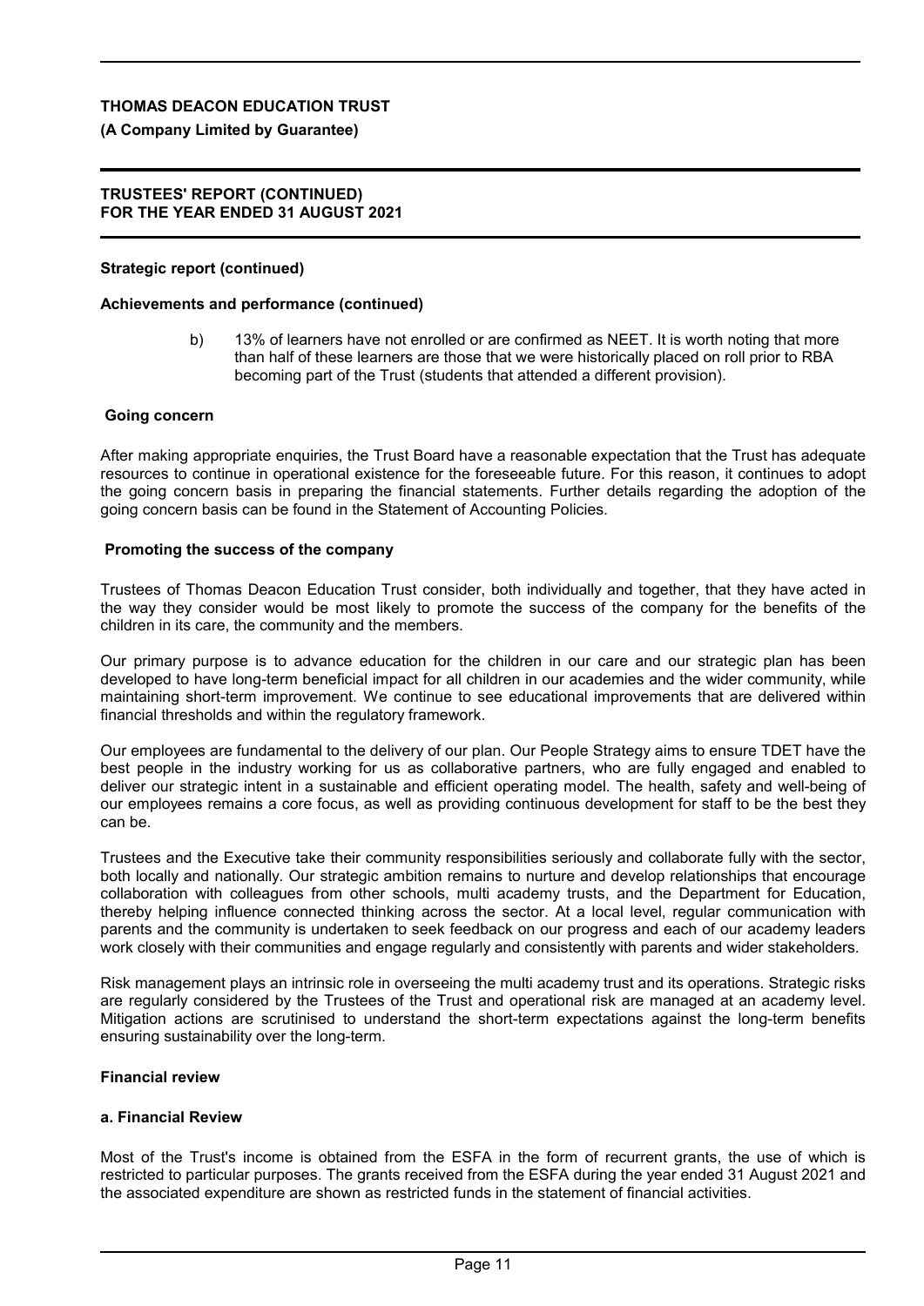**Strategic report (continued)**

**Achievements and performance (continued)**

b) 13% of learners have not enrolled or are confirmed as NEET. It is worth noting that more than half of these learners are those that we were historically placed on roll prior to RBA becoming part of the Trust (students that attended a different provision).

**Going concern**

After making appropriate enquiries, the Trust Board have a reasonable expectation that the Trust has adequate resources to continue in operational existence for the foreseeable future. For this reason, it continues to adopt the going concern basis in preparing the financial statements. Further details regarding the adoption of the going concern basis can be found in the Statement of Accounting Policies.

**Promoting the success of the company**

Trustees of Thomas Deacon Education Trust consider, both individually and together, that they have acted in the way they consider would be most likely to promote the success of the company for the benefits of the children in its care, the community and the members.

Our primary purpose is to advance education for the children in our care and our strategic plan has been developed to have long-term beneficial impact for all children in our academies and the wider community, while maintaining short-term improvement. We continue to see educational improvements that are delivered within financial thresholds and within the regulatory framework.

Our employees are fundamental to the delivery of our plan. Our People Strategy aims to ensure TDET have the best people in the industry working for us as collaborative partners, who are fully engaged and enabled to deliver our strategic intent in a sustainable and efficient operating model. The health, safety and well-being of our employees remains a core focus, as well as providing continuous development for staff to be the best they can be.

Trustees and the Executive take their community responsibilities seriously and collaborate fully with the sector, both locally and nationally. Our strategic ambition remains to nurture and develop relationships that encourage collaboration with colleagues from other schools, multi academy trusts, and the Department for Education, thereby helping influence connected thinking across the sector. At a local level, regular communication with parents and the community is undertaken to seek feedback on our progress and each of our academy leaders work closely with their communities and engage regularly and consistently with parents and wider stakeholders.

Risk management plays an intrinsic role in overseeing the multi academy trust and its operations. Strategic risks are regularly considered by the Trustees of the Trust and operational risk are managed at an academy level. Mitigation actions are scrutinised to understand the short-term expectations against the long-term benefits ensuring sustainability over the long-term.

**Financial review**

**a. Financial Review**

Most of the Trust's income is obtained from the ESFA in the form of recurrent grants, the use of which is restricted to particular purposes. The grants received from the ESFA during the year ended 31 August 2021 and the associated expenditure are shown as restricted funds in the statement of financial activities.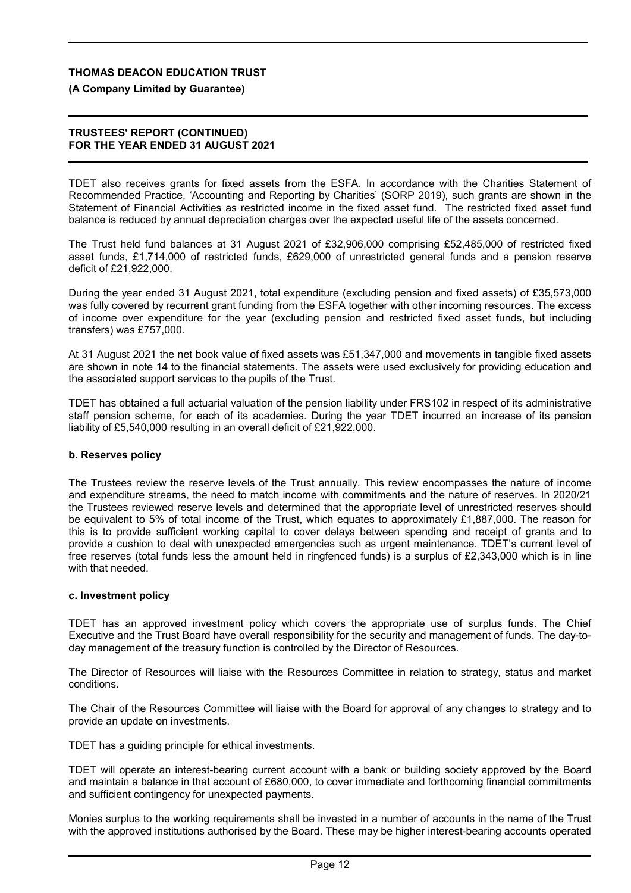TDET also receives grants for fixed assets from the ESFA. In accordance with the Charities Statement of Recommended Practice, 'Accounting and Reporting by Charities' (SORP 2019), such grants are shown in the Statement of Financial Activities as restricted income in the fixed asset fund. The restricted fixed asset fund balance is reduced by annual depreciation charges over the expected useful life of the assets concerned.

The Trust held fund balances at 31 August 2021 of £32,906,000 comprising £52,485,000 of restricted fixed asset funds, £1,714,000 of restricted funds, £629,000 of unrestricted general funds and a pension reserve deficit of £21,922,000.

During the year ended 31 August 2021, total expenditure (excluding pension and fixed assets) of £35,573,000 was fully covered by recurrent grant funding from the ESFA together with other incoming resources. The excess of income over expenditure for the year (excluding pension and restricted fixed asset funds, but including transfers) was £757,000.

At 31 August 2021 the net book value of fixed assets was £51,347,000 and movements in tangible fixed assets are shown in note 14 to the financial statements. The assets were used exclusively for providing education and the associated support services to the pupils of the Trust.

TDET has obtained a full actuarial valuation of the pension liability under FRS102 in respect of its administrative staff pension scheme, for each of its academies. During the year TDET incurred an increase of its pension liability of £5,540,000 resulting in an overall deficit of £21,922,000.

### b. Reserves policy

The Trustees review the reserve levels of the Trust annually. This review encompasses the nature of income and expenditure streams, the need to match income with commitments and the nature of reserves. In 2020/21 the Trustees reviewed reserve levels and determined that the appropriate level of unrestricted reserves should be equivalent to 5% of total income of the Trust, which equates to approximately £1,887,000. The reason for this is to provide sufficient working capital to cover delays between spending and receipt of grants and to provide a cushion to deal with unexpected emergencies such as urgent maintenance. TDET's current level of free reserves (total funds less the amount held in ringfenced funds) is a surplus of £2,343,000 which is in line with that needed.

### c. Investment policy

TDET has an approved investment policy which covers the appropriate use of surplus funds. The Chief Executive and the Trust Board have overall responsibility for the security and management of funds. The day-to-day management of the treasury function is controlled by the Director of Resources.

The Director of Resources will liaise with the Resources Committee in relation to strategy, status and market conditions.

The Chair of the Resources Committee will liaise with the Board for approval of any changes to strategy and to provide an update on investments.

TDET has a guiding principle for ethical investments.

TDET will operate an interest-bearing current account with a bank or building society approved by the Board and maintain a balance in that account of £680,000, to cover immediate and forthcoming financial commitments and sufficient contingency for unexpected payments.

Monies surplus to the working requirements shall be invested in a number of accounts in the name of the Trust with the approved institutions authorised by the Board. These may be higher interest-bearing accounts operated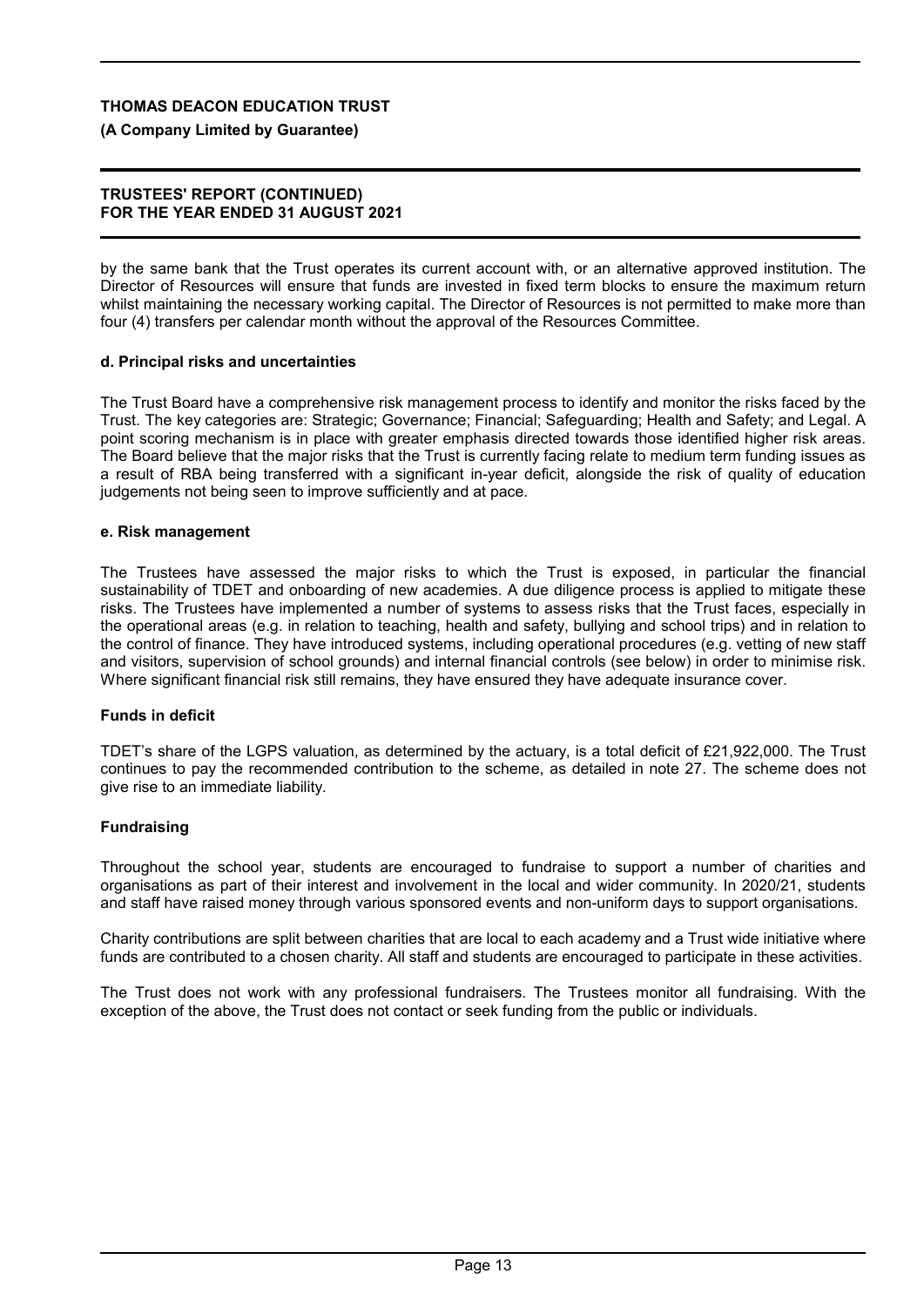by the same bank that the Trust operates its current account with, or an alternative approved institution. The Director of Resources will ensure that funds are invested in fixed term blocks to ensure the maximum return whilst maintaining the necessary working capital. The Director of Resources is not permitted to make more than four (4) transfers per calendar month without the approval of the Resources Committee.

**d. Principal risks and uncertainties**

The Trust Board have a comprehensive risk management process to identify and monitor the risks faced by the Trust. The key categories are: Strategic; Governance; Financial; Safeguarding; Health and Safety; and Legal. A point scoring mechanism is in place with greater emphasis directed towards those identified higher risk areas. The Board believe that the major risks that the Trust is currently facing relate to medium term funding issues as a result of RBA being transferred with a significant in-year deficit, alongside the risk of quality of education judgements not being seen to improve sufficiently and at pace.

**e. Risk management**

The Trustees have assessed the major risks to which the Trust is exposed, in particular the financial sustainability of TDET and onboarding of new academies. A due diligence process is applied to mitigate these risks. The Trustees have implemented a number of systems to assess risks that the Trust faces, especially in the operational areas (e.g. in relation to teaching, health and safety, bullying and school trips) and in relation to the control of finance. They have introduced systems, including operational procedures (e.g. vetting of new staff and visitors, supervision of school grounds) and internal financial controls (see below) in order to minimise risk. Where significant financial risk still remains, they have ensured they have adequate insurance cover.

**Funds in deficit**

TDET's share of the LGPS valuation, as determined by the actuary, is a total deficit of £21,922,000. The Trust continues to pay the recommended contribution to the scheme, as detailed in note 27. The scheme does not give rise to an immediate liability.

**Fundraising**

Throughout the school year, students are encouraged to fundraise to support a number of charities and organisations as part of their interest and involvement in the local and wider community. In 2020/21, students and staff have raised money through various sponsored events and non-uniform days to support organisations.

Charity contributions are split between charities that are local to each academy and a Trust wide initiative where funds are contributed to a chosen charity. All staff and students are encouraged to participate in these activities.

The Trust does not work with any professional fundraisers. The Trustees monitor all fundraising. With the exception of the above, the Trust does not contact or seek funding from the public or individuals.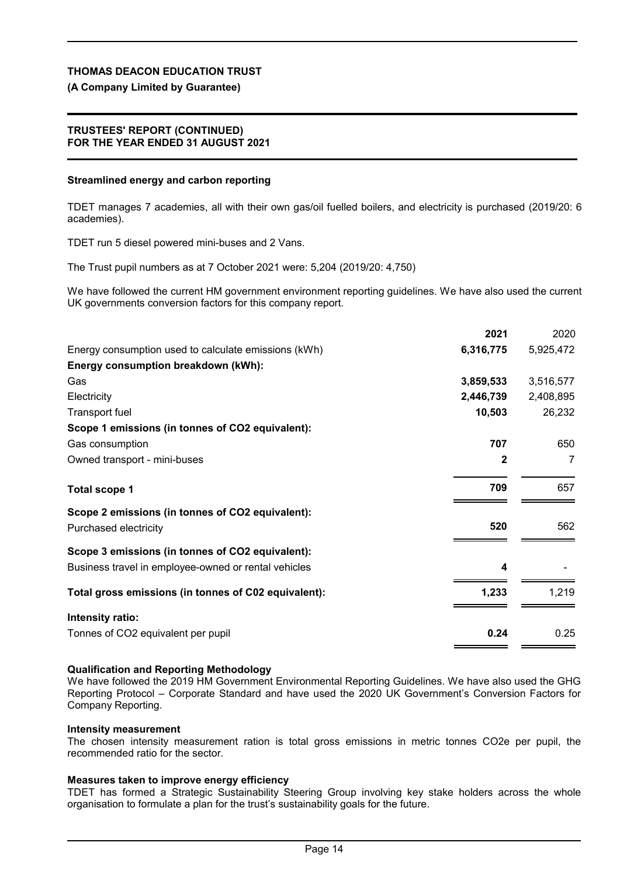## Streamlined energy and carbon reporting

TDET manages 7 academies, all with their own gas/oil fuelled boilers, and electricity is purchased (2019/20: 6 academies).

TDET run 5 diesel powered mini-buses and 2 Vans.

The Trust pupil numbers as at 7 October 2021 were: 5,204 (2019/20: 4,750)

We have followed the current HM government environment reporting guidelines. We have also used the current UK governments conversion factors for this company report.

| | **2021** | 2020 |
|---|---|---|
| Energy consumption used to calculate emissions (kWh) | **6,316,775** | 5,925,472 |
| **Energy consumption breakdown (kWh):** | | |
| Gas | **3,859,533** | 3,516,577 |
| Electricity | **2,446,739** | 2,408,895 |
| Transport fuel | **10,503** | 26,232 |
| **Scope 1 emissions (in tonnes of CO2 equivalent):** | | |
| Gas consumption | **707** | 650 |
| Owned transport - mini-buses | **2** | 7 |
| **Total scope 1** | **709** | 657 |
| **Scope 2 emissions (in tonnes of CO2 equivalent):** | | |
| Purchased electricity | **520** | 562 |
| **Scope 3 emissions (in tonnes of CO2 equivalent):** | | |
| Business travel in employee-owned or rental vehicles | **4** | - |
| **Total gross emissions (in tonnes of C02 equivalent):** | **1,233** | 1,219 |
| **Intensity ratio:** | | |
| Tonnes of CO2 equivalent per pupil | **0.24** | 0.25 |

**Qualification and Reporting Methodology**
We have followed the 2019 HM Government Environmental Reporting Guidelines. We have also used the GHG Reporting Protocol – Corporate Standard and have used the 2020 UK Government's Conversion Factors for Company Reporting.

**Intensity measurement**
The chosen intensity measurement ration is total gross emissions in metric tonnes CO2e per pupil, the recommended ratio for the sector.

**Measures taken to improve energy efficiency**
TDET has formed a Strategic Sustainability Steering Group involving key stake holders across the whole organisation to formulate a plan for the trust's sustainability goals for the future.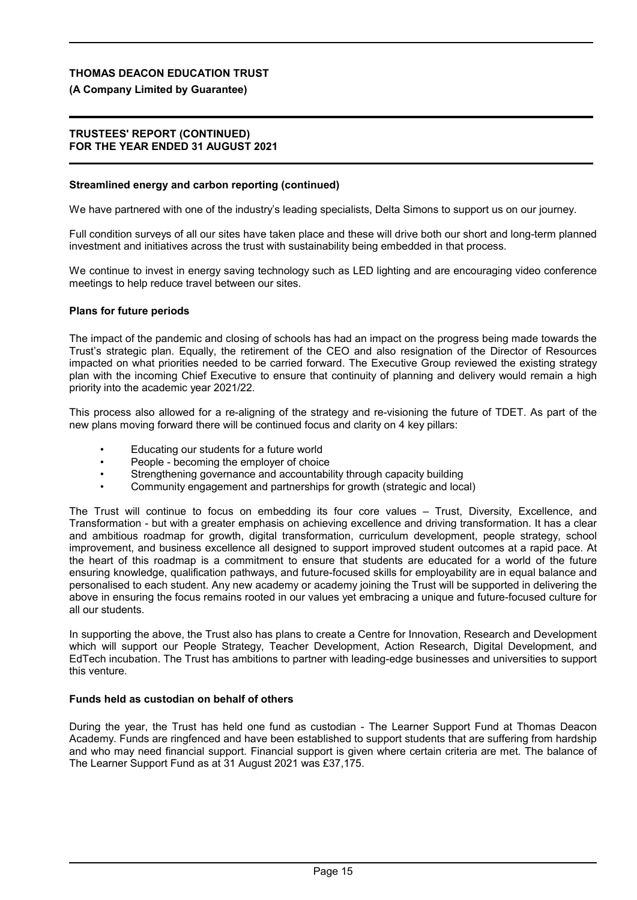### Streamlined energy and carbon reporting (continued)

We have partnered with one of the industry's leading specialists, Delta Simons to support us on our journey.

Full condition surveys of all our sites have taken place and these will drive both our short and long-term planned investment and initiatives across the trust with sustainability being embedded in that process.

We continue to invest in energy saving technology such as LED lighting and are encouraging video conference meetings to help reduce travel between our sites.

### Plans for future periods

The impact of the pandemic and closing of schools has had an impact on the progress being made towards the Trust's strategic plan. Equally, the retirement of the CEO and also resignation of the Director of Resources impacted on what priorities needed to be carried forward. The Executive Group reviewed the existing strategy plan with the incoming Chief Executive to ensure that continuity of planning and delivery would remain a high priority into the academic year 2021/22.

This process also allowed for a re-aligning of the strategy and re-visioning the future of TDET. As part of the new plans moving forward there will be continued focus and clarity on 4 key pillars:

- Educating our students for a future world
- People - becoming the employer of choice
- Strengthening governance and accountability through capacity building
- Community engagement and partnerships for growth (strategic and local)

The Trust will continue to focus on embedding its four core values – Trust, Diversity, Excellence, and Transformation - but with a greater emphasis on achieving excellence and driving transformation. It has a clear and ambitious roadmap for growth, digital transformation, curriculum development, people strategy, school improvement, and business excellence all designed to support improved student outcomes at a rapid pace. At the heart of this roadmap is a commitment to ensure that students are educated for a world of the future ensuring knowledge, qualification pathways, and future-focused skills for employability are in equal balance and personalised to each student. Any new academy or academy joining the Trust will be supported in delivering the above in ensuring the focus remains rooted in our values yet embracing a unique and future-focused culture for all our students.

In supporting the above, the Trust also has plans to create a Centre for Innovation, Research and Development which will support our People Strategy, Teacher Development, Action Research, Digital Development, and EdTech incubation. The Trust has ambitions to partner with leading-edge businesses and universities to support this venture.

### Funds held as custodian on behalf of others

During the year, the Trust has held one fund as custodian - The Learner Support Fund at Thomas Deacon Academy. Funds are ringfenced and have been established to support students that are suffering from hardship and who may need financial support. Financial support is given where certain criteria are met. The balance of The Learner Support Fund as at 31 August 2021 was £37,175.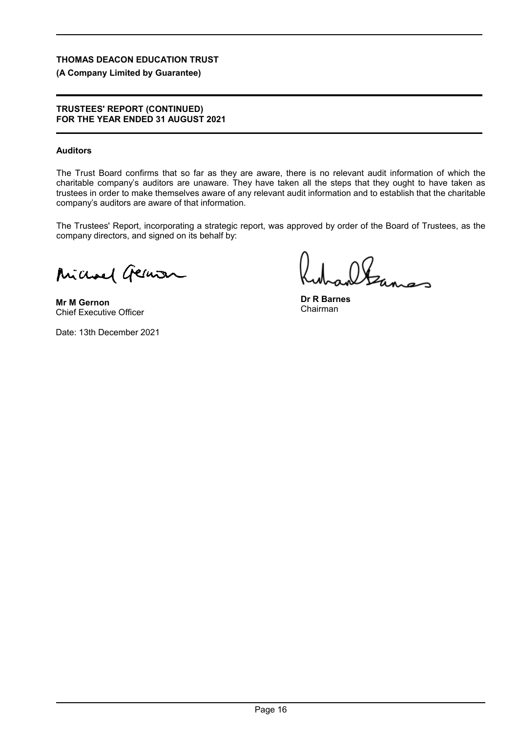**THOMAS DEACON EDUCATION TRUST**

**(A Company Limited by Guarantee)**

**TRUSTEES' REPORT (CONTINUED)**
**FOR THE YEAR ENDED 31 AUGUST 2021**

**Auditors**

The Trust Board confirms that so far as they are aware, there is no relevant audit information of which the charitable company's auditors are unaware. They have taken all the steps that they ought to have taken as trustees in order to make themselves aware of any relevant audit information and to establish that the charitable company's auditors are aware of that information.

The Trustees' Report, incorporating a strategic report, was approved by order of the Board of Trustees, as the company directors, and signed on its behalf by:

**Mr M Gernon**
Chief Executive Officer

**Dr R Barnes**
Chairman

Date: 13th December 2021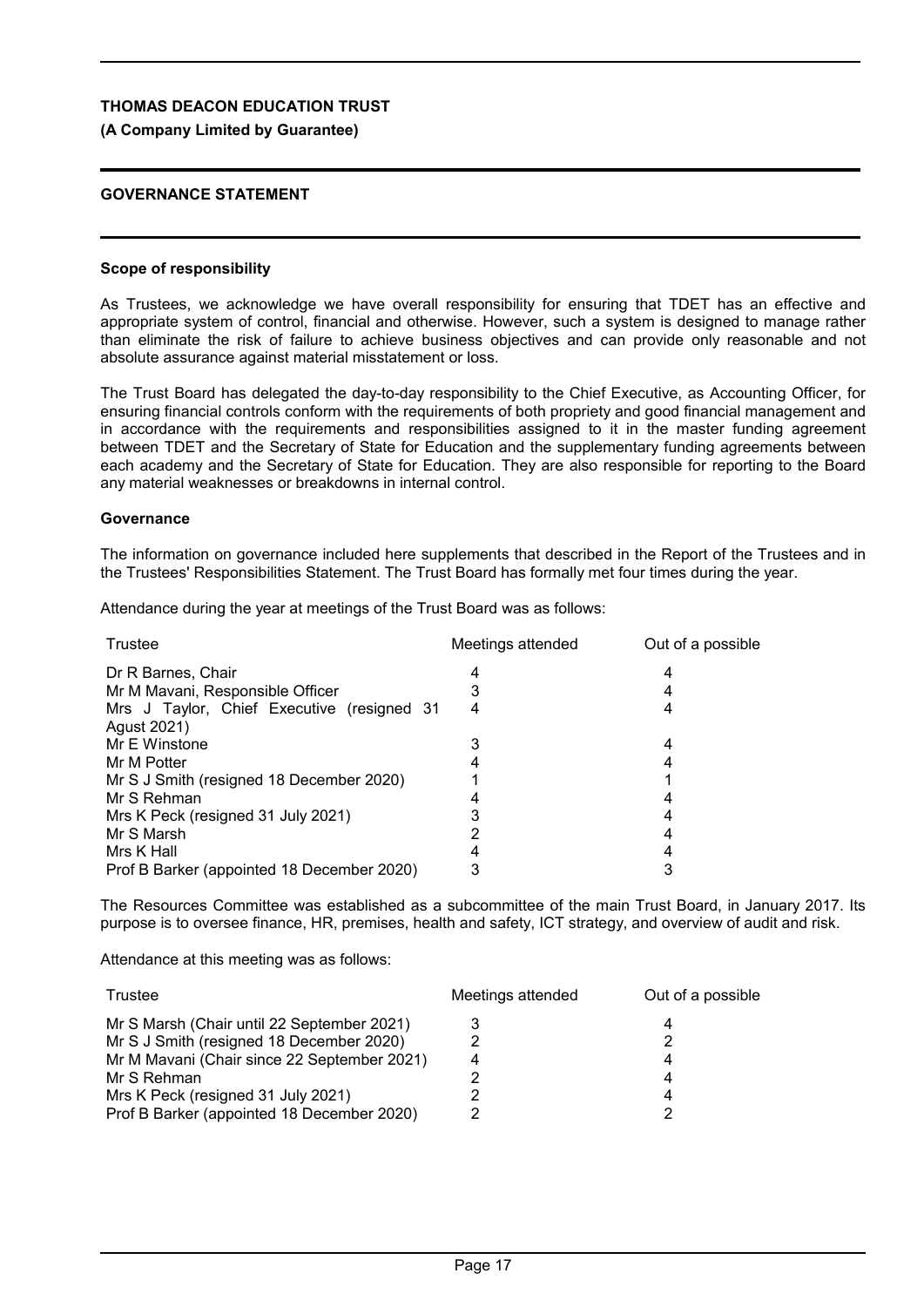**THOMAS DEACON EDUCATION TRUST**
**(A Company Limited by Guarantee)**

## GOVERNANCE STATEMENT

### Scope of responsibility

As Trustees, we acknowledge we have overall responsibility for ensuring that TDET has an effective and appropriate system of control, financial and otherwise. However, such a system is designed to manage rather than eliminate the risk of failure to achieve business objectives and can provide only reasonable and not absolute assurance against material misstatement or loss.

The Trust Board has delegated the day-to-day responsibility to the Chief Executive, as Accounting Officer, for ensuring financial controls conform with the requirements of both propriety and good financial management and in accordance with the requirements and responsibilities assigned to it in the master funding agreement between TDET and the Secretary of State for Education and the supplementary funding agreements between each academy and the Secretary of State for Education. They are also responsible for reporting to the Board any material weaknesses or breakdowns in internal control.

### Governance

The information on governance included here supplements that described in the Report of the Trustees and in the Trustees' Responsibilities Statement. The Trust Board has formally met four times during the year.

Attendance during the year at meetings of the Trust Board was as follows:

| Trustee | Meetings attended | Out of a possible |
|---|---|---|
| Dr R Barnes, Chair | 4 | 4 |
| Mr M Mavani, Responsible Officer | 3 | 4 |
| Mrs J Taylor, Chief Executive (resigned 31 Agust 2021) | 4 | 4 |
| Mr E Winstone | 3 | 4 |
| Mr M Potter | 4 | 4 |
| Mr S J Smith (resigned 18 December 2020) | 1 | 1 |
| Mr S Rehman | 4 | 4 |
| Mrs K Peck (resigned 31 July 2021) | 3 | 4 |
| Mr S Marsh | 2 | 4 |
| Mrs K Hall | 4 | 4 |
| Prof B Barker (appointed 18 December 2020) | 3 | 3 |

The Resources Committee was established as a subcommittee of the main Trust Board, in January 2017. Its purpose is to oversee finance, HR, premises, health and safety, ICT strategy, and overview of audit and risk.

Attendance at this meeting was as follows:

| Trustee | Meetings attended | Out of a possible |
|---|---|---|
| Mr S Marsh (Chair until 22 September 2021) | 3 | 4 |
| Mr S J Smith (resigned 18 December 2020) | 2 | 2 |
| Mr M Mavani (Chair since 22 September 2021) | 4 | 4 |
| Mr S Rehman | 2 | 4 |
| Mrs K Peck (resigned 31 July 2021) | 2 | 4 |
| Prof B Barker (appointed 18 December 2020) | 2 | 2 |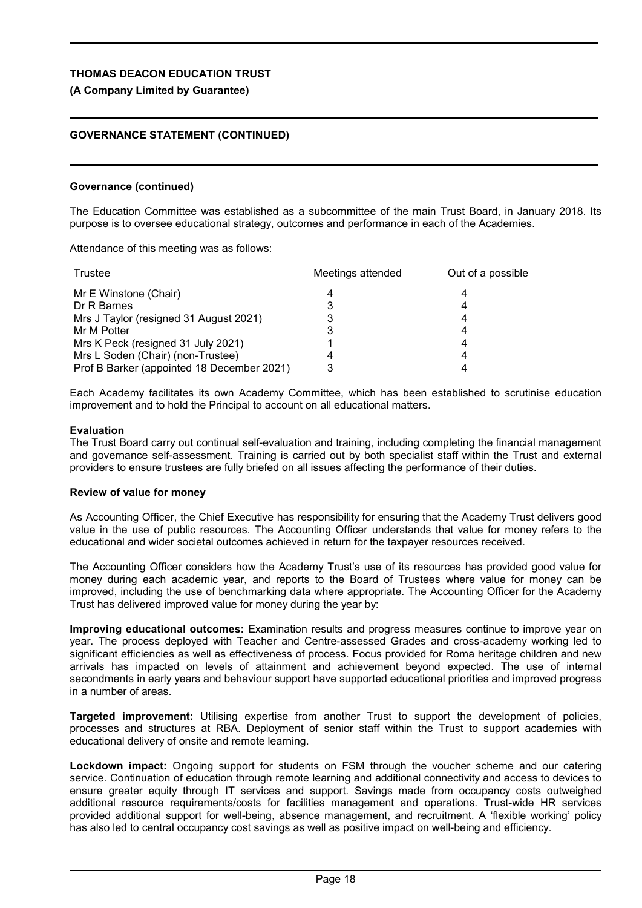## GOVERNANCE STATEMENT (CONTINUED)

### Governance (continued)

The Education Committee was established as a subcommittee of the main Trust Board, in January 2018. Its purpose is to oversee educational strategy, outcomes and performance in each of the Academies.

Attendance of this meeting was as follows:

| Trustee | Meetings attended | Out of a possible |
|---|---|---|
| Mr E Winstone (Chair) | 4 | 4 |
| Dr R Barnes | 3 | 4 |
| Mrs J Taylor (resigned 31 August 2021) | 3 | 4 |
| Mr M Potter | 3 | 4 |
| Mrs K Peck (resigned 31 July 2021) | 1 | 4 |
| Mrs L Soden (Chair) (non-Trustee) | 4 | 4 |
| Prof B Barker (appointed 18 December 2021) | 3 | 4 |

Each Academy facilitates its own Academy Committee, which has been established to scrutinise education improvement and to hold the Principal to account on all educational matters.

### Evaluation

The Trust Board carry out continual self-evaluation and training, including completing the financial management and governance self-assessment. Training is carried out by both specialist staff within the Trust and external providers to ensure trustees are fully briefed on all issues affecting the performance of their duties.

### Review of value for money

As Accounting Officer, the Chief Executive has responsibility for ensuring that the Academy Trust delivers good value in the use of public resources. The Accounting Officer understands that value for money refers to the educational and wider societal outcomes achieved in return for the taxpayer resources received.

The Accounting Officer considers how the Academy Trust's use of its resources has provided good value for money during each academic year, and reports to the Board of Trustees where value for money can be improved, including the use of benchmarking data where appropriate. The Accounting Officer for the Academy Trust has delivered improved value for money during the year by:

**Improving educational outcomes:** Examination results and progress measures continue to improve year on year. The process deployed with Teacher and Centre-assessed Grades and cross-academy working led to significant efficiencies as well as effectiveness of process. Focus provided for Roma heritage children and new arrivals has impacted on levels of attainment and achievement beyond expected. The use of internal secondments in early years and behaviour support have supported educational priorities and improved progress in a number of areas.

**Targeted improvement:** Utilising expertise from another Trust to support the development of policies, processes and structures at RBA. Deployment of senior staff within the Trust to support academies with educational delivery of onsite and remote learning.

**Lockdown impact:** Ongoing support for students on FSM through the voucher scheme and our catering service. Continuation of education through remote learning and additional connectivity and access to devices to ensure greater equity through IT services and support. Savings made from occupancy costs outweighed additional resource requirements/costs for facilities management and operations. Trust-wide HR services provided additional support for well-being, absence management, and recruitment. A 'flexible working' policy has also led to central occupancy cost savings as well as positive impact on well-being and efficiency.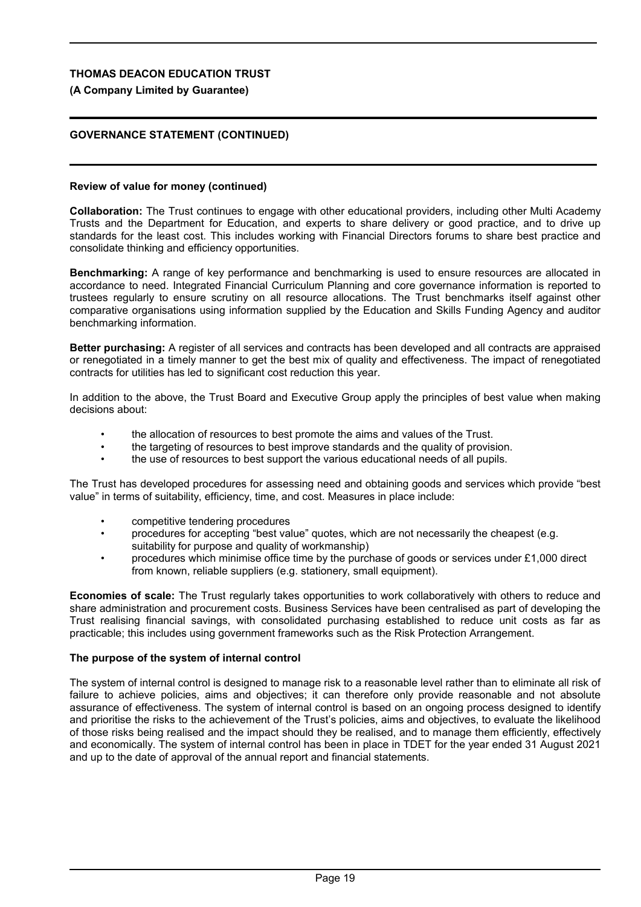## Review of value for money (continued)

**Collaboration:** The Trust continues to engage with other educational providers, including other Multi Academy Trusts and the Department for Education, and experts to share delivery or good practice, and to drive up standards for the least cost. This includes working with Financial Directors forums to share best practice and consolidate thinking and efficiency opportunities.

**Benchmarking:** A range of key performance and benchmarking is used to ensure resources are allocated in accordance to need. Integrated Financial Curriculum Planning and core governance information is reported to trustees regularly to ensure scrutiny on all resource allocations. The Trust benchmarks itself against other comparative organisations using information supplied by the Education and Skills Funding Agency and auditor benchmarking information.

**Better purchasing:** A register of all services and contracts has been developed and all contracts are appraised or renegotiated in a timely manner to get the best mix of quality and effectiveness. The impact of renegotiated contracts for utilities has led to significant cost reduction this year.

In addition to the above, the Trust Board and Executive Group apply the principles of best value when making decisions about:

- the allocation of resources to best promote the aims and values of the Trust.
- the targeting of resources to best improve standards and the quality of provision.
- the use of resources to best support the various educational needs of all pupils.

The Trust has developed procedures for assessing need and obtaining goods and services which provide "best value" in terms of suitability, efficiency, time, and cost. Measures in place include:

- competitive tendering procedures
- procedures for accepting "best value" quotes, which are not necessarily the cheapest (e.g. suitability for purpose and quality of workmanship)
- procedures which minimise office time by the purchase of goods or services under £1,000 direct from known, reliable suppliers (e.g. stationery, small equipment).

**Economies of scale:** The Trust regularly takes opportunities to work collaboratively with others to reduce and share administration and procurement costs. Business Services have been centralised as part of developing the Trust realising financial savings, with consolidated purchasing established to reduce unit costs as far as practicable; this includes using government frameworks such as the Risk Protection Arrangement.

## The purpose of the system of internal control

The system of internal control is designed to manage risk to a reasonable level rather than to eliminate all risk of failure to achieve policies, aims and objectives; it can therefore only provide reasonable and not absolute assurance of effectiveness. The system of internal control is based on an ongoing process designed to identify and prioritise the risks to the achievement of the Trust's policies, aims and objectives, to evaluate the likelihood of those risks being realised and the impact should they be realised, and to manage them efficiently, effectively and economically. The system of internal control has been in place in TDET for the year ended 31 August 2021 and up to the date of approval of the annual report and financial statements.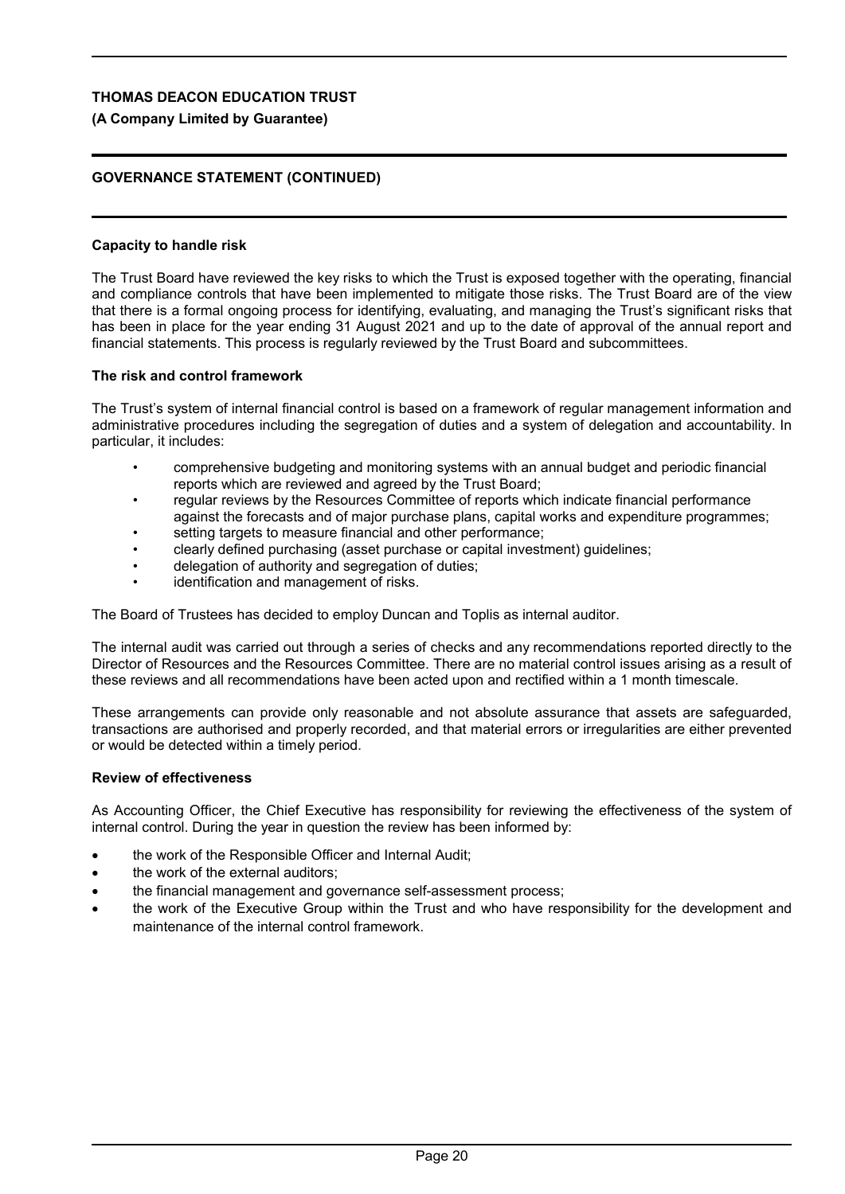**Capacity to handle risk**

The Trust Board have reviewed the key risks to which the Trust is exposed together with the operating, financial and compliance controls that have been implemented to mitigate those risks. The Trust Board are of the view that there is a formal ongoing process for identifying, evaluating, and managing the Trust's significant risks that has been in place for the year ending 31 August 2021 and up to the date of approval of the annual report and financial statements. This process is regularly reviewed by the Trust Board and subcommittees.

**The risk and control framework**

The Trust's system of internal financial control is based on a framework of regular management information and administrative procedures including the segregation of duties and a system of delegation and accountability. In particular, it includes:

- comprehensive budgeting and monitoring systems with an annual budget and periodic financial reports which are reviewed and agreed by the Trust Board;
- regular reviews by the Resources Committee of reports which indicate financial performance against the forecasts and of major purchase plans, capital works and expenditure programmes;
- setting targets to measure financial and other performance;
- clearly defined purchasing (asset purchase or capital investment) guidelines;
- delegation of authority and segregation of duties;
- identification and management of risks.

The Board of Trustees has decided to employ Duncan and Toplis as internal auditor.

The internal audit was carried out through a series of checks and any recommendations reported directly to the Director of Resources and the Resources Committee. There are no material control issues arising as a result of these reviews and all recommendations have been acted upon and rectified within a 1 month timescale.

These arrangements can provide only reasonable and not absolute assurance that assets are safeguarded, transactions are authorised and properly recorded, and that material errors or irregularities are either prevented or would be detected within a timely period.

**Review of effectiveness**

As Accounting Officer, the Chief Executive has responsibility for reviewing the effectiveness of the system of internal control. During the year in question the review has been informed by:

- the work of the Responsible Officer and Internal Audit;
- the work of the external auditors;
- the financial management and governance self-assessment process;
- the work of the Executive Group within the Trust and who have responsibility for the development and maintenance of the internal control framework.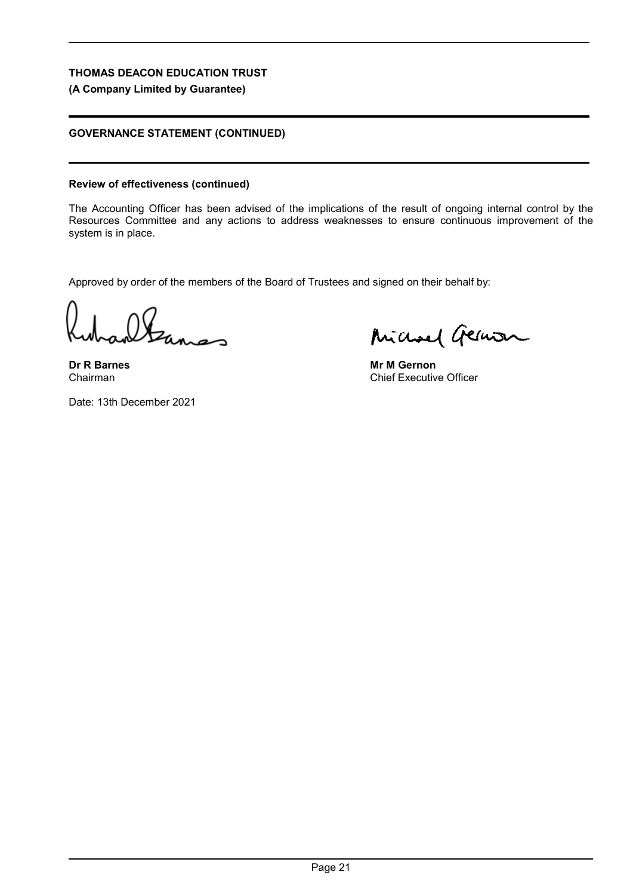**THOMAS DEACON EDUCATION TRUST**
**(A Company Limited by Guarantee)**

**GOVERNANCE STATEMENT (CONTINUED)**

**Review of effectiveness (continued)**

The Accounting Officer has been advised of the implications of the result of ongoing internal control by the Resources Committee and any actions to address weaknesses to ensure continuous improvement of the system is in place.

Approved by order of the members of the Board of Trustees and signed on their behalf by:

| | |
|---|---|
| **Dr R Barnes** | **Mr M Gernon** |
| Chairman | Chief Executive Officer |

Date: 13th December 2021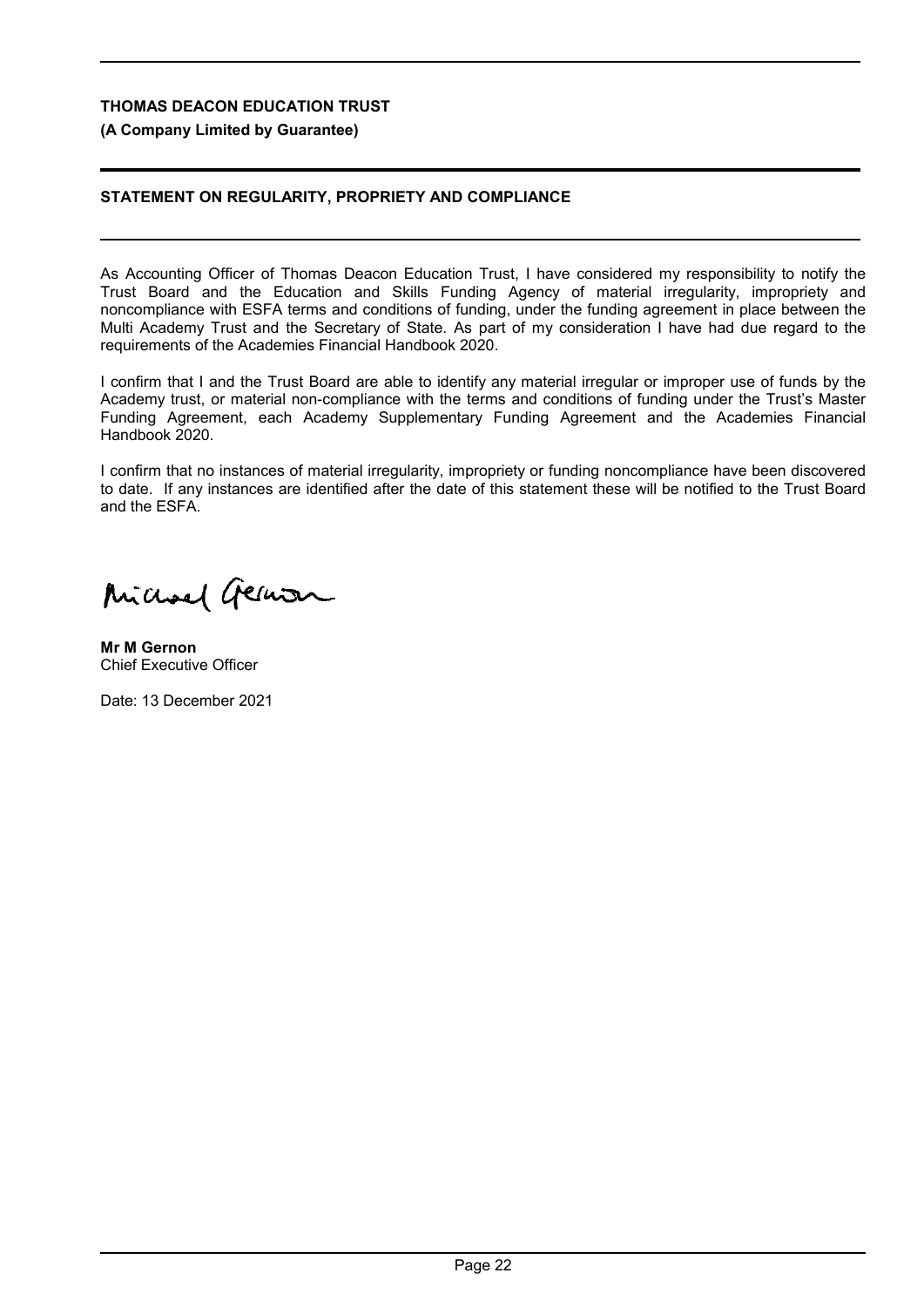**THOMAS DEACON EDUCATION TRUST**

**(A Company Limited by Guarantee)**

## STATEMENT ON REGULARITY, PROPRIETY AND COMPLIANCE

As Accounting Officer of Thomas Deacon Education Trust, I have considered my responsibility to notify the Trust Board and the Education and Skills Funding Agency of material irregularity, impropriety and noncompliance with ESFA terms and conditions of funding, under the funding agreement in place between the Multi Academy Trust and the Secretary of State. As part of my consideration I have had due regard to the requirements of the Academies Financial Handbook 2020.

I confirm that I and the Trust Board are able to identify any material irregular or improper use of funds by the Academy trust, or material non-compliance with the terms and conditions of funding under the Trust's Master Funding Agreement, each Academy Supplementary Funding Agreement and the Academies Financial Handbook 2020.

I confirm that no instances of material irregularity, impropriety or funding noncompliance have been discovered to date. If any instances are identified after the date of this statement these will be notified to the Trust Board and the ESFA.

**Mr M Gernon**
Chief Executive Officer

Date: 13 December 2021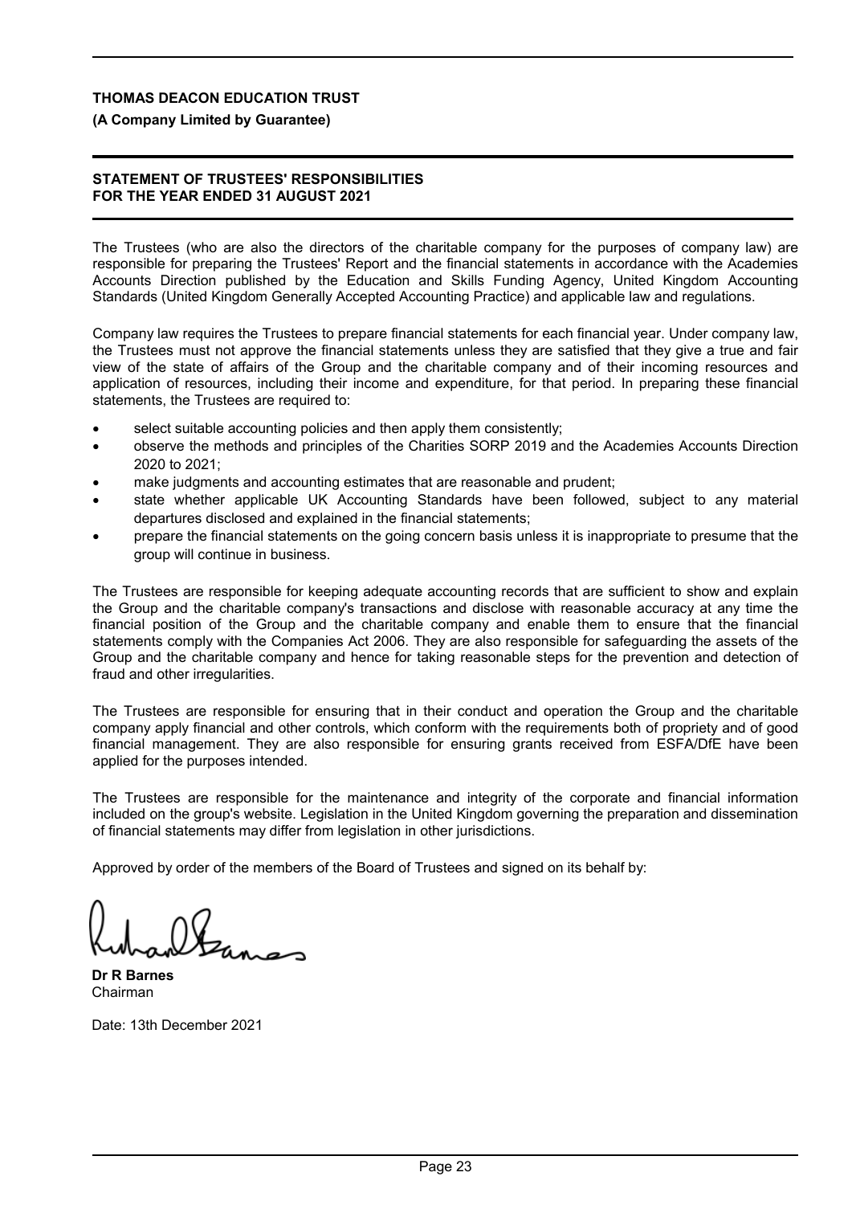**THOMAS DEACON EDUCATION TRUST**

**(A Company Limited by Guarantee)**

**STATEMENT OF TRUSTEES' RESPONSIBILITIES**
**FOR THE YEAR ENDED 31 AUGUST 2021**

The Trustees (who are also the directors of the charitable company for the purposes of company law) are responsible for preparing the Trustees' Report and the financial statements in accordance with the Academies Accounts Direction published by the Education and Skills Funding Agency, United Kingdom Accounting Standards (United Kingdom Generally Accepted Accounting Practice) and applicable law and regulations.

Company law requires the Trustees to prepare financial statements for each financial year. Under company law, the Trustees must not approve the financial statements unless they are satisfied that they give a true and fair view of the state of affairs of the Group and the charitable company and of their incoming resources and application of resources, including their income and expenditure, for that period. In preparing these financial statements, the Trustees are required to:

- select suitable accounting policies and then apply them consistently;
- observe the methods and principles of the Charities SORP 2019 and the Academies Accounts Direction 2020 to 2021;
- make judgments and accounting estimates that are reasonable and prudent;
- state whether applicable UK Accounting Standards have been followed, subject to any material departures disclosed and explained in the financial statements;
- prepare the financial statements on the going concern basis unless it is inappropriate to presume that the group will continue in business.

The Trustees are responsible for keeping adequate accounting records that are sufficient to show and explain the Group and the charitable company's transactions and disclose with reasonable accuracy at any time the financial position of the Group and the charitable company and enable them to ensure that the financial statements comply with the Companies Act 2006. They are also responsible for safeguarding the assets of the Group and the charitable company and hence for taking reasonable steps for the prevention and detection of fraud and other irregularities.

The Trustees are responsible for ensuring that in their conduct and operation the Group and the charitable company apply financial and other controls, which conform with the requirements both of propriety and of good financial management. They are also responsible for ensuring grants received from ESFA/DfE have been applied for the purposes intended.

The Trustees are responsible for the maintenance and integrity of the corporate and financial information included on the group's website. Legislation in the United Kingdom governing the preparation and dissemination of financial statements may differ from legislation in other jurisdictions.

Approved by order of the members of the Board of Trustees and signed on its behalf by:

**Dr R Barnes**
Chairman

Date: 13th December 2021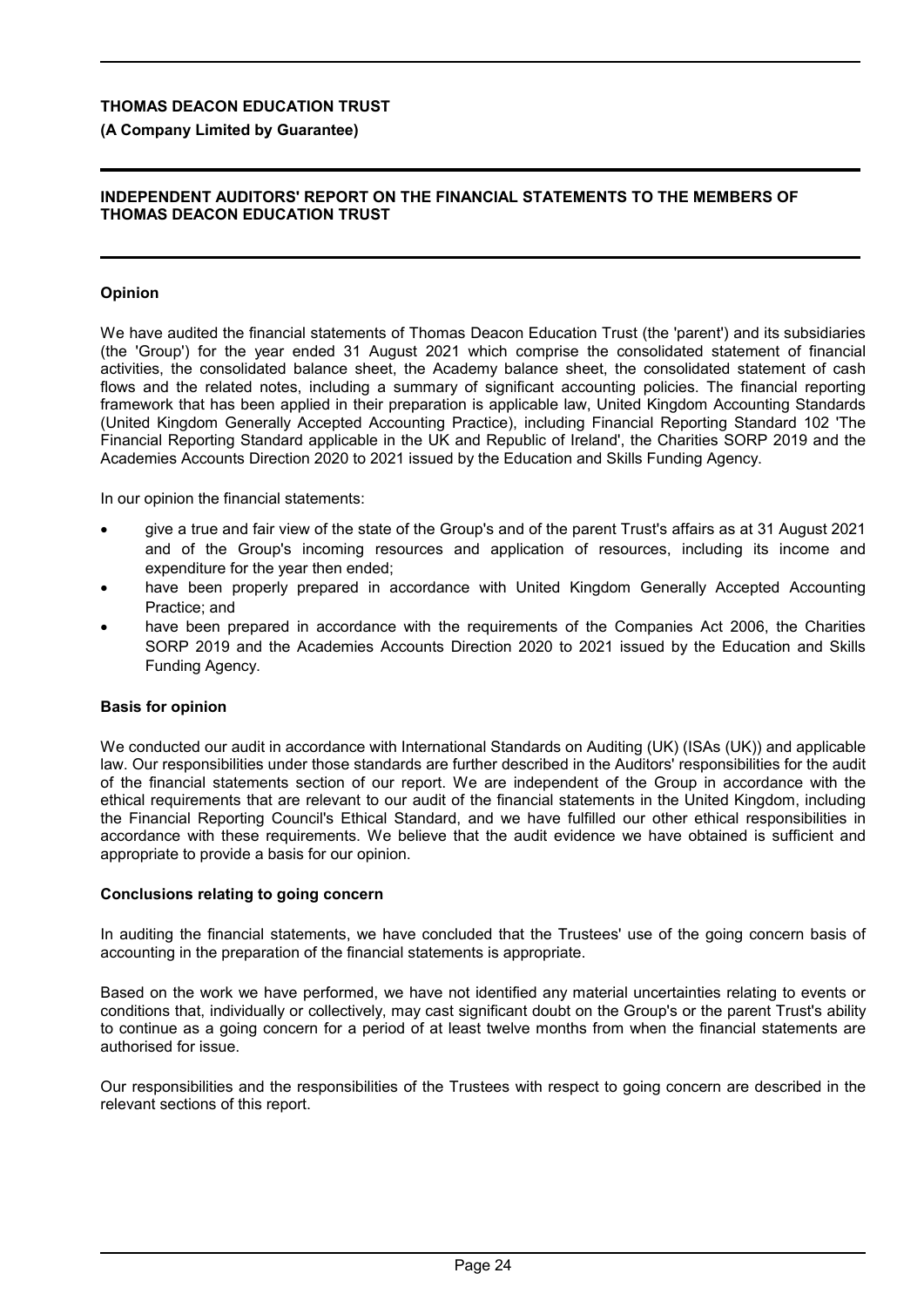**THOMAS DEACON EDUCATION TRUST**

**(A Company Limited by Guarantee)**

**INDEPENDENT AUDITORS' REPORT ON THE FINANCIAL STATEMENTS TO THE MEMBERS OF THOMAS DEACON EDUCATION TRUST**

### Opinion

We have audited the financial statements of Thomas Deacon Education Trust (the 'parent') and its subsidiaries (the 'Group') for the year ended 31 August 2021 which comprise the consolidated statement of financial activities, the consolidated balance sheet, the Academy balance sheet, the consolidated statement of cash flows and the related notes, including a summary of significant accounting policies. The financial reporting framework that has been applied in their preparation is applicable law, United Kingdom Accounting Standards (United Kingdom Generally Accepted Accounting Practice), including Financial Reporting Standard 102 'The Financial Reporting Standard applicable in the UK and Republic of Ireland', the Charities SORP 2019 and the Academies Accounts Direction 2020 to 2021 issued by the Education and Skills Funding Agency.

In our opinion the financial statements:

- give a true and fair view of the state of the Group's and of the parent Trust's affairs as at 31 August 2021 and of the Group's incoming resources and application of resources, including its income and expenditure for the year then ended;
- have been properly prepared in accordance with United Kingdom Generally Accepted Accounting Practice; and
- have been prepared in accordance with the requirements of the Companies Act 2006, the Charities SORP 2019 and the Academies Accounts Direction 2020 to 2021 issued by the Education and Skills Funding Agency.

### Basis for opinion

We conducted our audit in accordance with International Standards on Auditing (UK) (ISAs (UK)) and applicable law. Our responsibilities under those standards are further described in the Auditors' responsibilities for the audit of the financial statements section of our report. We are independent of the Group in accordance with the ethical requirements that are relevant to our audit of the financial statements in the United Kingdom, including the Financial Reporting Council's Ethical Standard, and we have fulfilled our other ethical responsibilities in accordance with these requirements. We believe that the audit evidence we have obtained is sufficient and appropriate to provide a basis for our opinion.

### Conclusions relating to going concern

In auditing the financial statements, we have concluded that the Trustees' use of the going concern basis of accounting in the preparation of the financial statements is appropriate.

Based on the work we have performed, we have not identified any material uncertainties relating to events or conditions that, individually or collectively, may cast significant doubt on the Group's or the parent Trust's ability to continue as a going concern for a period of at least twelve months from when the financial statements are authorised for issue.

Our responsibilities and the responsibilities of the Trustees with respect to going concern are described in the relevant sections of this report.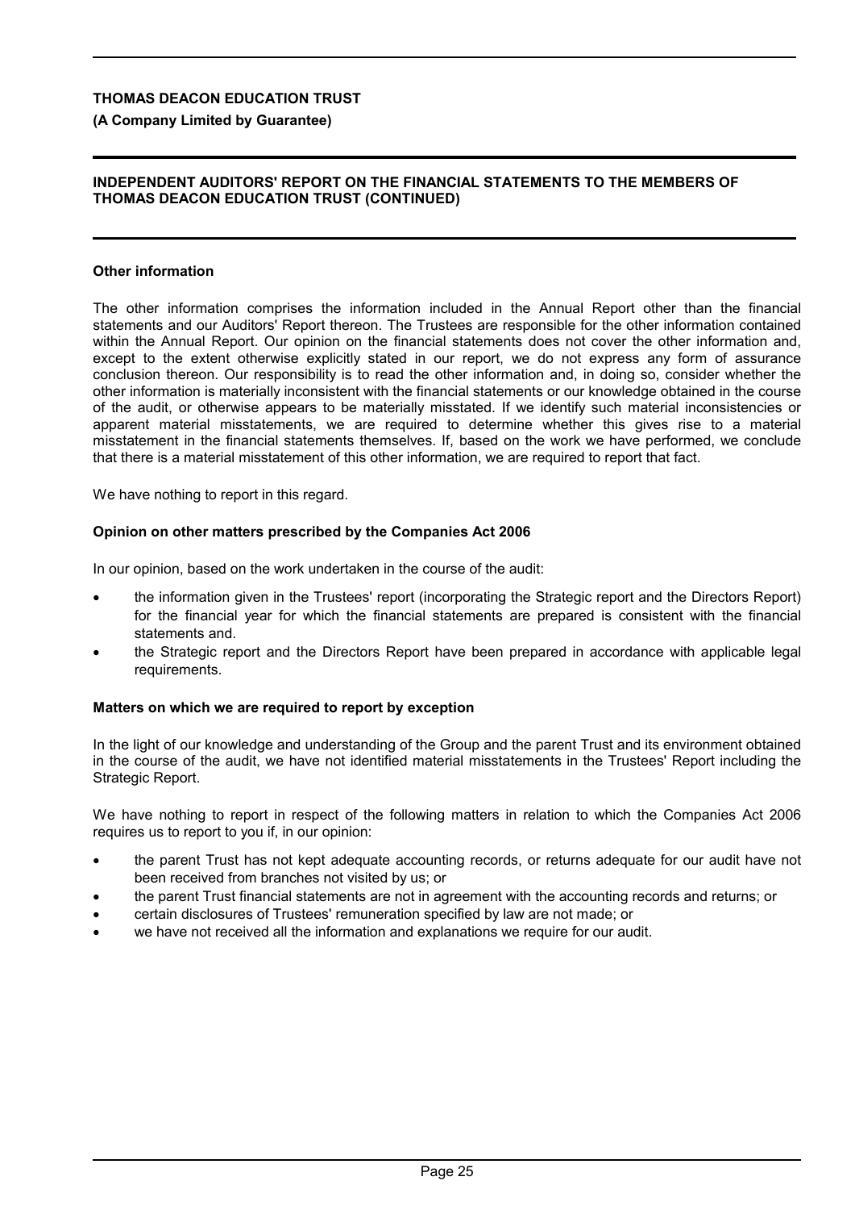## Other information

The other information comprises the information included in the Annual Report other than the financial statements and our Auditors' Report thereon. The Trustees are responsible for the other information contained within the Annual Report. Our opinion on the financial statements does not cover the other information and, except to the extent otherwise explicitly stated in our report, we do not express any form of assurance conclusion thereon. Our responsibility is to read the other information and, in doing so, consider whether the other information is materially inconsistent with the financial statements or our knowledge obtained in the course of the audit, or otherwise appears to be materially misstated. If we identify such material inconsistencies or apparent material misstatements, we are required to determine whether this gives rise to a material misstatement in the financial statements themselves. If, based on the work we have performed, we conclude that there is a material misstatement of this other information, we are required to report that fact.

We have nothing to report in this regard.

## Opinion on other matters prescribed by the Companies Act 2006

In our opinion, based on the work undertaken in the course of the audit:

- the information given in the Trustees' report (incorporating the Strategic report and the Directors Report) for the financial year for which the financial statements are prepared is consistent with the financial statements and.
- the Strategic report and the Directors Report have been prepared in accordance with applicable legal requirements.

## Matters on which we are required to report by exception

In the light of our knowledge and understanding of the Group and the parent Trust and its environment obtained in the course of the audit, we have not identified material misstatements in the Trustees' Report including the Strategic Report.

We have nothing to report in respect of the following matters in relation to which the Companies Act 2006 requires us to report to you if, in our opinion:

- the parent Trust has not kept adequate accounting records, or returns adequate for our audit have not been received from branches not visited by us; or
- the parent Trust financial statements are not in agreement with the accounting records and returns; or
- certain disclosures of Trustees' remuneration specified by law are not made; or
- we have not received all the information and explanations we require for our audit.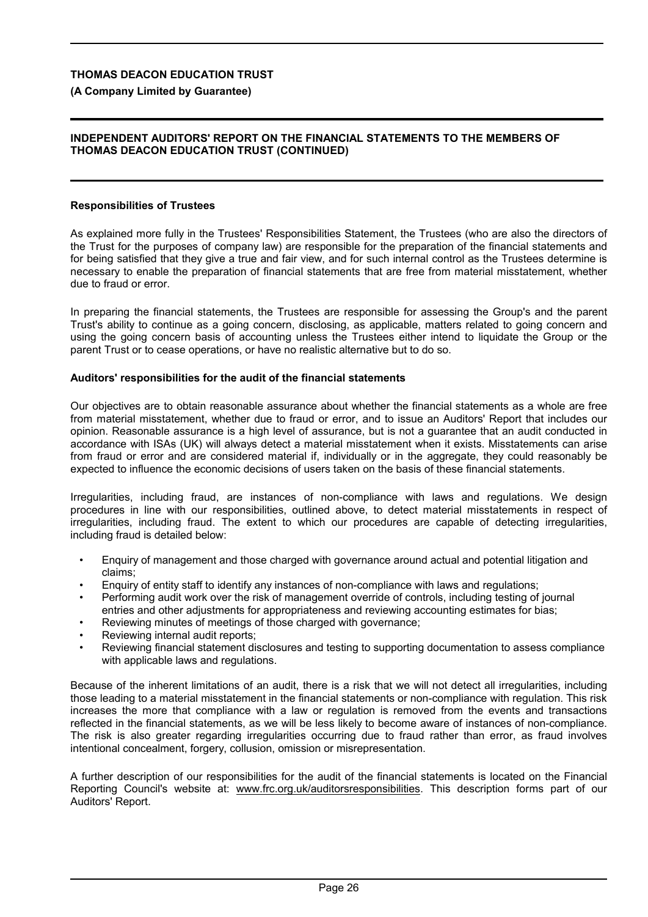**THOMAS DEACON EDUCATION TRUST**

**(A Company Limited by Guarantee)**

**INDEPENDENT AUDITORS' REPORT ON THE FINANCIAL STATEMENTS TO THE MEMBERS OF THOMAS DEACON EDUCATION TRUST (CONTINUED)**

**Responsibilities of Trustees**

As explained more fully in the Trustees' Responsibilities Statement, the Trustees (who are also the directors of the Trust for the purposes of company law) are responsible for the preparation of the financial statements and for being satisfied that they give a true and fair view, and for such internal control as the Trustees determine is necessary to enable the preparation of financial statements that are free from material misstatement, whether due to fraud or error.

In preparing the financial statements, the Trustees are responsible for assessing the Group's and the parent Trust's ability to continue as a going concern, disclosing, as applicable, matters related to going concern and using the going concern basis of accounting unless the Trustees either intend to liquidate the Group or the parent Trust or to cease operations, or have no realistic alternative but to do so.

**Auditors' responsibilities for the audit of the financial statements**

Our objectives are to obtain reasonable assurance about whether the financial statements as a whole are free from material misstatement, whether due to fraud or error, and to issue an Auditors' Report that includes our opinion. Reasonable assurance is a high level of assurance, but is not a guarantee that an audit conducted in accordance with ISAs (UK) will always detect a material misstatement when it exists. Misstatements can arise from fraud or error and are considered material if, individually or in the aggregate, they could reasonably be expected to influence the economic decisions of users taken on the basis of these financial statements.

Irregularities, including fraud, are instances of non-compliance with laws and regulations. We design procedures in line with our responsibilities, outlined above, to detect material misstatements in respect of irregularities, including fraud. The extent to which our procedures are capable of detecting irregularities, including fraud is detailed below:

- Enquiry of management and those charged with governance around actual and potential litigation and claims;
- Enquiry of entity staff to identify any instances of non-compliance with laws and regulations;
- Performing audit work over the risk of management override of controls, including testing of journal entries and other adjustments for appropriateness and reviewing accounting estimates for bias;
- Reviewing minutes of meetings of those charged with governance;
- Reviewing internal audit reports;
- Reviewing financial statement disclosures and testing to supporting documentation to assess compliance with applicable laws and regulations.

Because of the inherent limitations of an audit, there is a risk that we will not detect all irregularities, including those leading to a material misstatement in the financial statements or non-compliance with regulation. This risk increases the more that compliance with a law or regulation is removed from the events and transactions reflected in the financial statements, as we will be less likely to become aware of instances of non-compliance. The risk is also greater regarding irregularities occurring due to fraud rather than error, as fraud involves intentional concealment, forgery, collusion, omission or misrepresentation.

A further description of our responsibilities for the audit of the financial statements is located on the Financial Reporting Council's website at: www.frc.org.uk/auditorsresponsibilities. This description forms part of our Auditors' Report.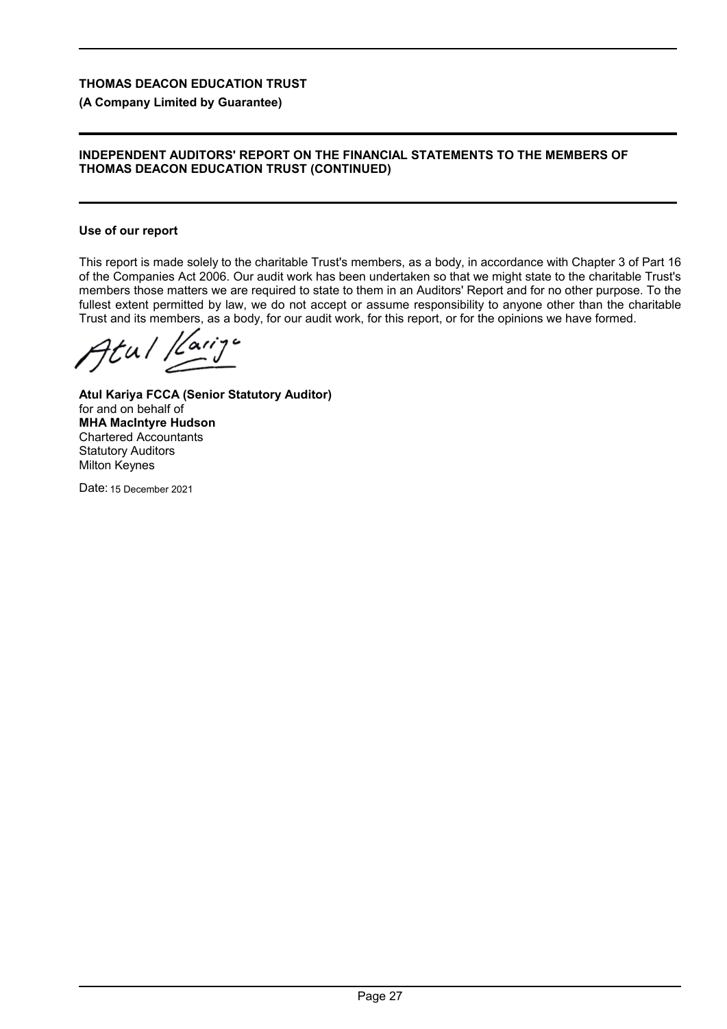**THOMAS DEACON EDUCATION TRUST**

**(A Company Limited by Guarantee)**

**INDEPENDENT AUDITORS' REPORT ON THE FINANCIAL STATEMENTS TO THE MEMBERS OF THOMAS DEACON EDUCATION TRUST (CONTINUED)**

**Use of our report**

This report is made solely to the charitable Trust's members, as a body, in accordance with Chapter 3 of Part 16 of the Companies Act 2006. Our audit work has been undertaken so that we might state to the charitable Trust's members those matters we are required to state to them in an Auditors' Report and for no other purpose. To the fullest extent permitted by law, we do not accept or assume responsibility to anyone other than the charitable Trust and its members, as a body, for our audit work, for this report, or for the opinions we have formed.

**Atul Kariya FCCA (Senior Statutory Auditor)**
for and on behalf of
**MHA MacIntyre Hudson**
Chartered Accountants
Statutory Auditors
Milton Keynes

Date: 15 December 2021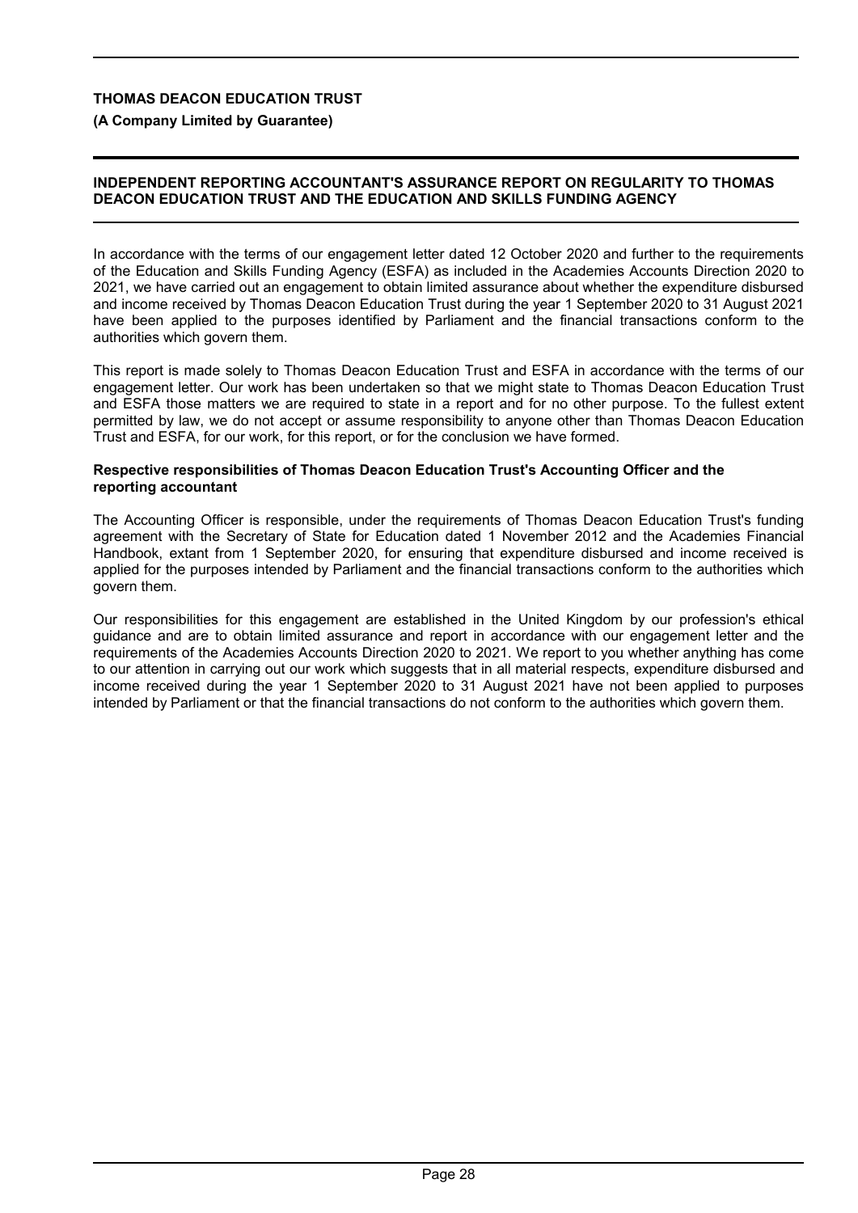## INDEPENDENT REPORTING ACCOUNTANT'S ASSURANCE REPORT ON REGULARITY TO THOMAS DEACON EDUCATION TRUST AND THE EDUCATION AND SKILLS FUNDING AGENCY

In accordance with the terms of our engagement letter dated 12 October 2020 and further to the requirements of the Education and Skills Funding Agency (ESFA) as included in the Academies Accounts Direction 2020 to 2021, we have carried out an engagement to obtain limited assurance about whether the expenditure disbursed and income received by Thomas Deacon Education Trust during the year 1 September 2020 to 31 August 2021 have been applied to the purposes identified by Parliament and the financial transactions conform to the authorities which govern them.

This report is made solely to Thomas Deacon Education Trust and ESFA in accordance with the terms of our engagement letter. Our work has been undertaken so that we might state to Thomas Deacon Education Trust and ESFA those matters we are required to state in a report and for no other purpose. To the fullest extent permitted by law, we do not accept or assume responsibility to anyone other than Thomas Deacon Education Trust and ESFA, for our work, for this report, or for the conclusion we have formed.

### Respective responsibilities of Thomas Deacon Education Trust's Accounting Officer and the reporting accountant

The Accounting Officer is responsible, under the requirements of Thomas Deacon Education Trust's funding agreement with the Secretary of State for Education dated 1 November 2012 and the Academies Financial Handbook, extant from 1 September 2020, for ensuring that expenditure disbursed and income received is applied for the purposes intended by Parliament and the financial transactions conform to the authorities which govern them.

Our responsibilities for this engagement are established in the United Kingdom by our profession's ethical guidance and are to obtain limited assurance and report in accordance with our engagement letter and the requirements of the Academies Accounts Direction 2020 to 2021. We report to you whether anything has come to our attention in carrying out our work which suggests that in all material respects, expenditure disbursed and income received during the year 1 September 2020 to 31 August 2021 have not been applied to purposes intended by Parliament or that the financial transactions do not conform to the authorities which govern them.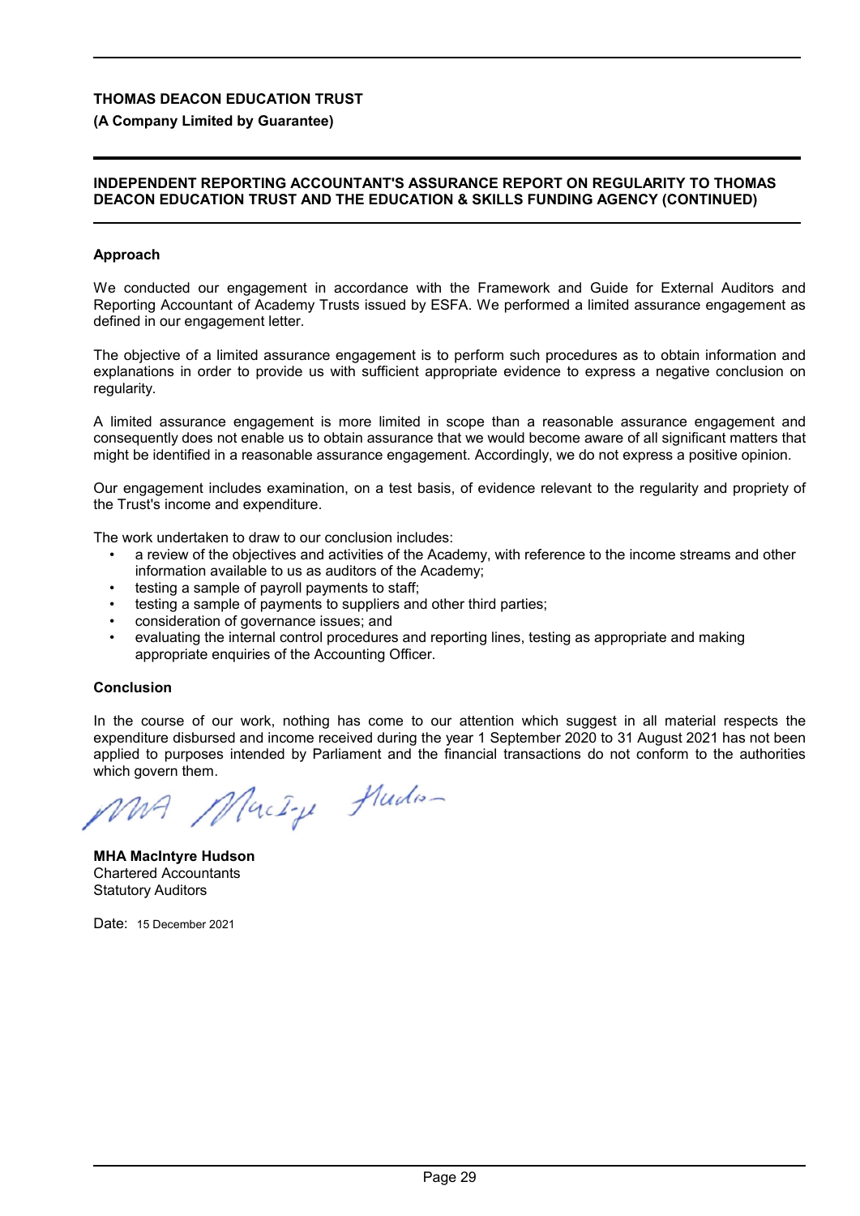**THOMAS DEACON EDUCATION TRUST**

**(A Company Limited by Guarantee)**

**INDEPENDENT REPORTING ACCOUNTANT'S ASSURANCE REPORT ON REGULARITY TO THOMAS DEACON EDUCATION TRUST AND THE EDUCATION & SKILLS FUNDING AGENCY (CONTINUED)**

**Approach**

We conducted our engagement in accordance with the Framework and Guide for External Auditors and Reporting Accountant of Academy Trusts issued by ESFA. We performed a limited assurance engagement as defined in our engagement letter.

The objective of a limited assurance engagement is to perform such procedures as to obtain information and explanations in order to provide us with sufficient appropriate evidence to express a negative conclusion on regularity.

A limited assurance engagement is more limited in scope than a reasonable assurance engagement and consequently does not enable us to obtain assurance that we would become aware of all significant matters that might be identified in a reasonable assurance engagement. Accordingly, we do not express a positive opinion.

Our engagement includes examination, on a test basis, of evidence relevant to the regularity and propriety of the Trust's income and expenditure.

The work undertaken to draw to our conclusion includes:

- a review of the objectives and activities of the Academy, with reference to the income streams and other information available to us as auditors of the Academy;
- testing a sample of payroll payments to staff;
- testing a sample of payments to suppliers and other third parties;
- consideration of governance issues; and
- evaluating the internal control procedures and reporting lines, testing as appropriate and making appropriate enquiries of the Accounting Officer.

**Conclusion**

In the course of our work, nothing has come to our attention which suggest in all material respects the expenditure disbursed and income received during the year 1 September 2020 to 31 August 2021 has not been applied to purposes intended by Parliament and the financial transactions do not conform to the authorities which govern them.

**MHA MacIntyre Hudson**
Chartered Accountants
Statutory Auditors

Date: 15 December 2021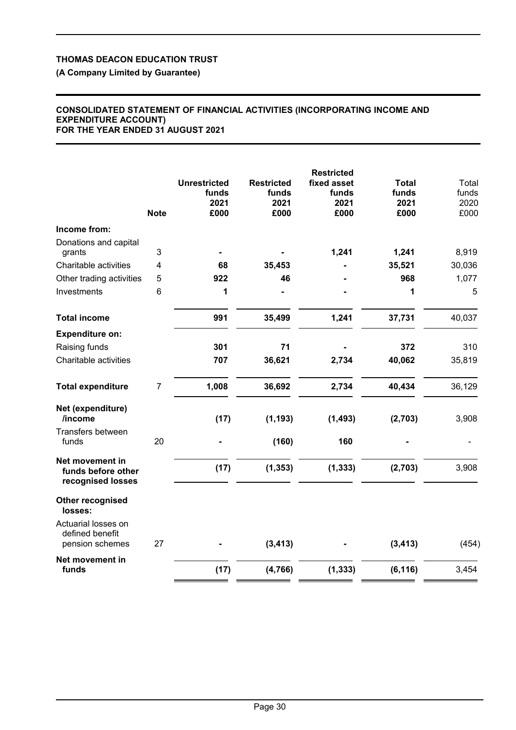**THOMAS DEACON EDUCATION TRUST**

**(A Company Limited by Guarantee)**

**CONSOLIDATED STATEMENT OF FINANCIAL ACTIVITIES (INCORPORATING INCOME AND EXPENDITURE ACCOUNT)**
**FOR THE YEAR ENDED 31 AUGUST 2021**

| | Note | Unrestricted funds 2021 £000 | Restricted funds 2021 £000 | Restricted fixed asset funds 2021 £000 | Total funds 2021 £000 | Total funds 2020 £000 |
|---|---|---|---|---|---|---|
| **Income from:** | | | | | | |
| Donations and capital grants | 3 | - | - | 1,241 | 1,241 | 8,919 |
| Charitable activities | 4 | 68 | 35,453 | - | 35,521 | 30,036 |
| Other trading activities | 5 | 922 | 46 | - | 968 | 1,077 |
| Investments | 6 | 1 | - | - | 1 | 5 |
| **Total income** | | 991 | 35,499 | 1,241 | 37,731 | 40,037 |
| **Expenditure on:** | | | | | | |
| Raising funds | | 301 | 71 | - | 372 | 310 |
| Charitable activities | | 707 | 36,621 | 2,734 | 40,062 | 35,819 |
| **Total expenditure** | 7 | 1,008 | 36,692 | 2,734 | 40,434 | 36,129 |
| **Net (expenditure) /income** | | (17) | (1,193) | (1,493) | (2,703) | 3,908 |
| Transfers between funds | 20 | - | (160) | 160 | - | - |
| **Net movement in funds before other recognised losses** | | (17) | (1,353) | (1,333) | (2,703) | 3,908 |
| **Other recognised losses:** | | | | | | |
| Actuarial losses on defined benefit pension schemes | 27 | - | (3,413) | - | (3,413) | (454) |
| **Net movement in funds** | | (17) | (4,766) | (1,333) | (6,116) | 3,454 |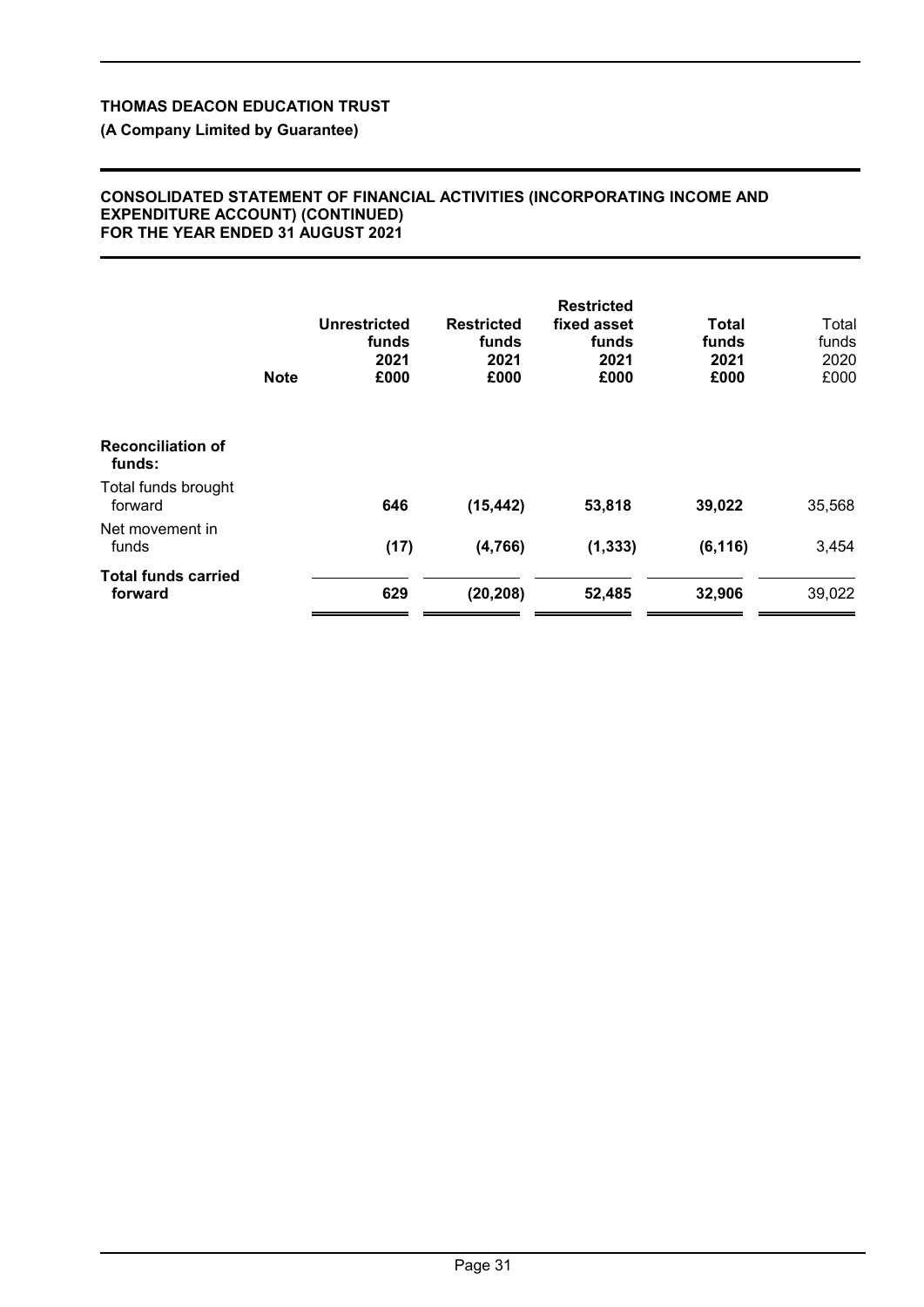**THOMAS DEACON EDUCATION TRUST**

**(A Company Limited by Guarantee)**

**CONSOLIDATED STATEMENT OF FINANCIAL ACTIVITIES (INCORPORATING INCOME AND EXPENDITURE ACCOUNT) (CONTINUED)
FOR THE YEAR ENDED 31 AUGUST 2021**

| | Note | Unrestricted funds 2021 £000 | Restricted funds 2021 £000 | Restricted fixed asset funds 2021 £000 | Total funds 2021 £000 | Total funds 2020 £000 |
|---|---|---|---|---|---|---|
| **Reconciliation of funds:** | | | | | | |
| Total funds brought forward | | **646** | **(15,442)** | **53,818** | **39,022** | 35,568 |
| Net movement in funds | | **(17)** | **(4,766)** | **(1,333)** | **(6,116)** | 3,454 |
| **Total funds carried forward** | | **629** | **(20,208)** | **52,485** | **32,906** | 39,022 |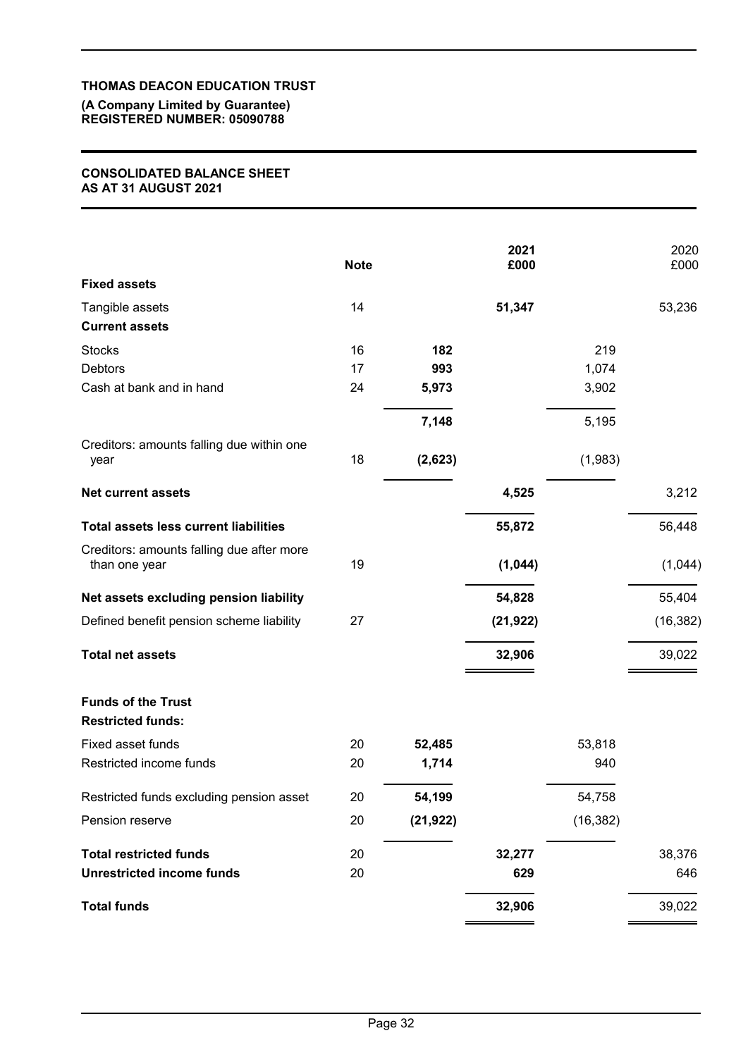**THOMAS DEACON EDUCATION TRUST**

**(A Company Limited by Guarantee)**
**REGISTERED NUMBER: 05090788**

**CONSOLIDATED BALANCE SHEET**
**AS AT 31 AUGUST 2021**

| | Note | | 2021 £000 | | 2020 £000 |
|---|---|---|---|---|---|
| **Fixed assets** | | | | | |
| Tangible assets | 14 | | **51,347** | | 53,236 |
| **Current assets** | | | | | |
| Stocks | 16 | **182** | | 219 | |
| Debtors | 17 | **993** | | 1,074 | |
| Cash at bank and in hand | 24 | **5,973** | | 3,902 | |
| | | **7,148** | | 5,195 | |
| Creditors: amounts falling due within one year | 18 | **(2,623)** | | (1,983) | |
| **Net current assets** | | | **4,525** | | 3,212 |
| **Total assets less current liabilities** | | | **55,872** | | 56,448 |
| Creditors: amounts falling due after more than one year | 19 | | **(1,044)** | | (1,044) |
| **Net assets excluding pension liability** | | | **54,828** | | 55,404 |
| Defined benefit pension scheme liability | 27 | | **(21,922)** | | (16,382) |
| **Total net assets** | | | **32,906** | | 39,022 |
| **Funds of the Trust** | | | | | |
| **Restricted funds:** | | | | | |
| Fixed asset funds | 20 | **52,485** | | 53,818 | |
| Restricted income funds | 20 | **1,714** | | 940 | |
| Restricted funds excluding pension asset | 20 | **54,199** | | 54,758 | |
| Pension reserve | 20 | **(21,922)** | | (16,382) | |
| **Total restricted funds** | 20 | | **32,277** | | 38,376 |
| **Unrestricted income funds** | 20 | | **629** | | 646 |
| **Total funds** | | | **32,906** | | 39,022 |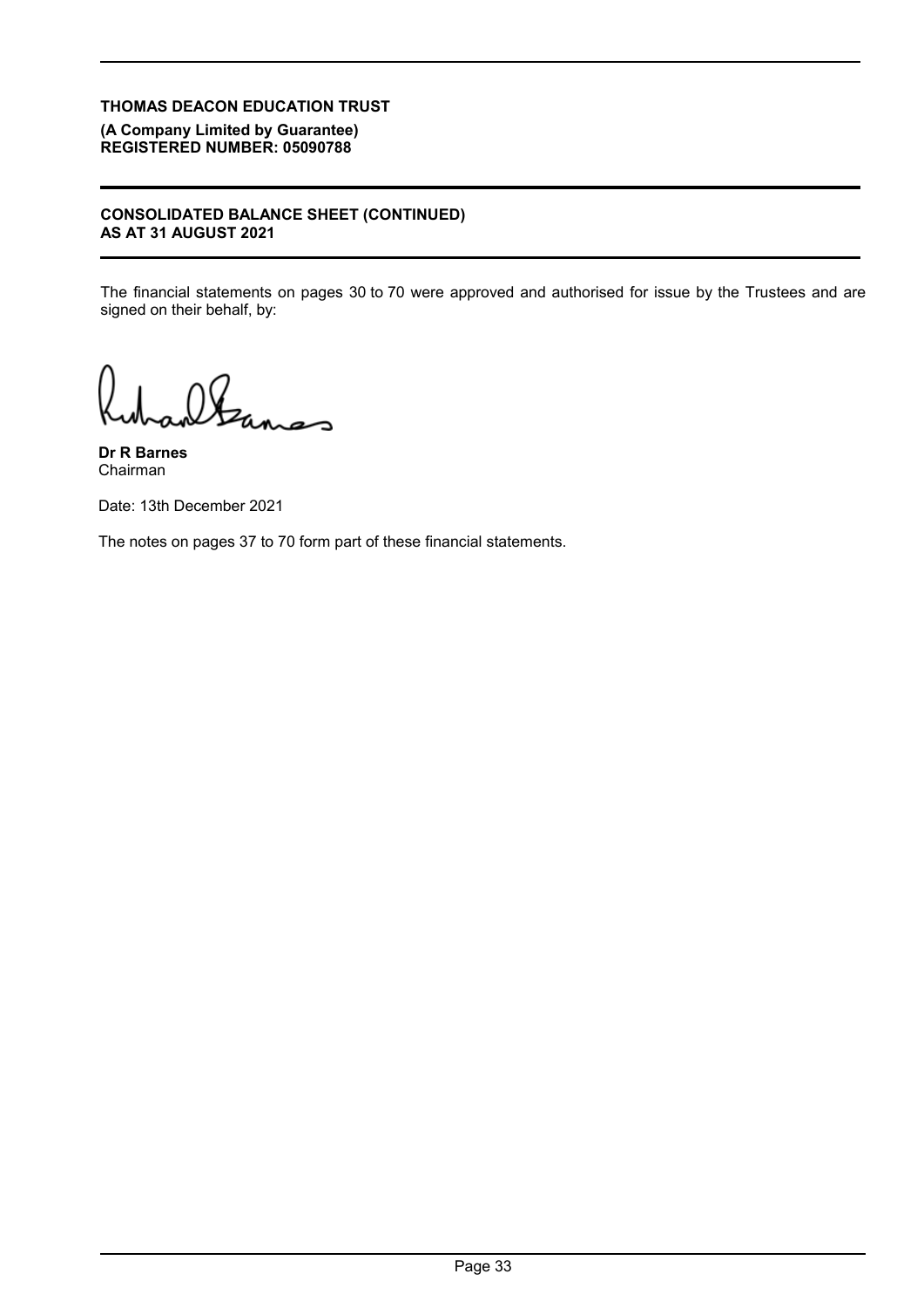**THOMAS DEACON EDUCATION TRUST**

**(A Company Limited by Guarantee)**
**REGISTERED NUMBER: 05090788**

**CONSOLIDATED BALANCE SHEET (CONTINUED)**
**AS AT 31 AUGUST 2021**

The financial statements on pages 30 to 70 were approved and authorised for issue by the Trustees and are signed on their behalf, by:

**Dr R Barnes**
Chairman

Date: 13th December 2021

The notes on pages 37 to 70 form part of these financial statements.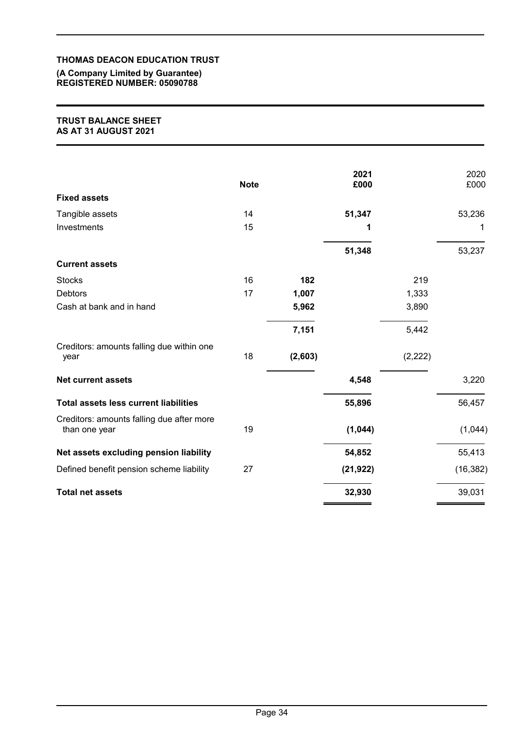**THOMAS DEACON EDUCATION TRUST**

**(A Company Limited by Guarantee)**
**REGISTERED NUMBER: 05090788**

**TRUST BALANCE SHEET**
**AS AT 31 AUGUST 2021**

| | Note | | 2021 £000 | | 2020 £000 |
|---|---|---|---|---|---|
| **Fixed assets** | | | | | |
| Tangible assets | 14 | | **51,347** | | 53,236 |
| Investments | 15 | | **1** | | 1 |
| | | | **51,348** | | 53,237 |
| **Current assets** | | | | | |
| Stocks | 16 | **182** | | 219 | |
| Debtors | 17 | **1,007** | | 1,333 | |
| Cash at bank and in hand | | **5,962** | | 3,890 | |
| | | **7,151** | | 5,442 | |
| Creditors: amounts falling due within one year | 18 | **(2,603)** | | (2,222) | |
| **Net current assets** | | | **4,548** | | 3,220 |
| **Total assets less current liabilities** | | | **55,896** | | 56,457 |
| Creditors: amounts falling due after more than one year | 19 | | **(1,044)** | | (1,044) |
| **Net assets excluding pension liability** | | | **54,852** | | 55,413 |
| Defined benefit pension scheme liability | 27 | | **(21,922)** | | (16,382) |
| **Total net assets** | | | **32,930** | | 39,031 |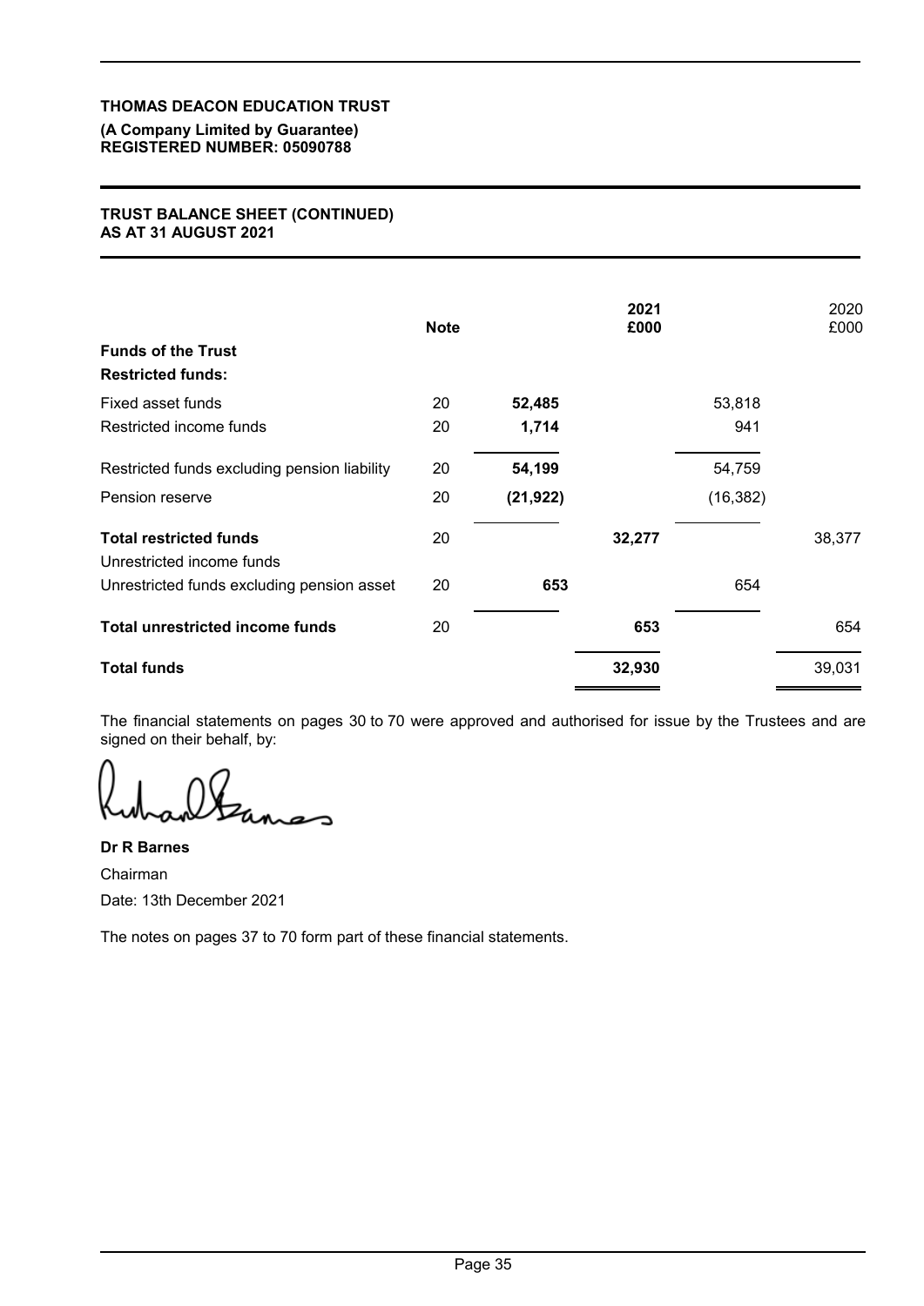**THOMAS DEACON EDUCATION TRUST**

**(A Company Limited by Guarantee)**
**REGISTERED NUMBER: 05090788**

**TRUST BALANCE SHEET (CONTINUED)**
**AS AT 31 AUGUST 2021**

| | Note | | 2021 £000 | | 2020 £000 |
|---|---|---|---|---|---|
| **Funds of the Trust** | | | | | |
| **Restricted funds:** | | | | | |
| Fixed asset funds | 20 | **52,485** | | 53,818 | |
| Restricted income funds | 20 | **1,714** | | 941 | |
| Restricted funds excluding pension liability | 20 | **54,199** | | 54,759 | |
| Pension reserve | 20 | **(21,922)** | | (16,382) | |
| **Total restricted funds** | 20 | | **32,277** | | 38,377 |
| Unrestricted income funds | | | | | |
| Unrestricted funds excluding pension asset | 20 | **653** | | 654 | |
| **Total unrestricted income funds** | 20 | | **653** | | 654 |
| **Total funds** | | | **32,930** | | 39,031 |

The financial statements on pages 30 to 70 were approved and authorised for issue by the Trustees and are signed on their behalf, by:

**Dr R Barnes**

Chairman

Date: 13th December 2021

The notes on pages 37 to 70 form part of these financial statements.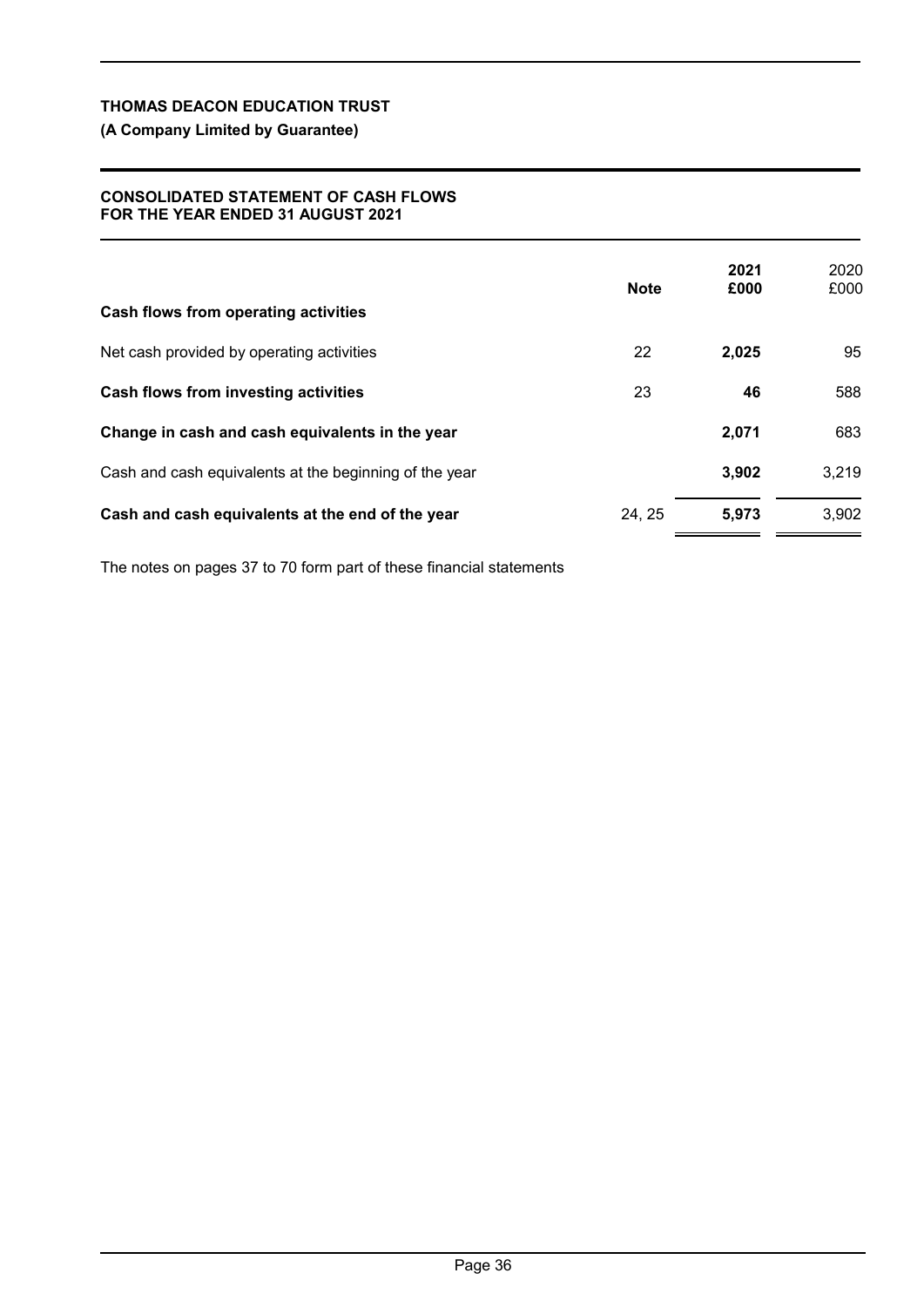**THOMAS DEACON EDUCATION TRUST**

**(A Company Limited by Guarantee)**

**CONSOLIDATED STATEMENT OF CASH FLOWS**
**FOR THE YEAR ENDED 31 AUGUST 2021**

| | Note | 2021 £000 | 2020 £000 |
|---|---|---|---|
| **Cash flows from operating activities** | | | |
| Net cash provided by operating activities | 22 | **2,025** | 95 |
| **Cash flows from investing activities** | 23 | **46** | 588 |
| **Change in cash and cash equivalents in the year** | | **2,071** | 683 |
| Cash and cash equivalents at the beginning of the year | | **3,902** | 3,219 |
| **Cash and cash equivalents at the end of the year** | 24, 25 | **5,973** | 3,902 |

The notes on pages 37 to 70 form part of these financial statements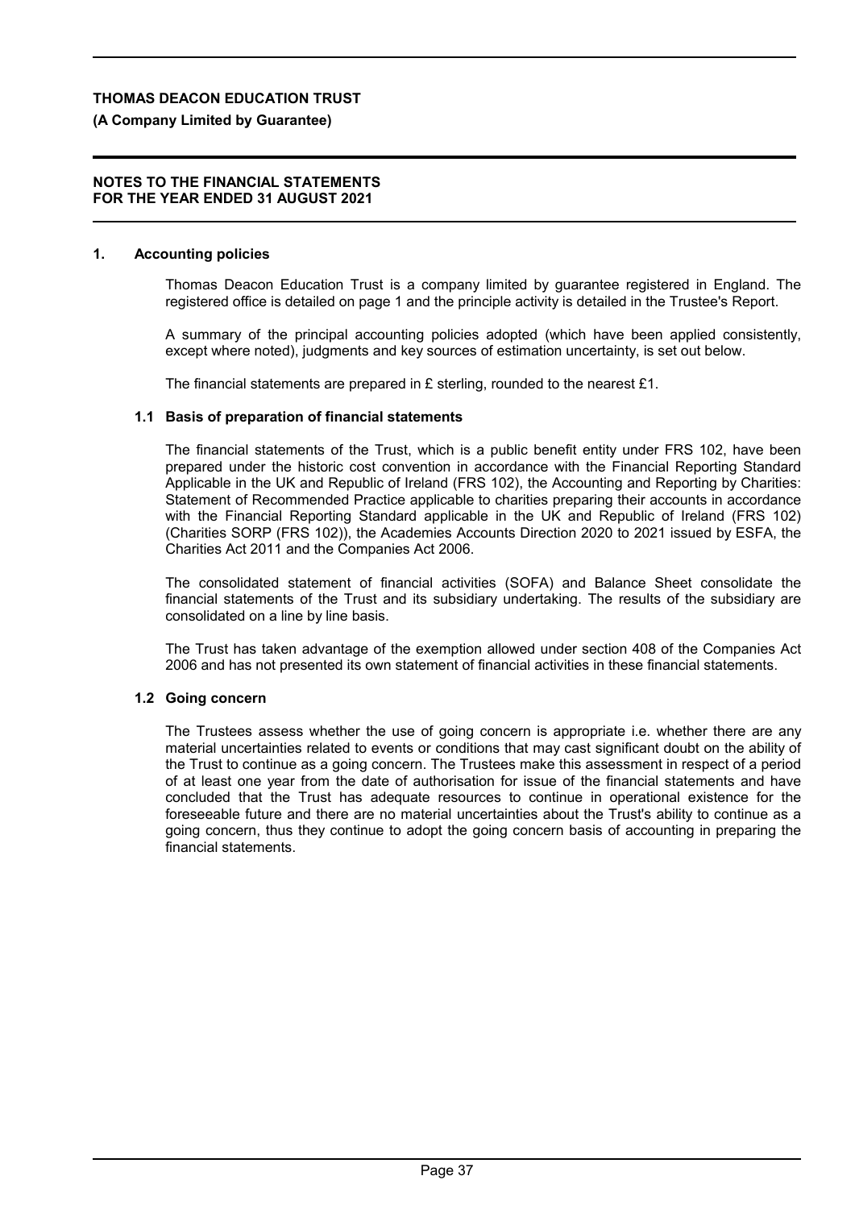# THOMAS DEACON EDUCATION TRUST

**(A Company Limited by Guarantee)**

**NOTES TO THE FINANCIAL STATEMENTS
FOR THE YEAR ENDED 31 AUGUST 2021**

## 1. Accounting policies

Thomas Deacon Education Trust is a company limited by guarantee registered in England. The registered office is detailed on page 1 and the principle activity is detailed in the Trustee's Report.

A summary of the principal accounting policies adopted (which have been applied consistently, except where noted), judgments and key sources of estimation uncertainty, is set out below.

The financial statements are prepared in £ sterling, rounded to the nearest £1.

### 1.1 Basis of preparation of financial statements

The financial statements of the Trust, which is a public benefit entity under FRS 102, have been prepared under the historic cost convention in accordance with the Financial Reporting Standard Applicable in the UK and Republic of Ireland (FRS 102), the Accounting and Reporting by Charities: Statement of Recommended Practice applicable to charities preparing their accounts in accordance with the Financial Reporting Standard applicable in the UK and Republic of Ireland (FRS 102) (Charities SORP (FRS 102)), the Academies Accounts Direction 2020 to 2021 issued by ESFA, the Charities Act 2011 and the Companies Act 2006.

The consolidated statement of financial activities (SOFA) and Balance Sheet consolidate the financial statements of the Trust and its subsidiary undertaking. The results of the subsidiary are consolidated on a line by line basis.

The Trust has taken advantage of the exemption allowed under section 408 of the Companies Act 2006 and has not presented its own statement of financial activities in these financial statements.

### 1.2 Going concern

The Trustees assess whether the use of going concern is appropriate i.e. whether there are any material uncertainties related to events or conditions that may cast significant doubt on the ability of the Trust to continue as a going concern. The Trustees make this assessment in respect of a period of at least one year from the date of authorisation for issue of the financial statements and have concluded that the Trust has adequate resources to continue in operational existence for the foreseeable future and there are no material uncertainties about the Trust's ability to continue as a going concern, thus they continue to adopt the going concern basis of accounting in preparing the financial statements.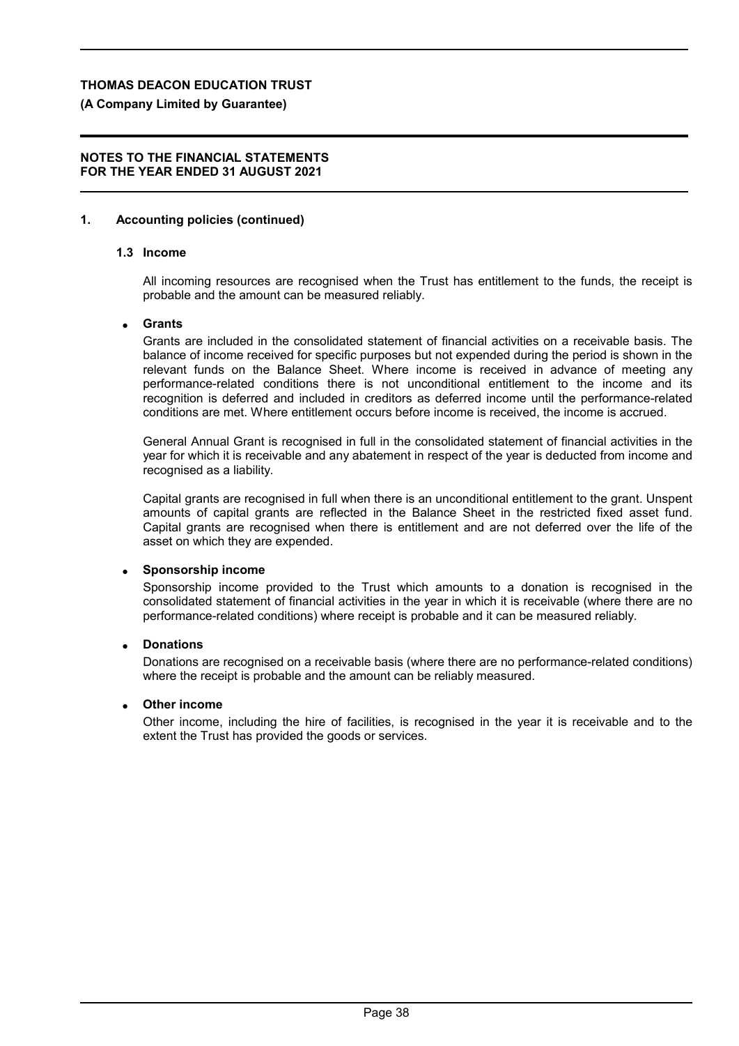## 1. Accounting policies (continued)

### 1.3 Income

All incoming resources are recognised when the Trust has entitlement to the funds, the receipt is probable and the amount can be measured reliably.

- **Grants**

  Grants are included in the consolidated statement of financial activities on a receivable basis. The balance of income received for specific purposes but not expended during the period is shown in the relevant funds on the Balance Sheet. Where income is received in advance of meeting any performance-related conditions there is not unconditional entitlement to the income and its recognition is deferred and included in creditors as deferred income until the performance-related conditions are met. Where entitlement occurs before income is received, the income is accrued.

  General Annual Grant is recognised in full in the consolidated statement of financial activities in the year for which it is receivable and any abatement in respect of the year is deducted from income and recognised as a liability.

  Capital grants are recognised in full when there is an unconditional entitlement to the grant. Unspent amounts of capital grants are reflected in the Balance Sheet in the restricted fixed asset fund. Capital grants are recognised when there is entitlement and are not deferred over the life of the asset on which they are expended.

- **Sponsorship income**

  Sponsorship income provided to the Trust which amounts to a donation is recognised in the consolidated statement of financial activities in the year in which it is receivable (where there are no performance-related conditions) where receipt is probable and it can be measured reliably.

- **Donations**

  Donations are recognised on a receivable basis (where there are no performance-related conditions) where the receipt is probable and the amount can be reliably measured.

- **Other income**

  Other income, including the hire of facilities, is recognised in the year it is receivable and to the extent the Trust has provided the goods or services.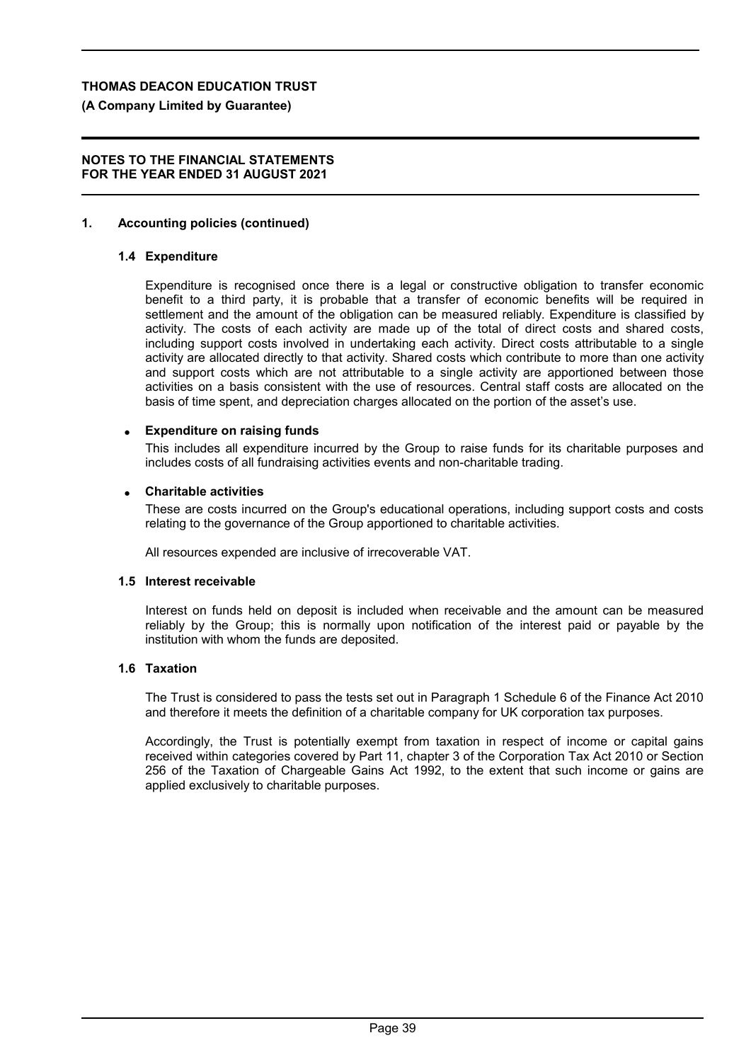## 1. Accounting policies (continued)

### 1.4 Expenditure

Expenditure is recognised once there is a legal or constructive obligation to transfer economic benefit to a third party, it is probable that a transfer of economic benefits will be required in settlement and the amount of the obligation can be measured reliably. Expenditure is classified by activity. The costs of each activity are made up of the total of direct costs and shared costs, including support costs involved in undertaking each activity. Direct costs attributable to a single activity are allocated directly to that activity. Shared costs which contribute to more than one activity and support costs which are not attributable to a single activity are apportioned between those activities on a basis consistent with the use of resources. Central staff costs are allocated on the basis of time spent, and depreciation charges allocated on the portion of the asset's use.

- **Expenditure on raising funds**

  This includes all expenditure incurred by the Group to raise funds for its charitable purposes and includes costs of all fundraising activities events and non-charitable trading.

- **Charitable activities**

  These are costs incurred on the Group's educational operations, including support costs and costs relating to the governance of the Group apportioned to charitable activities.

  All resources expended are inclusive of irrecoverable VAT.

### 1.5 Interest receivable

Interest on funds held on deposit is included when receivable and the amount can be measured reliably by the Group; this is normally upon notification of the interest paid or payable by the institution with whom the funds are deposited.

### 1.6 Taxation

The Trust is considered to pass the tests set out in Paragraph 1 Schedule 6 of the Finance Act 2010 and therefore it meets the definition of a charitable company for UK corporation tax purposes.

Accordingly, the Trust is potentially exempt from taxation in respect of income or capital gains received within categories covered by Part 11, chapter 3 of the Corporation Tax Act 2010 or Section 256 of the Taxation of Chargeable Gains Act 1992, to the extent that such income or gains are applied exclusively to charitable purposes.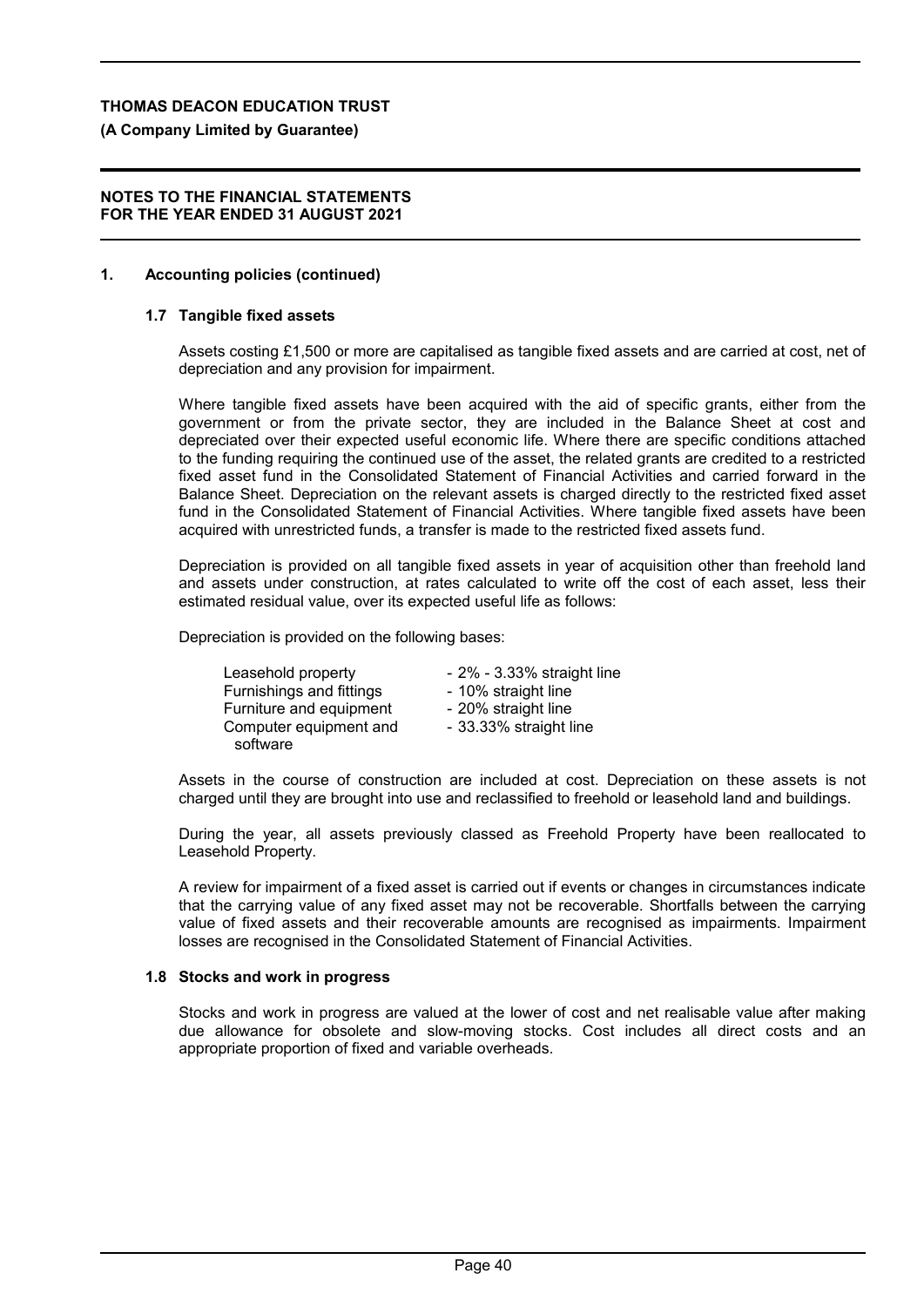## 1. Accounting policies (continued)

### 1.7 Tangible fixed assets

Assets costing £1,500 or more are capitalised as tangible fixed assets and are carried at cost, net of depreciation and any provision for impairment.

Where tangible fixed assets have been acquired with the aid of specific grants, either from the government or from the private sector, they are included in the Balance Sheet at cost and depreciated over their expected useful economic life. Where there are specific conditions attached to the funding requiring the continued use of the asset, the related grants are credited to a restricted fixed asset fund in the Consolidated Statement of Financial Activities and carried forward in the Balance Sheet. Depreciation on the relevant assets is charged directly to the restricted fixed asset fund in the Consolidated Statement of Financial Activities. Where tangible fixed assets have been acquired with unrestricted funds, a transfer is made to the restricted fixed assets fund.

Depreciation is provided on all tangible fixed assets in year of acquisition other than freehold land and assets under construction, at rates calculated to write off the cost of each asset, less their estimated residual value, over its expected useful life as follows:

Depreciation is provided on the following bases:

| | |
|---|---|
| Leasehold property | - 2% - 3.33% straight line |
| Furnishings and fittings | - 10% straight line |
| Furniture and equipment | - 20% straight line |
| Computer equipment and software | - 33.33% straight line |

Assets in the course of construction are included at cost. Depreciation on these assets is not charged until they are brought into use and reclassified to freehold or leasehold land and buildings.

During the year, all assets previously classed as Freehold Property have been reallocated to Leasehold Property.

A review for impairment of a fixed asset is carried out if events or changes in circumstances indicate that the carrying value of any fixed asset may not be recoverable. Shortfalls between the carrying value of fixed assets and their recoverable amounts are recognised as impairments. Impairment losses are recognised in the Consolidated Statement of Financial Activities.

### 1.8 Stocks and work in progress

Stocks and work in progress are valued at the lower of cost and net realisable value after making due allowance for obsolete and slow-moving stocks. Cost includes all direct costs and an appropriate proportion of fixed and variable overheads.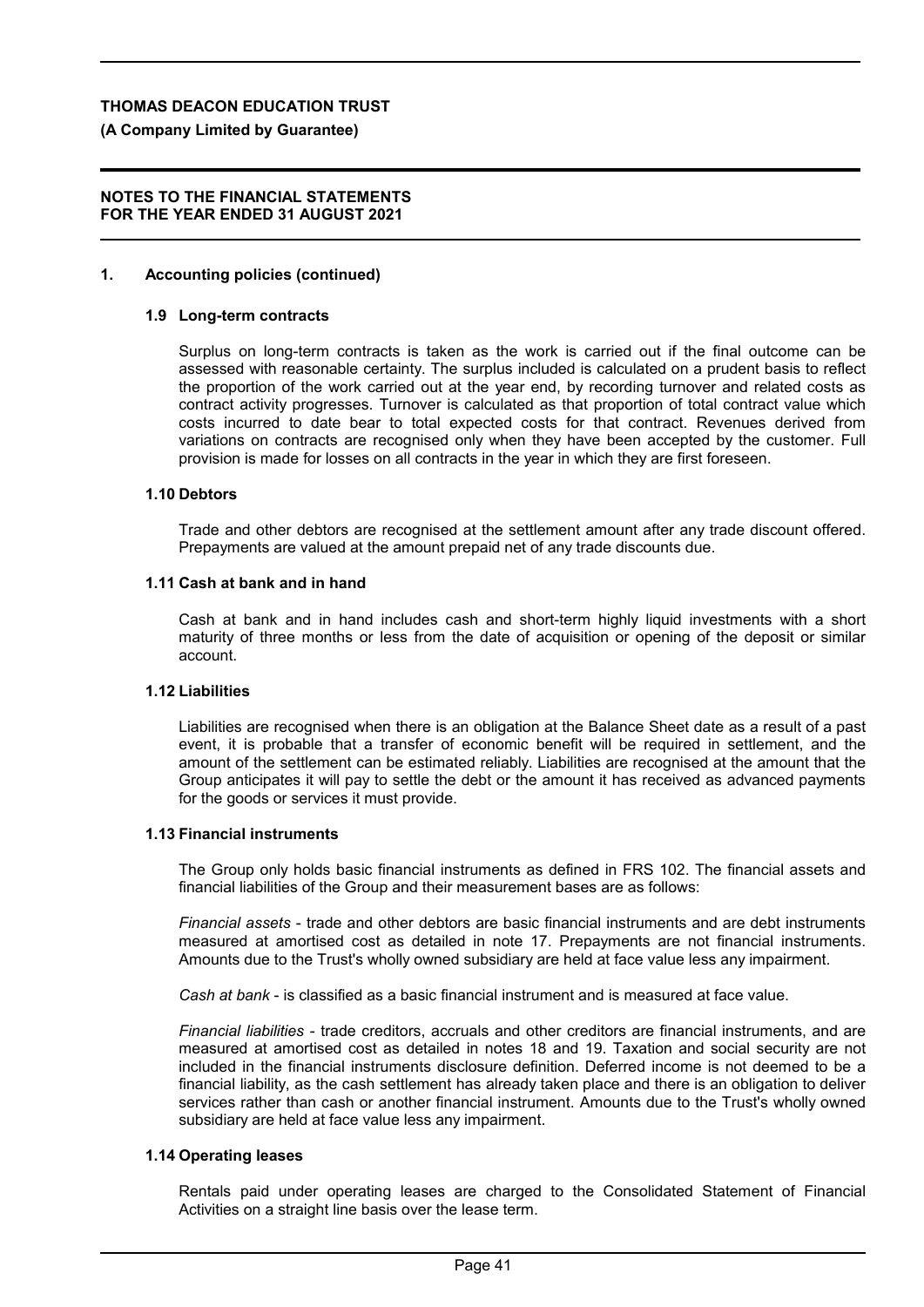## 1. Accounting policies (continued)

### 1.9 Long-term contracts

Surplus on long-term contracts is taken as the work is carried out if the final outcome can be assessed with reasonable certainty. The surplus included is calculated on a prudent basis to reflect the proportion of the work carried out at the year end, by recording turnover and related costs as contract activity progresses. Turnover is calculated as that proportion of total contract value which costs incurred to date bear to total expected costs for that contract. Revenues derived from variations on contracts are recognised only when they have been accepted by the customer. Full provision is made for losses on all contracts in the year in which they are first foreseen.

### 1.10 Debtors

Trade and other debtors are recognised at the settlement amount after any trade discount offered. Prepayments are valued at the amount prepaid net of any trade discounts due.

### 1.11 Cash at bank and in hand

Cash at bank and in hand includes cash and short-term highly liquid investments with a short maturity of three months or less from the date of acquisition or opening of the deposit or similar account.

### 1.12 Liabilities

Liabilities are recognised when there is an obligation at the Balance Sheet date as a result of a past event, it is probable that a transfer of economic benefit will be required in settlement, and the amount of the settlement can be estimated reliably. Liabilities are recognised at the amount that the Group anticipates it will pay to settle the debt or the amount it has received as advanced payments for the goods or services it must provide.

### 1.13 Financial instruments

The Group only holds basic financial instruments as defined in FRS 102. The financial assets and financial liabilities of the Group and their measurement bases are as follows:

*Financial assets* - trade and other debtors are basic financial instruments and are debt instruments measured at amortised cost as detailed in note 17. Prepayments are not financial instruments. Amounts due to the Trust's wholly owned subsidiary are held at face value less any impairment.

*Cash at bank* - is classified as a basic financial instrument and is measured at face value.

*Financial liabilities* - trade creditors, accruals and other creditors are financial instruments, and are measured at amortised cost as detailed in notes 18 and 19. Taxation and social security are not included in the financial instruments disclosure definition. Deferred income is not deemed to be a financial liability, as the cash settlement has already taken place and there is an obligation to deliver services rather than cash or another financial instrument. Amounts due to the Trust's wholly owned subsidiary are held at face value less any impairment.

### 1.14 Operating leases

Rentals paid under operating leases are charged to the Consolidated Statement of Financial Activities on a straight line basis over the lease term.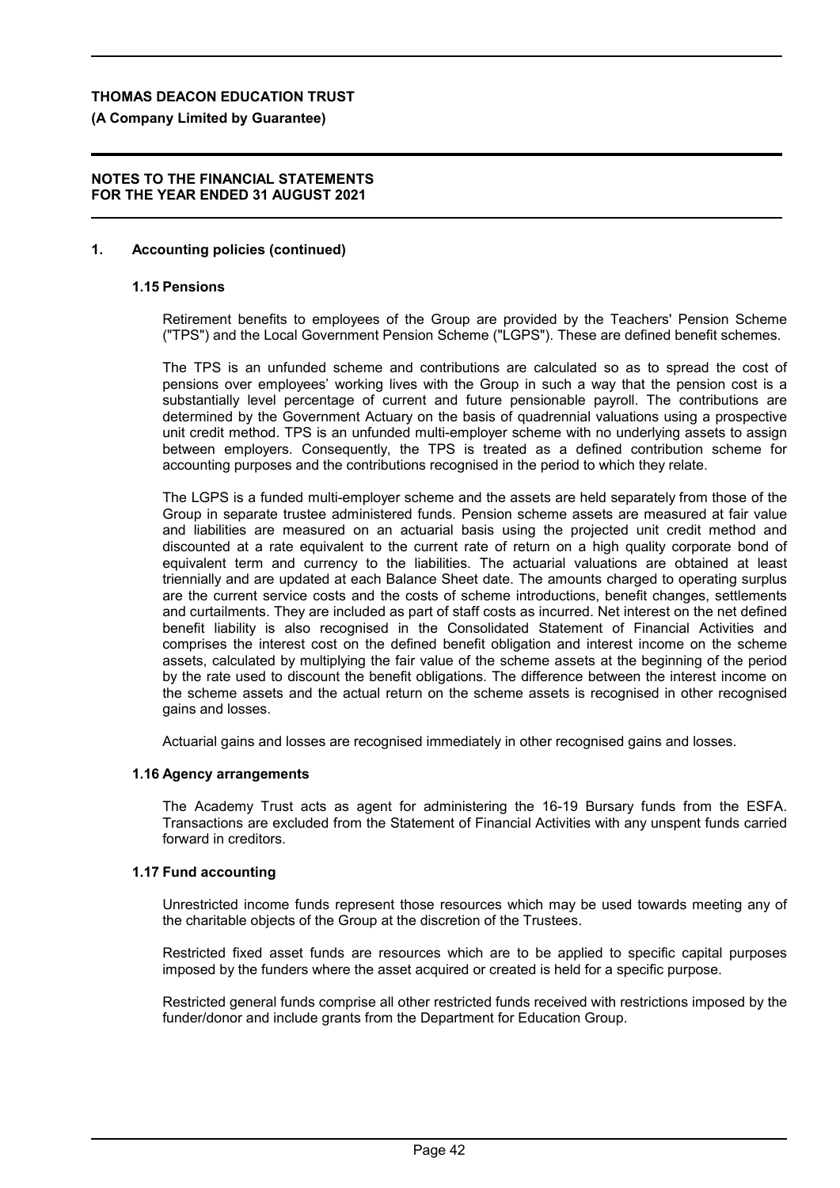## 1. Accounting policies (continued)

### 1.15 Pensions

Retirement benefits to employees of the Group are provided by the Teachers' Pension Scheme ("TPS") and the Local Government Pension Scheme ("LGPS"). These are defined benefit schemes.

The TPS is an unfunded scheme and contributions are calculated so as to spread the cost of pensions over employees' working lives with the Group in such a way that the pension cost is a substantially level percentage of current and future pensionable payroll. The contributions are determined by the Government Actuary on the basis of quadrennial valuations using a prospective unit credit method. TPS is an unfunded multi-employer scheme with no underlying assets to assign between employers. Consequently, the TPS is treated as a defined contribution scheme for accounting purposes and the contributions recognised in the period to which they relate.

The LGPS is a funded multi-employer scheme and the assets are held separately from those of the Group in separate trustee administered funds. Pension scheme assets are measured at fair value and liabilities are measured on an actuarial basis using the projected unit credit method and discounted at a rate equivalent to the current rate of return on a high quality corporate bond of equivalent term and currency to the liabilities. The actuarial valuations are obtained at least triennially and are updated at each Balance Sheet date. The amounts charged to operating surplus are the current service costs and the costs of scheme introductions, benefit changes, settlements and curtailments. They are included as part of staff costs as incurred. Net interest on the net defined benefit liability is also recognised in the Consolidated Statement of Financial Activities and comprises the interest cost on the defined benefit obligation and interest income on the scheme assets, calculated by multiplying the fair value of the scheme assets at the beginning of the period by the rate used to discount the benefit obligations. The difference between the interest income on the scheme assets and the actual return on the scheme assets is recognised in other recognised gains and losses.

Actuarial gains and losses are recognised immediately in other recognised gains and losses.

### 1.16 Agency arrangements

The Academy Trust acts as agent for administering the 16-19 Bursary funds from the ESFA. Transactions are excluded from the Statement of Financial Activities with any unspent funds carried forward in creditors.

### 1.17 Fund accounting

Unrestricted income funds represent those resources which may be used towards meeting any of the charitable objects of the Group at the discretion of the Trustees.

Restricted fixed asset funds are resources which are to be applied to specific capital purposes imposed by the funders where the asset acquired or created is held for a specific purpose.

Restricted general funds comprise all other restricted funds received with restrictions imposed by the funder/donor and include grants from the Department for Education Group.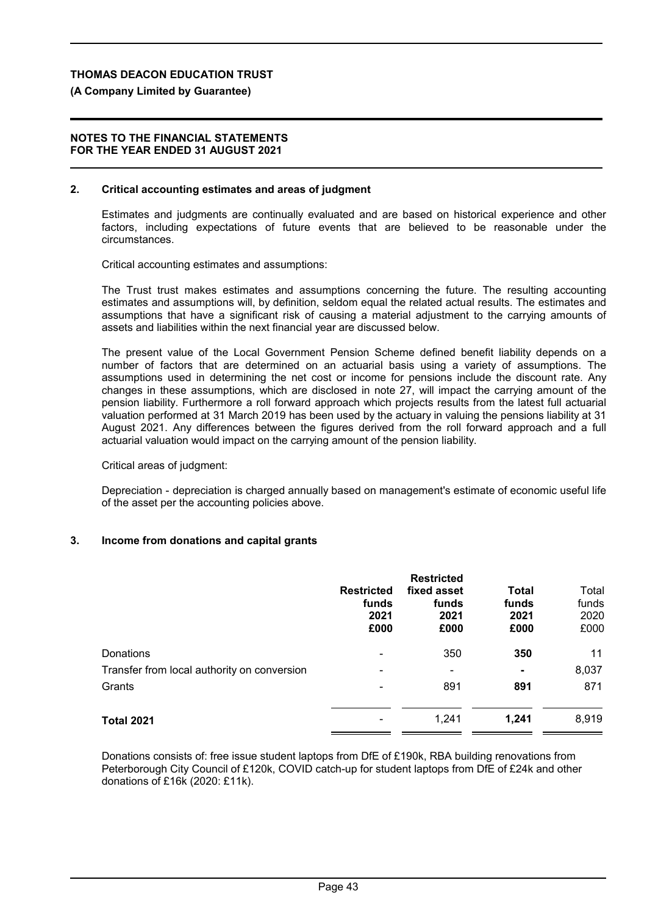## 2. Critical accounting estimates and areas of judgment

Estimates and judgments are continually evaluated and are based on historical experience and other factors, including expectations of future events that are believed to be reasonable under the circumstances.

Critical accounting estimates and assumptions:

The Trust trust makes estimates and assumptions concerning the future. The resulting accounting estimates and assumptions will, by definition, seldom equal the related actual results. The estimates and assumptions that have a significant risk of causing a material adjustment to the carrying amounts of assets and liabilities within the next financial year are discussed below.

The present value of the Local Government Pension Scheme defined benefit liability depends on a number of factors that are determined on an actuarial basis using a variety of assumptions. The assumptions used in determining the net cost or income for pensions include the discount rate. Any changes in these assumptions, which are disclosed in note 27, will impact the carrying amount of the pension liability. Furthermore a roll forward approach which projects results from the latest full actuarial valuation performed at 31 March 2019 has been used by the actuary in valuing the pensions liability at 31 August 2021. Any differences between the figures derived from the roll forward approach and a full actuarial valuation would impact on the carrying amount of the pension liability.

Critical areas of judgment:

Depreciation - depreciation is charged annually based on management's estimate of economic useful life of the asset per the accounting policies above.

## 3. Income from donations and capital grants

| | **Restricted funds 2021 £000** | **Restricted fixed asset funds 2021 £000** | **Total funds 2021 £000** | Total funds 2020 £000 |
|---|---|---|---|---|
| Donations | - | 350 | **350** | 11 |
| Transfer from local authority on conversion | - | - | **-** | 8,037 |
| Grants | - | 891 | **891** | 871 |
| **Total 2021** | - | 1,241 | **1,241** | 8,919 |

Donations consists of: free issue student laptops from DfE of £190k, RBA building renovations from Peterborough City Council of £120k, COVID catch-up for student laptops from DfE of £24k and other donations of £16k (2020: £11k).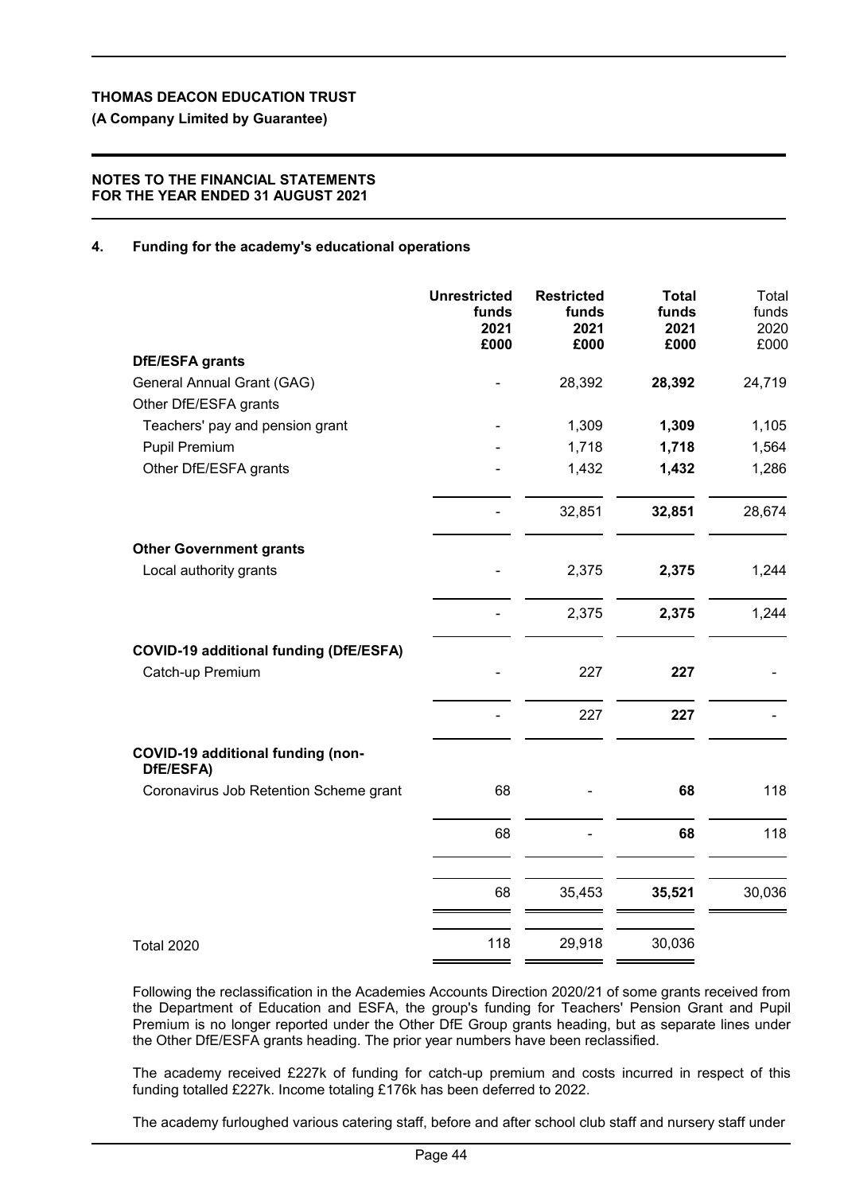**THOMAS DEACON EDUCATION TRUST**

**(A Company Limited by Guarantee)**

**NOTES TO THE FINANCIAL STATEMENTS FOR THE YEAR ENDED 31 AUGUST 2021**

## 4. Funding for the academy's educational operations

| | Unrestricted funds 2021 £000 | Restricted funds 2021 £000 | Total funds 2021 £000 | Total funds 2020 £000 |
|---|---|---|---|---|
| **DfE/ESFA grants** | | | | |
| General Annual Grant (GAG) | - | 28,392 | **28,392** | 24,719 |
| Other DfE/ESFA grants | | | | |
| Teachers' pay and pension grant | - | 1,309 | **1,309** | 1,105 |
| Pupil Premium | - | 1,718 | **1,718** | 1,564 |
| Other DfE/ESFA grants | - | 1,432 | **1,432** | 1,286 |
| | - | 32,851 | **32,851** | 28,674 |
| **Other Government grants** | | | | |
| Local authority grants | - | 2,375 | **2,375** | 1,244 |
| | - | 2,375 | **2,375** | 1,244 |
| **COVID-19 additional funding (DfE/ESFA)** | | | | |
| Catch-up Premium | - | 227 | **227** | - |
| | - | 227 | **227** | - |
| **COVID-19 additional funding (non-DfE/ESFA)** | | | | |
| Coronavirus Job Retention Scheme grant | 68 | - | **68** | 118 |
| | 68 | - | **68** | 118 |
| | 68 | 35,453 | **35,521** | 30,036 |
| Total 2020 | 118 | 29,918 | 30,036 | |

Following the reclassification in the Academies Accounts Direction 2020/21 of some grants received from the Department of Education and ESFA, the group's funding for Teachers' Pension Grant and Pupil Premium is no longer reported under the Other DfE Group grants heading, but as separate lines under the Other DfE/ESFA grants heading. The prior year numbers have been reclassified.

The academy received £227k of funding for catch-up premium and costs incurred in respect of this funding totalled £227k. Income totaling £176k has been deferred to 2022.

The academy furloughed various catering staff, before and after school club staff and nursery staff under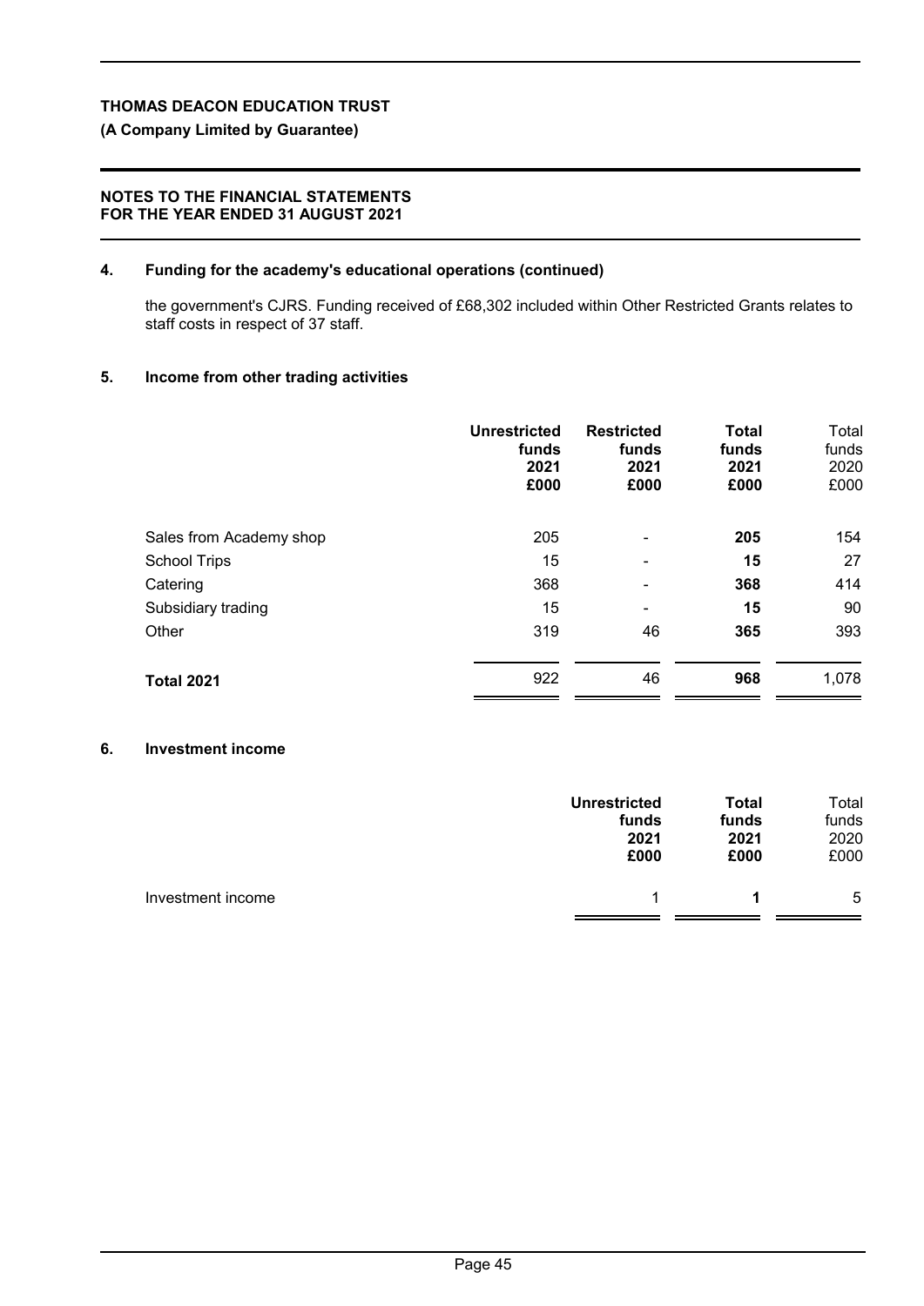**THOMAS DEACON EDUCATION TRUST**

**(A Company Limited by Guarantee)**

**NOTES TO THE FINANCIAL STATEMENTS FOR THE YEAR ENDED 31 AUGUST 2021**

## 4. Funding for the academy's educational operations (continued)

the government's CJRS. Funding received of £68,302 included within Other Restricted Grants relates to staff costs in respect of 37 staff.

## 5. Income from other trading activities

| | **Unrestricted funds 2021 £000** | **Restricted funds 2021 £000** | **Total funds 2021 £000** | Total funds 2020 £000 |
|---|---|---|---|---|
| Sales from Academy shop | 205 | - | **205** | 154 |
| School Trips | 15 | - | **15** | 27 |
| Catering | 368 | - | **368** | 414 |
| Subsidiary trading | 15 | - | **15** | 90 |
| Other | 319 | 46 | **365** | 393 |
| **Total 2021** | 922 | 46 | **968** | 1,078 |

## 6. Investment income

| | **Unrestricted funds 2021 £000** | **Total funds 2021 £000** | Total funds 2020 £000 |
|---|---|---|---|
| Investment income | 1 | **1** | 5 |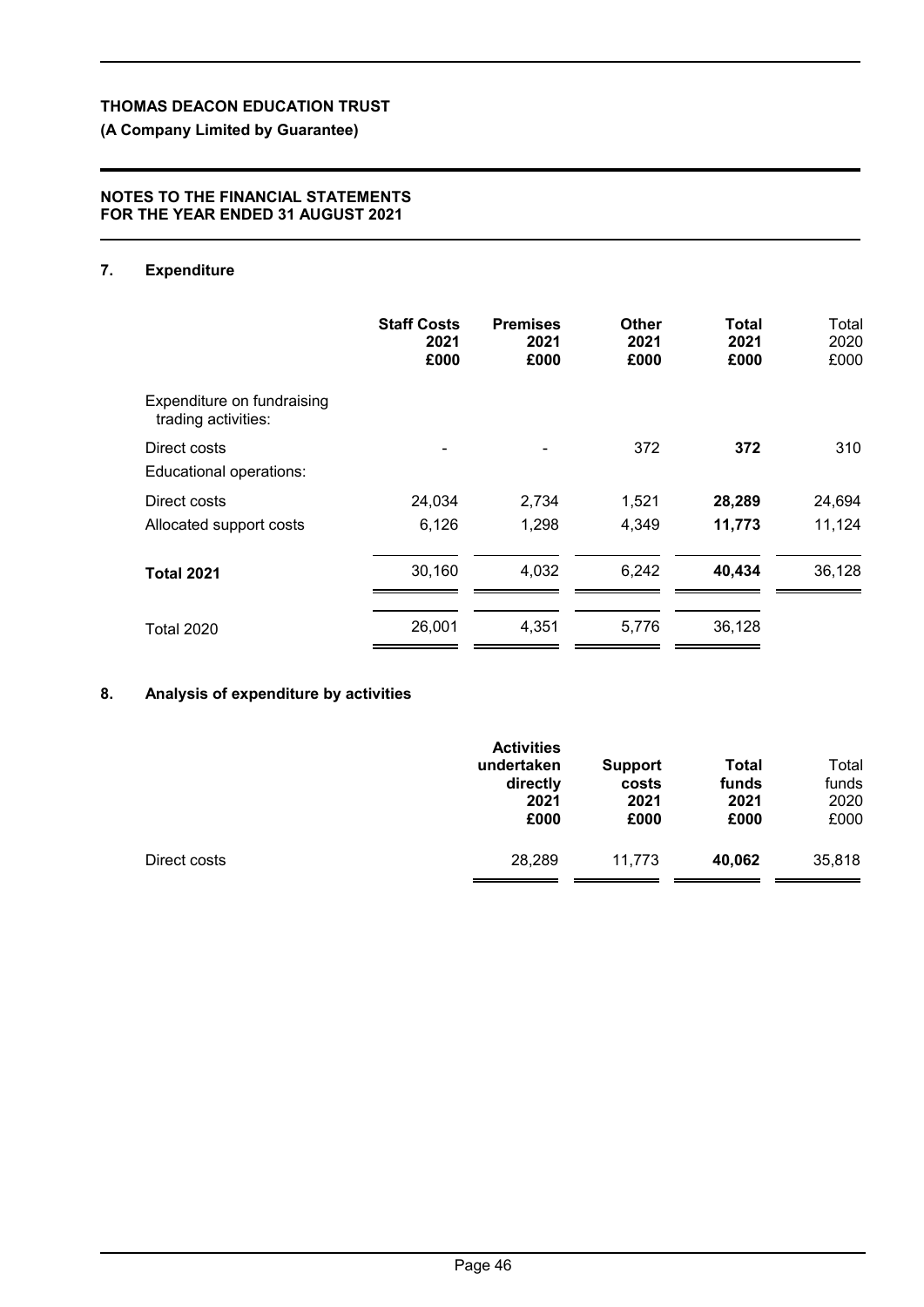**THOMAS DEACON EDUCATION TRUST**

**(A Company Limited by Guarantee)**

**NOTES TO THE FINANCIAL STATEMENTS FOR THE YEAR ENDED 31 AUGUST 2021**

## 7. Expenditure

| | **Staff Costs 2021 £000** | **Premises 2021 £000** | **Other 2021 £000** | **Total 2021 £000** | Total 2020 £000 |
|---|---|---|---|---|---|
| Expenditure on fundraising trading activities: | | | | | |
| Direct costs | - | - | 372 | **372** | 310 |
| Educational operations: | | | | | |
| Direct costs | 24,034 | 2,734 | 1,521 | **28,289** | 24,694 |
| Allocated support costs | 6,126 | 1,298 | 4,349 | **11,773** | 11,124 |
| **Total 2021** | 30,160 | 4,032 | 6,242 | **40,434** | 36,128 |
| Total 2020 | 26,001 | 4,351 | 5,776 | 36,128 | |

## 8. Analysis of expenditure by activities

| | **Activities undertaken directly 2021 £000** | **Support costs 2021 £000** | **Total funds 2021 £000** | Total funds 2020 £000 |
|---|---|---|---|---|
| Direct costs | 28,289 | 11,773 | **40,062** | 35,818 |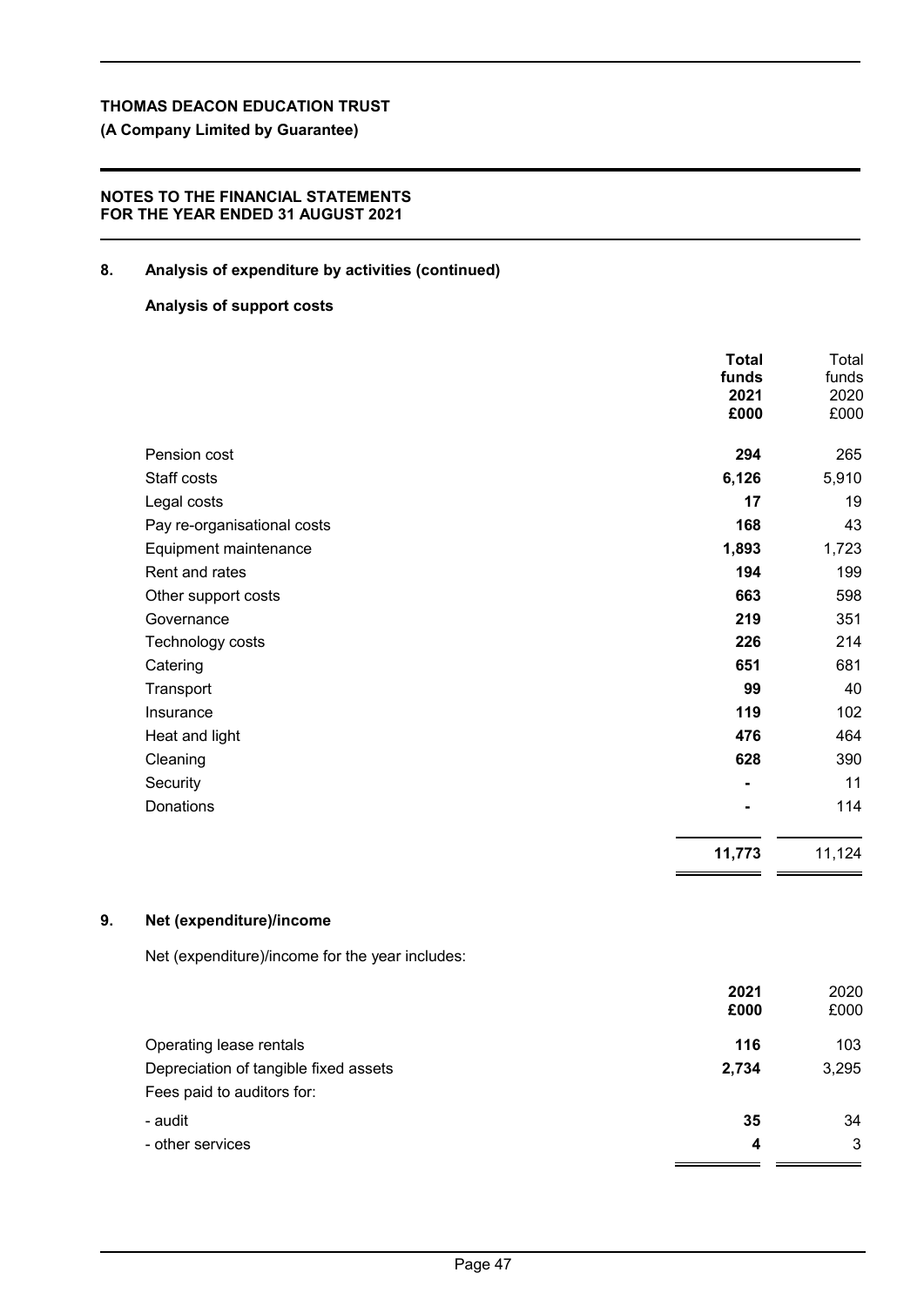**THOMAS DEACON EDUCATION TRUST**

**(A Company Limited by Guarantee)**

**NOTES TO THE FINANCIAL STATEMENTS**
**FOR THE YEAR ENDED 31 AUGUST 2021**

## 8. Analysis of expenditure by activities (continued)

### Analysis of support costs

| | **Total funds 2021 £000** | Total funds 2020 £000 |
|---|---|---|
| Pension cost | **294** | 265 |
| Staff costs | **6,126** | 5,910 |
| Legal costs | **17** | 19 |
| Pay re-organisational costs | **168** | 43 |
| Equipment maintenance | **1,893** | 1,723 |
| Rent and rates | **194** | 199 |
| Other support costs | **663** | 598 |
| Governance | **219** | 351 |
| Technology costs | **226** | 214 |
| Catering | **651** | 681 |
| Transport | **99** | 40 |
| Insurance | **119** | 102 |
| Heat and light | **476** | 464 |
| Cleaning | **628** | 390 |
| Security | **-** | 11 |
| Donations | **-** | 114 |
| | **11,773** | 11,124 |

## 9. Net (expenditure)/income

Net (expenditure)/income for the year includes:

| | **2021 £000** | 2020 £000 |
|---|---|---|
| Operating lease rentals | **116** | 103 |
| Depreciation of tangible fixed assets | **2,734** | 3,295 |
| Fees paid to auditors for: | | |
| - audit | **35** | 34 |
| - other services | **4** | 3 |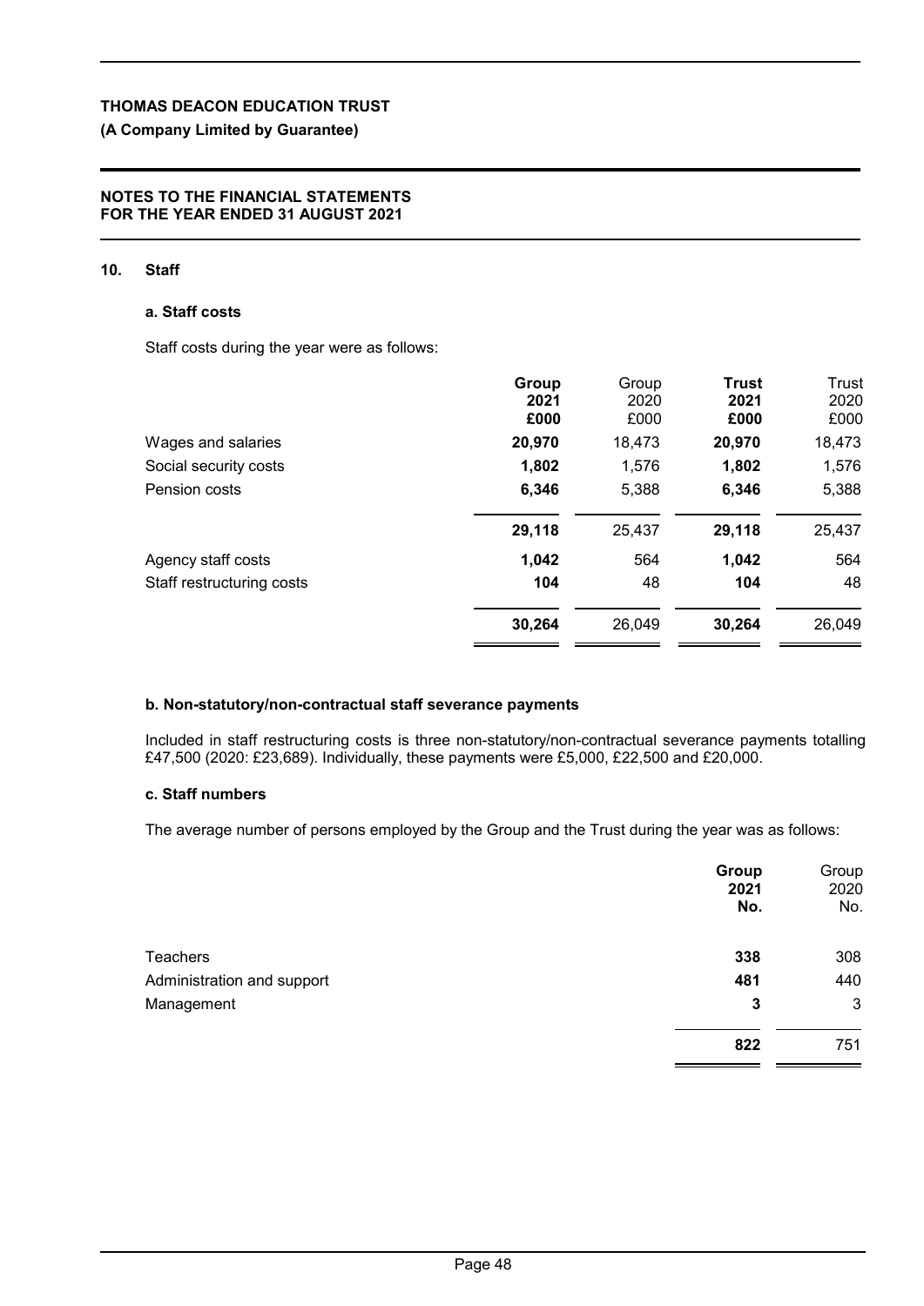**THOMAS DEACON EDUCATION TRUST**

**(A Company Limited by Guarantee)**

**NOTES TO THE FINANCIAL STATEMENTS FOR THE YEAR ENDED 31 AUGUST 2021**

## 10. Staff

### a. Staff costs

Staff costs during the year were as follows:

| | Group 2021 £000 | Group 2020 £000 | Trust 2021 £000 | Trust 2020 £000 |
|---|---|---|---|---|
| Wages and salaries | **20,970** | 18,473 | **20,970** | 18,473 |
| Social security costs | **1,802** | 1,576 | **1,802** | 1,576 |
| Pension costs | **6,346** | 5,388 | **6,346** | 5,388 |
| | **29,118** | 25,437 | **29,118** | 25,437 |
| Agency staff costs | **1,042** | 564 | **1,042** | 564 |
| Staff restructuring costs | **104** | 48 | **104** | 48 |
| | **30,264** | 26,049 | **30,264** | 26,049 |

### b. Non-statutory/non-contractual staff severance payments

Included in staff restructuring costs is three non-statutory/non-contractual severance payments totalling £47,500 (2020: £23,689). Individually, these payments were £5,000, £22,500 and £20,000.

### c. Staff numbers

The average number of persons employed by the Group and the Trust during the year was as follows:

| | Group 2021 No. | Group 2020 No. |
|---|---|---|
| Teachers | **338** | 308 |
| Administration and support | **481** | 440 |
| Management | **3** | 3 |
| | **822** | 751 |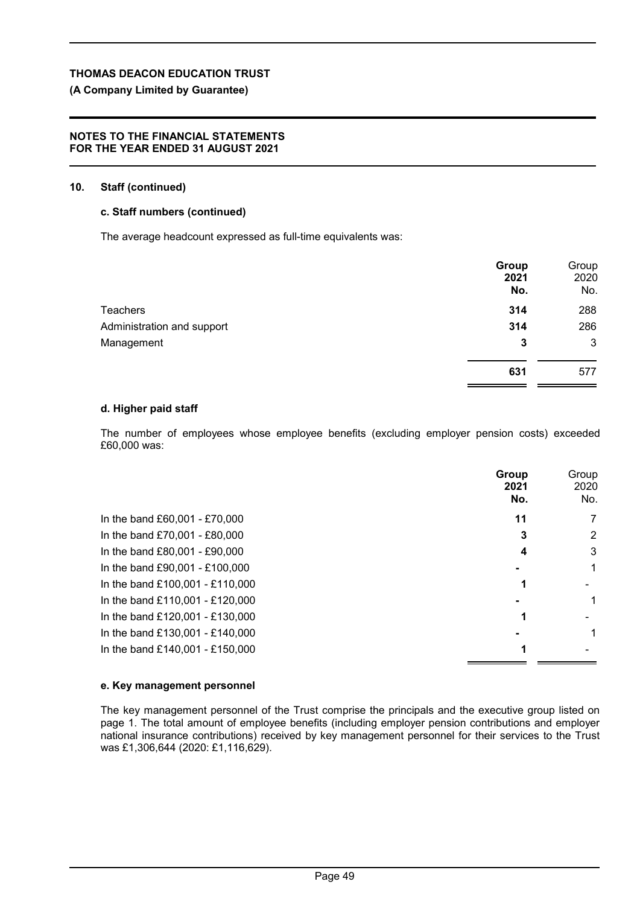## 10. Staff (continued)

### c. Staff numbers (continued)

The average headcount expressed as full-time equivalents was:

| | Group 2021 No. | Group 2020 No. |
|---|---|---|
| Teachers | **314** | 288 |
| Administration and support | **314** | 286 |
| Management | **3** | 3 |
| | **631** | 577 |

### d. Higher paid staff

The number of employees whose employee benefits (excluding employer pension costs) exceeded £60,000 was:

| | Group 2021 No. | Group 2020 No. |
|---|---|---|
| In the band £60,001 - £70,000 | **11** | 7 |
| In the band £70,001 - £80,000 | **3** | 2 |
| In the band £80,001 - £90,000 | **4** | 3 |
| In the band £90,001 - £100,000 | **-** | 1 |
| In the band £100,001 - £110,000 | **1** | - |
| In the band £110,001 - £120,000 | **-** | 1 |
| In the band £120,001 - £130,000 | **1** | - |
| In the band £130,001 - £140,000 | **-** | 1 |
| In the band £140,001 - £150,000 | **1** | - |

### e. Key management personnel

The key management personnel of the Trust comprise the principals and the executive group listed on page 1. The total amount of employee benefits (including employer pension contributions and employer national insurance contributions) received by key management personnel for their services to the Trust was £1,306,644 (2020: £1,116,629).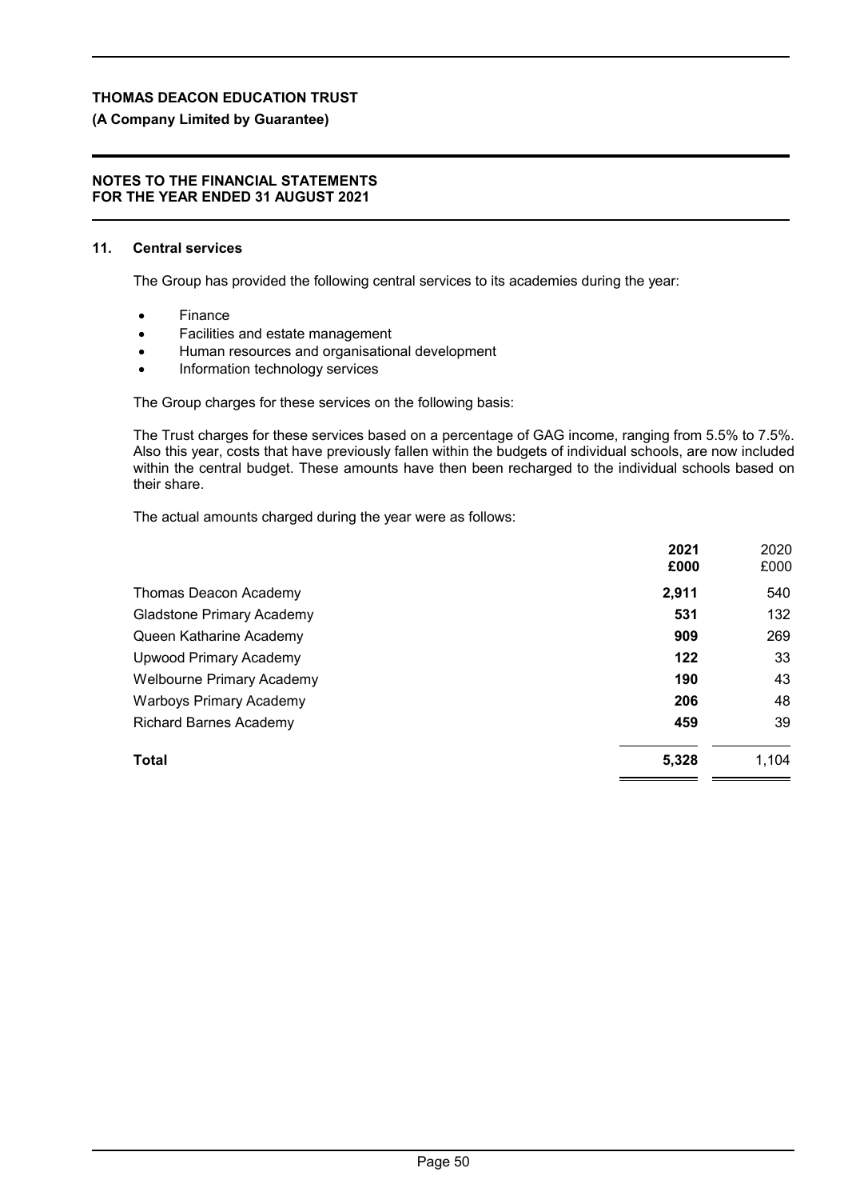## 11. Central services

The Group has provided the following central services to its academies during the year:

- Finance
- Facilities and estate management
- Human resources and organisational development
- Information technology services

The Group charges for these services on the following basis:

The Trust charges for these services based on a percentage of GAG income, ranging from 5.5% to 7.5%. Also this year, costs that have previously fallen within the budgets of individual schools, are now included within the central budget. These amounts have then been recharged to the individual schools based on their share.

The actual amounts charged during the year were as follows:

| | **2021** **£000** | 2020 £000 |
|---|---|---|
| Thomas Deacon Academy | **2,911** | 540 |
| Gladstone Primary Academy | **531** | 132 |
| Queen Katharine Academy | **909** | 269 |
| Upwood Primary Academy | **122** | 33 |
| Welbourne Primary Academy | **190** | 43 |
| Warboys Primary Academy | **206** | 48 |
| Richard Barnes Academy | **459** | 39 |
| **Total** | **5,328** | 1,104 |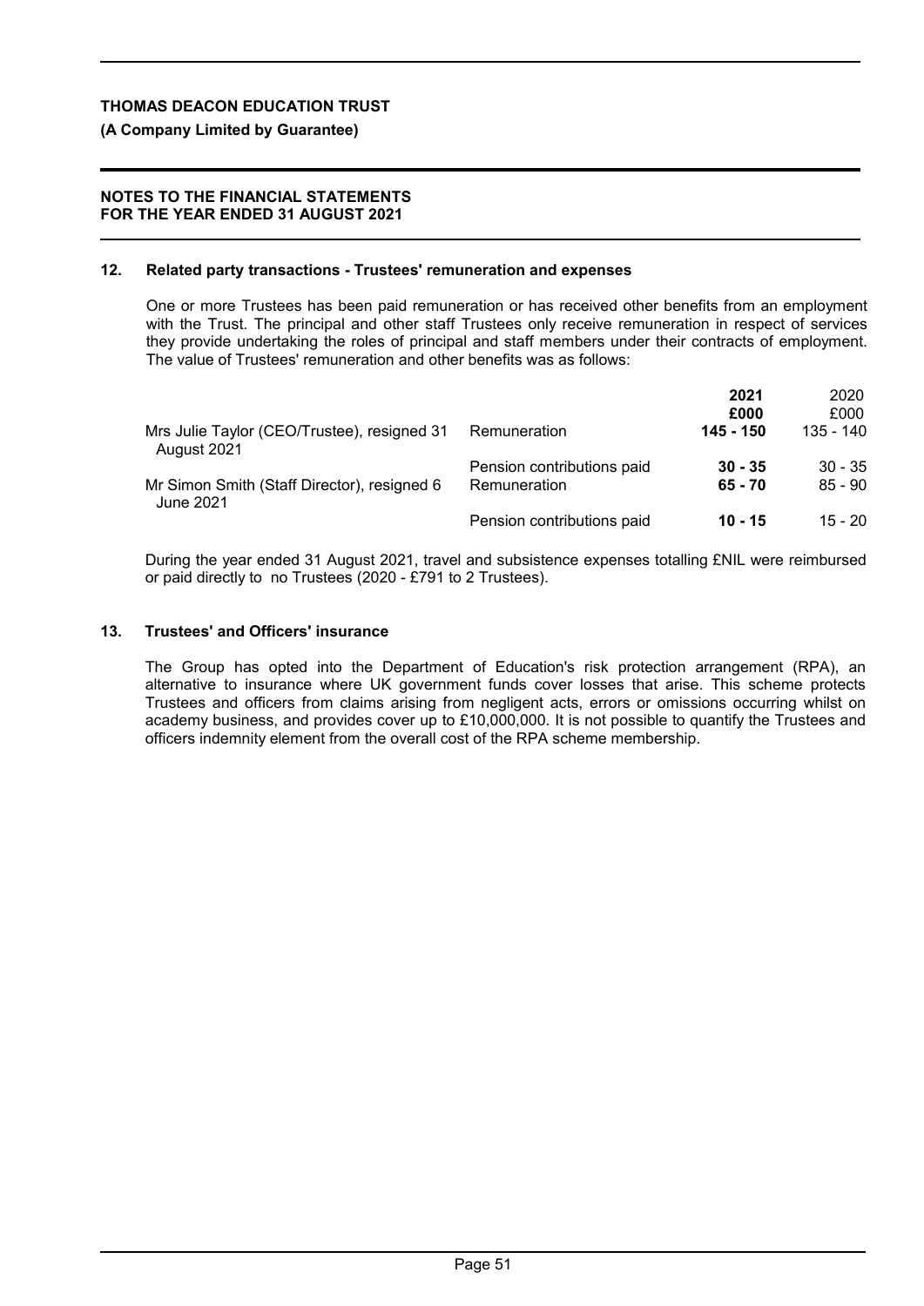## 12. Related party transactions - Trustees' remuneration and expenses

One or more Trustees has been paid remuneration or has received other benefits from an employment with the Trust. The principal and other staff Trustees only receive remuneration in respect of services they provide undertaking the roles of principal and staff members under their contracts of employment. The value of Trustees' remuneration and other benefits was as follows:

| | | **2021** | 2020 |
|---|---|---|---|
| | | **£000** | £000 |
| Mrs Julie Taylor (CEO/Trustee), resigned 31 August 2021 | Remuneration | **145 - 150** | 135 - 140 |
| | Pension contributions paid | **30 - 35** | 30 - 35 |
| Mr Simon Smith (Staff Director), resigned 6 June 2021 | Remuneration | **65 - 70** | 85 - 90 |
| | Pension contributions paid | **10 - 15** | 15 - 20 |

During the year ended 31 August 2021, travel and subsistence expenses totalling £NIL were reimbursed or paid directly to no Trustees (2020 - £791 to 2 Trustees).

## 13. Trustees' and Officers' insurance

The Group has opted into the Department of Education's risk protection arrangement (RPA), an alternative to insurance where UK government funds cover losses that arise. This scheme protects Trustees and officers from claims arising from negligent acts, errors or omissions occurring whilst on academy business, and provides cover up to £10,000,000. It is not possible to quantify the Trustees and officers indemnity element from the overall cost of the RPA scheme membership.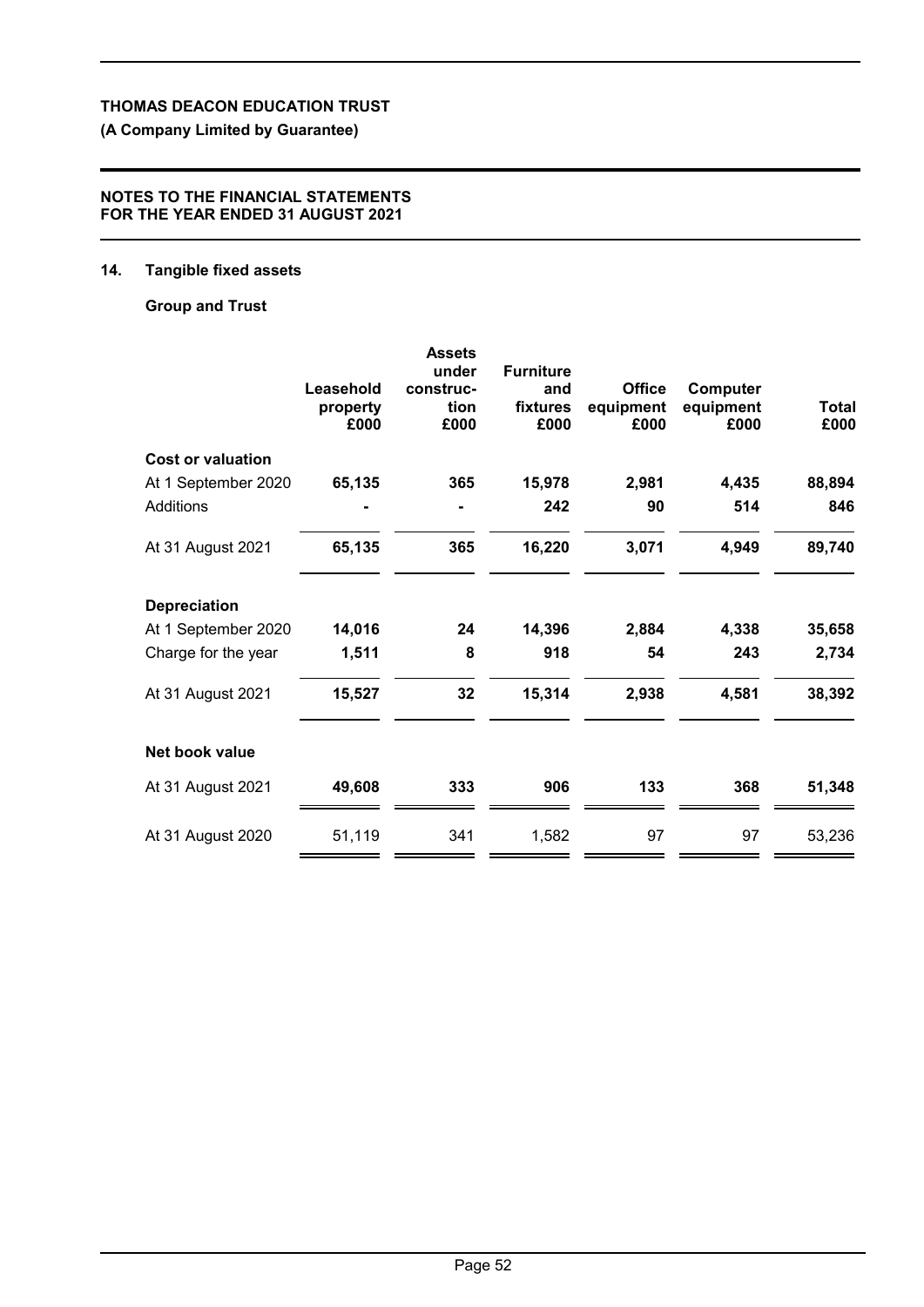**THOMAS DEACON EDUCATION TRUST**

**(A Company Limited by Guarantee)**

**NOTES TO THE FINANCIAL STATEMENTS FOR THE YEAR ENDED 31 AUGUST 2021**

## 14. Tangible fixed assets

**Group and Trust**

| | Leasehold property £000 | Assets under construction £000 | Furniture and fixtures £000 | Office equipment £000 | Computer equipment £000 | Total £000 |
|---|---|---|---|---|---|---|
| **Cost or valuation** | | | | | | |
| At 1 September 2020 | **65,135** | **365** | **15,978** | **2,981** | **4,435** | **88,894** |
| Additions | **-** | **-** | **242** | **90** | **514** | **846** |
| At 31 August 2021 | **65,135** | **365** | **16,220** | **3,071** | **4,949** | **89,740** |
| **Depreciation** | | | | | | |
| At 1 September 2020 | **14,016** | **24** | **14,396** | **2,884** | **4,338** | **35,658** |
| Charge for the year | **1,511** | **8** | **918** | **54** | **243** | **2,734** |
| At 31 August 2021 | **15,527** | **32** | **15,314** | **2,938** | **4,581** | **38,392** |
| **Net book value** | | | | | | |
| At 31 August 2021 | **49,608** | **333** | **906** | **133** | **368** | **51,348** |
| At 31 August 2020 | 51,119 | 341 | 1,582 | 97 | 97 | 53,236 |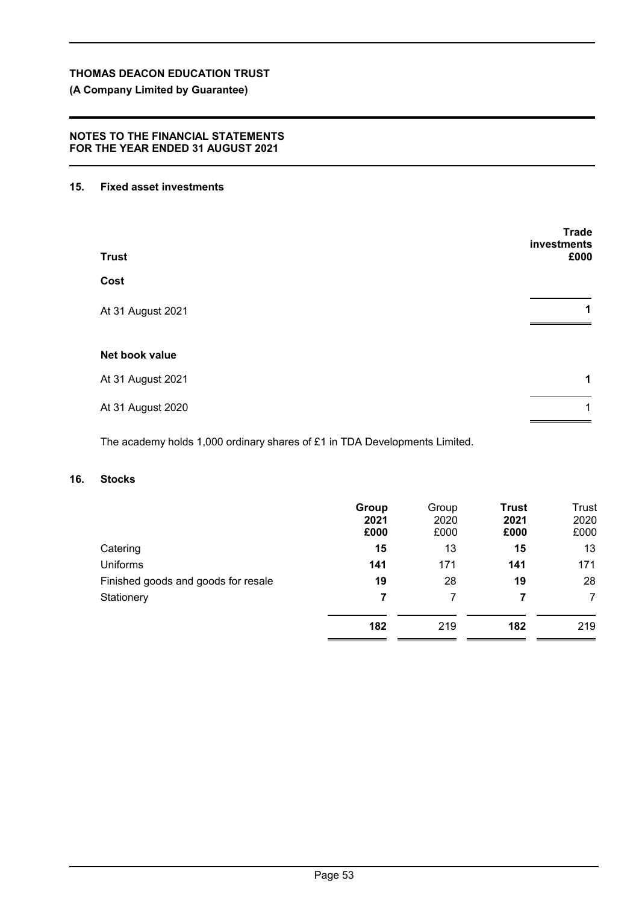**THOMAS DEACON EDUCATION TRUST**

**(A Company Limited by Guarantee)**

**NOTES TO THE FINANCIAL STATEMENTS FOR THE YEAR ENDED 31 AUGUST 2021**

## 15. Fixed asset investments

| Trust | Trade investments £000 |
|---|---|
| **Cost** | |
| At 31 August 2021 | **1** |
| | |
| **Net book value** | |
| At 31 August 2021 | **1** |
| At 31 August 2020 | 1 |

The academy holds 1,000 ordinary shares of £1 in TDA Developments Limited.

## 16. Stocks

| | Group 2021 £000 | Group 2020 £000 | Trust 2021 £000 | Trust 2020 £000 |
|---|---|---|---|---|
| Catering | **15** | 13 | **15** | 13 |
| Uniforms | **141** | 171 | **141** | 171 |
| Finished goods and goods for resale | **19** | 28 | **19** | 28 |
| Stationery | **7** | 7 | **7** | 7 |
| | **182** | 219 | **182** | 219 |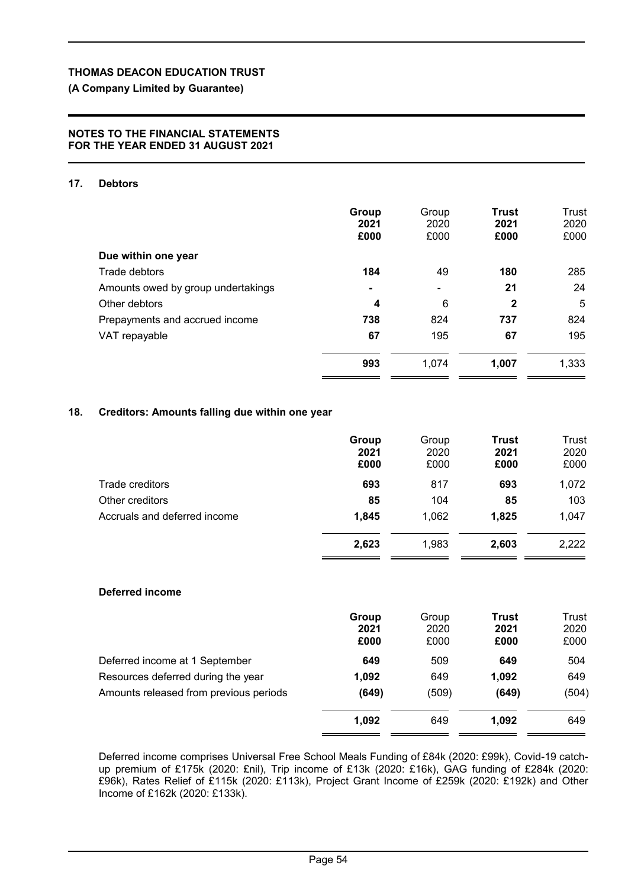**THOMAS DEACON EDUCATION TRUST**

**(A Company Limited by Guarantee)**

**NOTES TO THE FINANCIAL STATEMENTS**
**FOR THE YEAR ENDED 31 AUGUST 2021**

## 17. Debtors

| | **Group 2021 £000** | Group 2020 £000 | **Trust 2021 £000** | Trust 2020 £000 |
|---|---|---|---|---|
| **Due within one year** | | | | |
| Trade debtors | **184** | 49 | **180** | 285 |
| Amounts owed by group undertakings | **-** | - | **21** | 24 |
| Other debtors | **4** | 6 | **2** | 5 |
| Prepayments and accrued income | **738** | 824 | **737** | 824 |
| VAT repayable | **67** | 195 | **67** | 195 |
| | **993** | 1,074 | **1,007** | 1,333 |

## 18. Creditors: Amounts falling due within one year

| | **Group 2021 £000** | Group 2020 £000 | **Trust 2021 £000** | Trust 2020 £000 |
|---|---|---|---|---|
| Trade creditors | **693** | 817 | **693** | 1,072 |
| Other creditors | **85** | 104 | **85** | 103 |
| Accruals and deferred income | **1,845** | 1,062 | **1,825** | 1,047 |
| | **2,623** | 1,983 | **2,603** | 2,222 |

**Deferred income**

| | **Group 2021 £000** | Group 2020 £000 | **Trust 2021 £000** | Trust 2020 £000 |
|---|---|---|---|---|
| Deferred income at 1 September | **649** | 509 | **649** | 504 |
| Resources deferred during the year | **1,092** | 649 | **1,092** | 649 |
| Amounts released from previous periods | **(649)** | (509) | **(649)** | (504) |
| | **1,092** | 649 | **1,092** | 649 |

Deferred income comprises Universal Free School Meals Funding of £84k (2020: £99k), Covid-19 catch-up premium of £175k (2020: £nil), Trip income of £13k (2020: £16k), GAG funding of £284k (2020: £96k), Rates Relief of £115k (2020: £113k), Project Grant Income of £259k (2020: £192k) and Other Income of £162k (2020: £133k).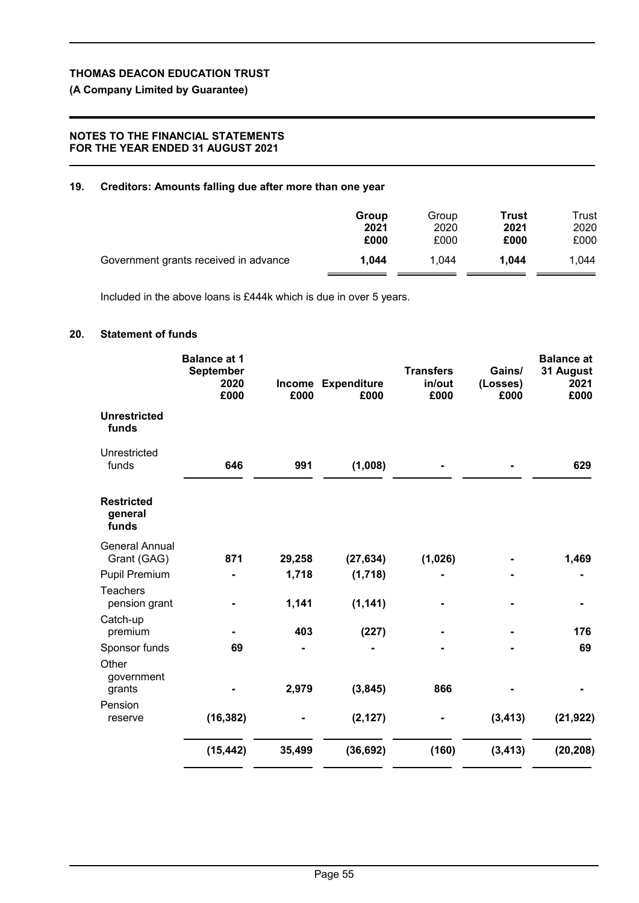## 19. Creditors: Amounts falling due after more than one year

| | **Group 2021 £000** | Group 2020 £000 | **Trust 2021 £000** | Trust 2020 £000 |
|---|---|---|---|---|
| Government grants received in advance | **1,044** | 1,044 | **1,044** | 1,044 |

Included in the above loans is £444k which is due in over 5 years.

## 20. Statement of funds

| | **Balance at 1 September 2020 £000** | **Income £000** | **Expenditure £000** | **Transfers in/out £000** | **Gains/ (Losses) £000** | **Balance at 31 August 2021 £000** |
|---|---|---|---|---|---|---|
| **Unrestricted funds** | | | | | | |
| Unrestricted funds | **646** | **991** | **(1,008)** | **-** | **-** | **629** |
| **Restricted general funds** | | | | | | |
| General Annual Grant (GAG) | **871** | **29,258** | **(27,634)** | **(1,026)** | **-** | **1,469** |
| Pupil Premium | **-** | **1,718** | **(1,718)** | **-** | **-** | **-** |
| Teachers pension grant | **-** | **1,141** | **(1,141)** | **-** | **-** | **-** |
| Catch-up premium | **-** | **403** | **(227)** | **-** | **-** | **176** |
| Sponsor funds | **69** | **-** | **-** | **-** | **-** | **69** |
| Other government grants | **-** | **2,979** | **(3,845)** | **866** | **-** | **-** |
| Pension reserve | **(16,382)** | **-** | **(2,127)** | **-** | **(3,413)** | **(21,922)** |
| | **(15,442)** | **35,499** | **(36,692)** | **(160)** | **(3,413)** | **(20,208)** |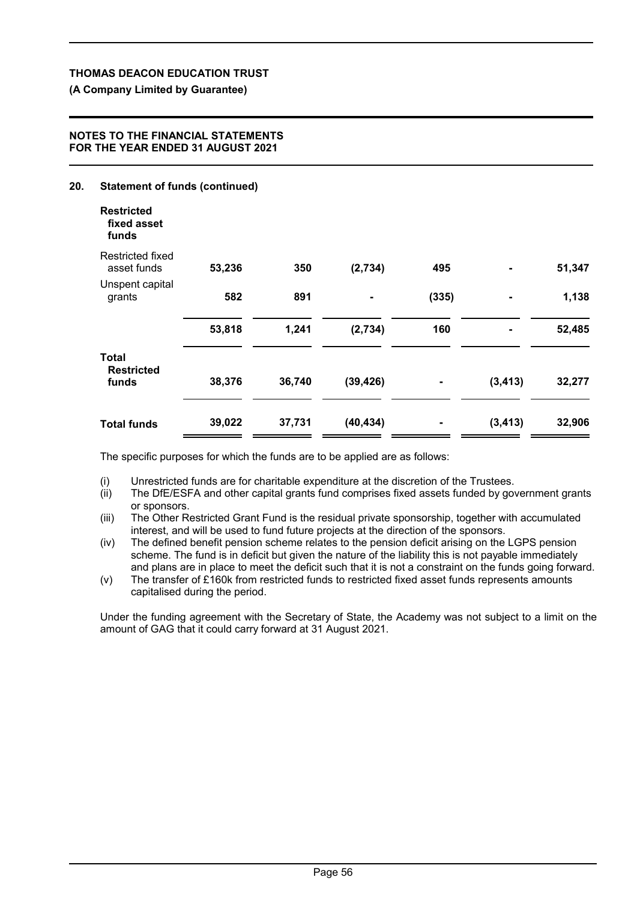**THOMAS DEACON EDUCATION TRUST**

**(A Company Limited by Guarantee)**

**NOTES TO THE FINANCIAL STATEMENTS FOR THE YEAR ENDED 31 AUGUST 2021**

## 20. Statement of funds (continued)

| | | | | | | |
|---|---|---|---|---|---|---|
| **Restricted fixed asset funds** | | | | | | |
| Restricted fixed asset funds | **53,236** | **350** | **(2,734)** | **495** | **-** | **51,347** |
| Unspent capital grants | **582** | **891** | **-** | **(335)** | **-** | **1,138** |
| | **53,818** | **1,241** | **(2,734)** | **160** | **-** | **52,485** |
| **Total Restricted funds** | **38,376** | **36,740** | **(39,426)** | **-** | **(3,413)** | **32,277** |
| **Total funds** | **39,022** | **37,731** | **(40,434)** | **-** | **(3,413)** | **32,906** |

The specific purposes for which the funds are to be applied are as follows:

(i) Unrestricted funds are for charitable expenditure at the discretion of the Trustees.
(ii) The DfE/ESFA and other capital grants fund comprises fixed assets funded by government grants or sponsors.
(iii) The Other Restricted Grant Fund is the residual private sponsorship, together with accumulated interest, and will be used to fund future projects at the direction of the sponsors.
(iv) The defined benefit pension scheme relates to the pension deficit arising on the LGPS pension scheme. The fund is in deficit but given the nature of the liability this is not payable immediately and plans are in place to meet the deficit such that it is not a constraint on the funds going forward.
(v) The transfer of £160k from restricted funds to restricted fixed asset funds represents amounts capitalised during the period.

Under the funding agreement with the Secretary of State, the Academy was not subject to a limit on the amount of GAG that it could carry forward at 31 August 2021.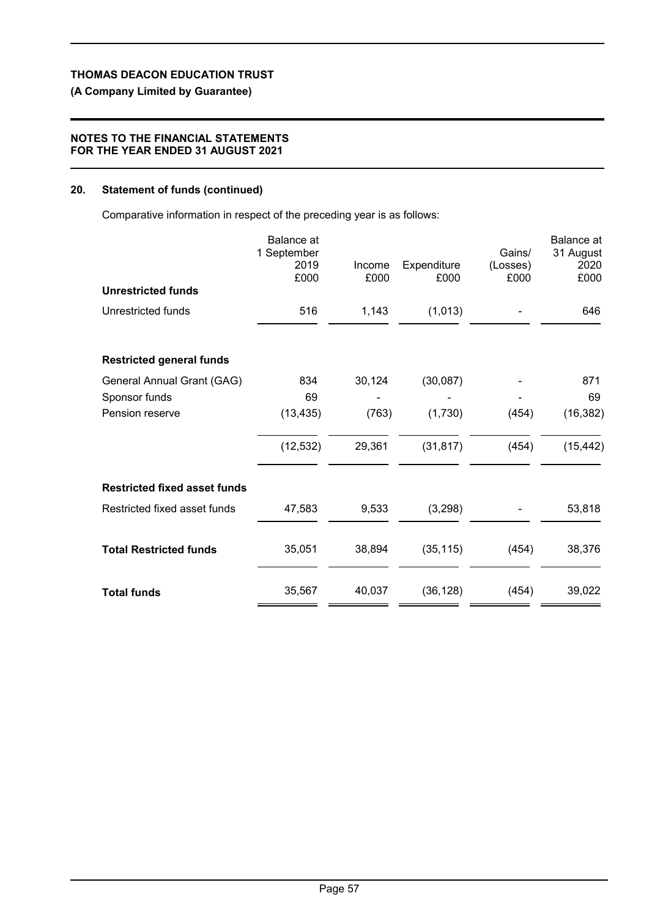**THOMAS DEACON EDUCATION TRUST**

**(A Company Limited by Guarantee)**

**NOTES TO THE FINANCIAL STATEMENTS**
**FOR THE YEAR ENDED 31 AUGUST 2021**

## 20. Statement of funds (continued)

Comparative information in respect of the preceding year is as follows:

| | Balance at 1 September 2019 £000 | Income £000 | Expenditure £000 | Gains/ (Losses) £000 | Balance at 31 August 2020 £000 |
|---|---|---|---|---|---|
| **Unrestricted funds** | | | | | |
| Unrestricted funds | 516 | 1,143 | (1,013) | - | 646 |
| **Restricted general funds** | | | | | |
| General Annual Grant (GAG) | 834 | 30,124 | (30,087) | - | 871 |
| Sponsor funds | 69 | - | - | - | 69 |
| Pension reserve | (13,435) | (763) | (1,730) | (454) | (16,382) |
| | (12,532) | 29,361 | (31,817) | (454) | (15,442) |
| **Restricted fixed asset funds** | | | | | |
| Restricted fixed asset funds | 47,583 | 9,533 | (3,298) | - | 53,818 |
| **Total Restricted funds** | 35,051 | 38,894 | (35,115) | (454) | 38,376 |
| **Total funds** | 35,567 | 40,037 | (36,128) | (454) | 39,022 |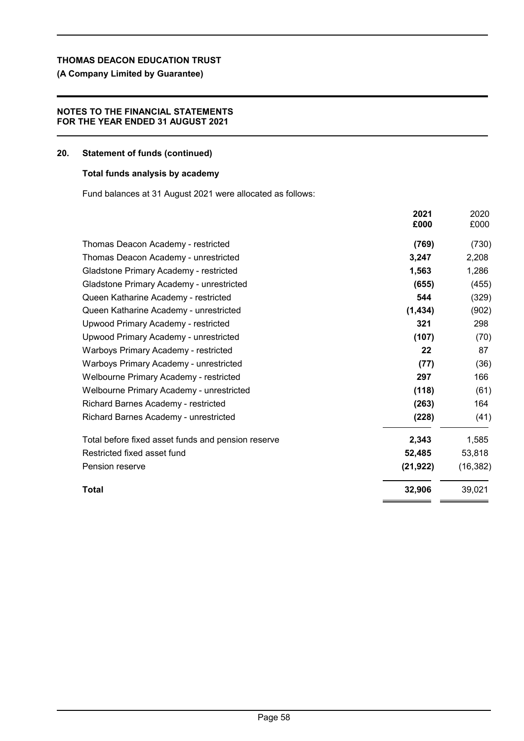**THOMAS DEACON EDUCATION TRUST**

**(A Company Limited by Guarantee)**

**NOTES TO THE FINANCIAL STATEMENTS**
**FOR THE YEAR ENDED 31 AUGUST 2021**

## 20. Statement of funds (continued)

### Total funds analysis by academy

Fund balances at 31 August 2021 were allocated as follows:

| | **2021** | 2020 |
|---|---|---|
| | **£000** | £000 |
| Thomas Deacon Academy - restricted | **(769)** | (730) |
| Thomas Deacon Academy - unrestricted | **3,247** | 2,208 |
| Gladstone Primary Academy - restricted | **1,563** | 1,286 |
| Gladstone Primary Academy - unrestricted | **(655)** | (455) |
| Queen Katharine Academy - restricted | **544** | (329) |
| Queen Katharine Academy - unrestricted | **(1,434)** | (902) |
| Upwood Primary Academy - restricted | **321** | 298 |
| Upwood Primary Academy - unrestricted | **(107)** | (70) |
| Warboys Primary Academy - restricted | **22** | 87 |
| Warboys Primary Academy - unrestricted | **(77)** | (36) |
| Welbourne Primary Academy - restricted | **297** | 166 |
| Welbourne Primary Academy - unrestricted | **(118)** | (61) |
| Richard Barnes Academy - restricted | **(263)** | 164 |
| Richard Barnes Academy - unrestricted | **(228)** | (41) |
| Total before fixed asset funds and pension reserve | **2,343** | 1,585 |
| Restricted fixed asset fund | **52,485** | 53,818 |
| Pension reserve | **(21,922)** | (16,382) |
| **Total** | **32,906** | 39,021 |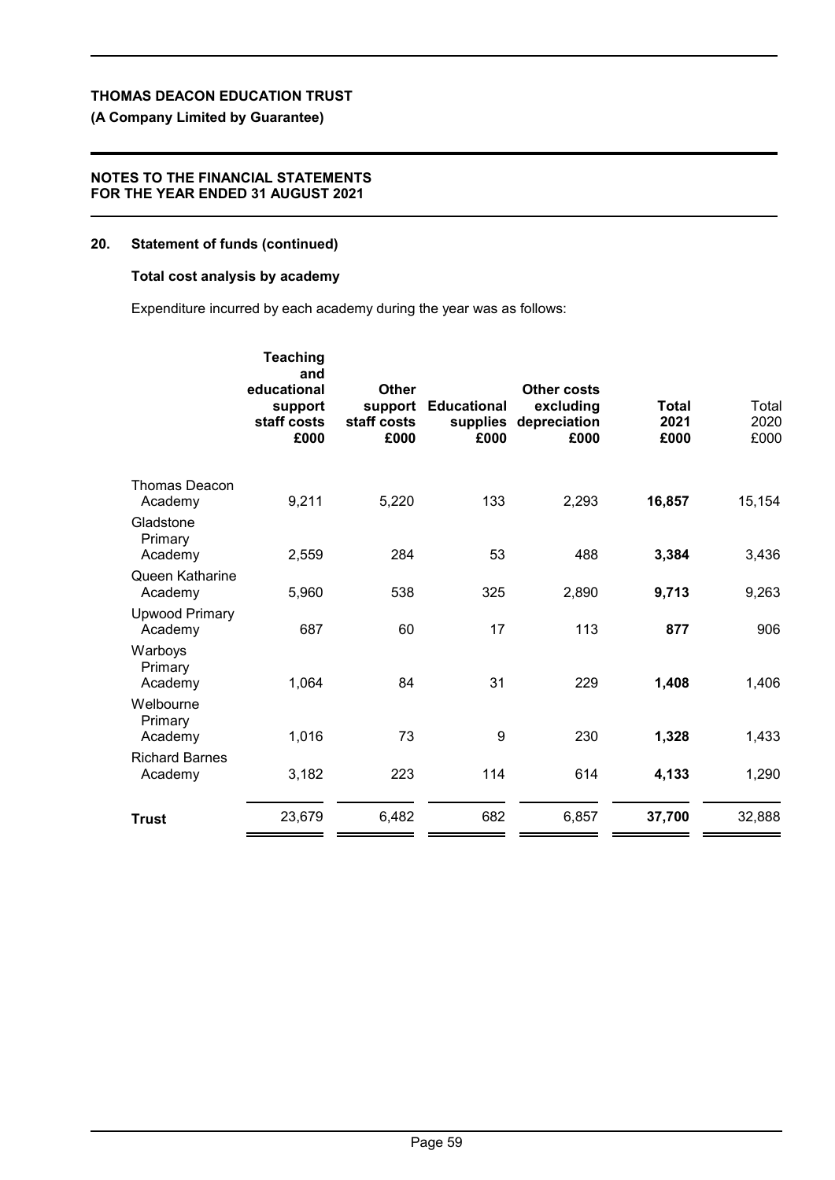## 20. Statement of funds (continued)

### Total cost analysis by academy

Expenditure incurred by each academy during the year was as follows:

| | Teaching and educational support staff costs £000 | Other support staff costs £000 | Educational supplies £000 | Other costs excluding depreciation £000 | Total 2021 £000 | Total 2020 £000 |
|---|---|---|---|---|---|---|
| Thomas Deacon Academy | 9,211 | 5,220 | 133 | 2,293 | **16,857** | 15,154 |
| Gladstone Primary Academy | 2,559 | 284 | 53 | 488 | **3,384** | 3,436 |
| Queen Katharine Academy | 5,960 | 538 | 325 | 2,890 | **9,713** | 9,263 |
| Upwood Primary Academy | 687 | 60 | 17 | 113 | **877** | 906 |
| Warboys Primary Academy | 1,064 | 84 | 31 | 229 | **1,408** | 1,406 |
| Welbourne Primary Academy | 1,016 | 73 | 9 | 230 | **1,328** | 1,433 |
| Richard Barnes Academy | 3,182 | 223 | 114 | 614 | **4,133** | 1,290 |
| **Trust** | 23,679 | 6,482 | 682 | 6,857 | **37,700** | 32,888 |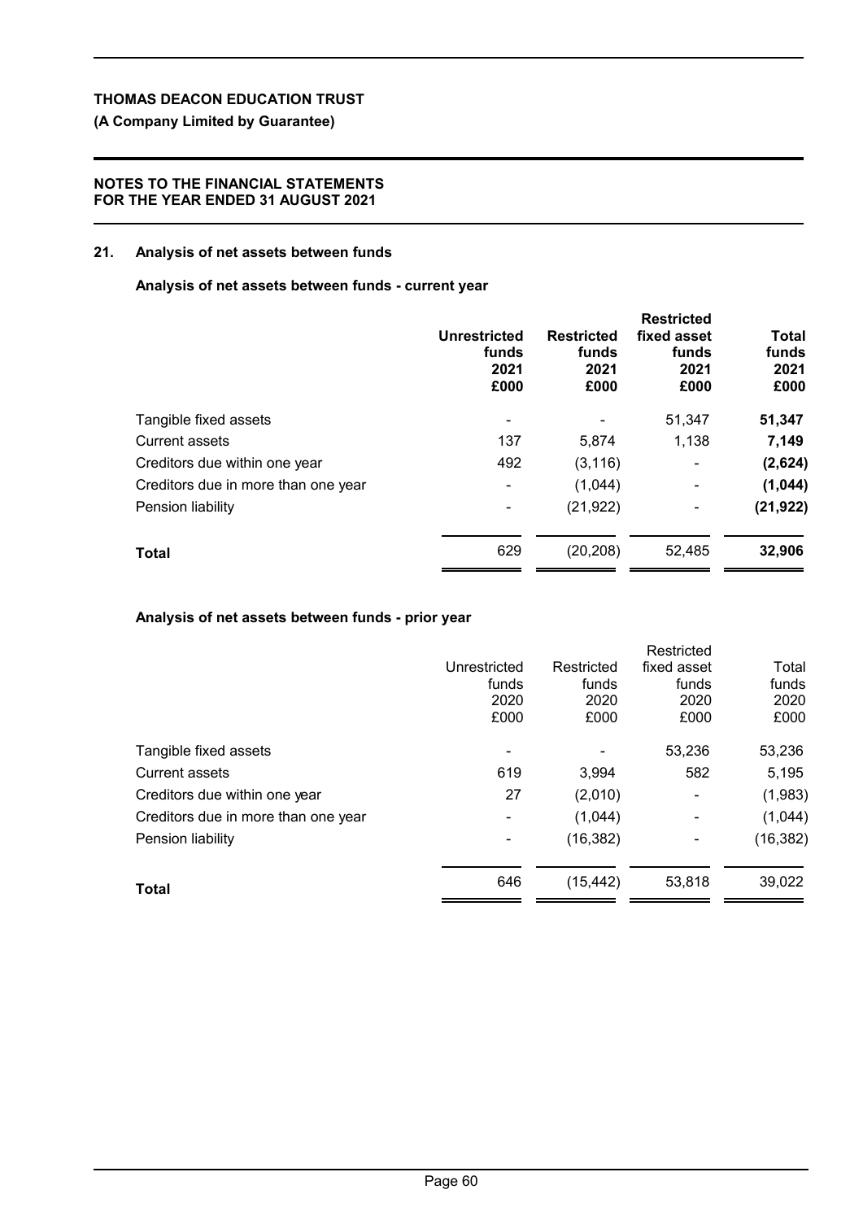**THOMAS DEACON EDUCATION TRUST**

**(A Company Limited by Guarantee)**

**NOTES TO THE FINANCIAL STATEMENTS FOR THE YEAR ENDED 31 AUGUST 2021**

## 21. Analysis of net assets between funds

### Analysis of net assets between funds - current year

| | **Unrestricted funds 2021 £000** | **Restricted funds 2021 £000** | **Restricted fixed asset funds 2021 £000** | **Total funds 2021 £000** |
|---|---|---|---|---|
| Tangible fixed assets | - | - | 51,347 | **51,347** |
| Current assets | 137 | 5,874 | 1,138 | **7,149** |
| Creditors due within one year | 492 | (3,116) | - | **(2,624)** |
| Creditors due in more than one year | - | (1,044) | - | **(1,044)** |
| Pension liability | - | (21,922) | - | **(21,922)** |
| **Total** | 629 | (20,208) | 52,485 | **32,906** |

### Analysis of net assets between funds - prior year

| | Unrestricted funds 2020 £000 | Restricted funds 2020 £000 | Restricted fixed asset funds 2020 £000 | Total funds 2020 £000 |
|---|---|---|---|---|
| Tangible fixed assets | - | - | 53,236 | 53,236 |
| Current assets | 619 | 3,994 | 582 | 5,195 |
| Creditors due within one year | 27 | (2,010) | - | (1,983) |
| Creditors due in more than one year | - | (1,044) | - | (1,044) |
| Pension liability | - | (16,382) | - | (16,382) |
| **Total** | 646 | (15,442) | 53,818 | 39,022 |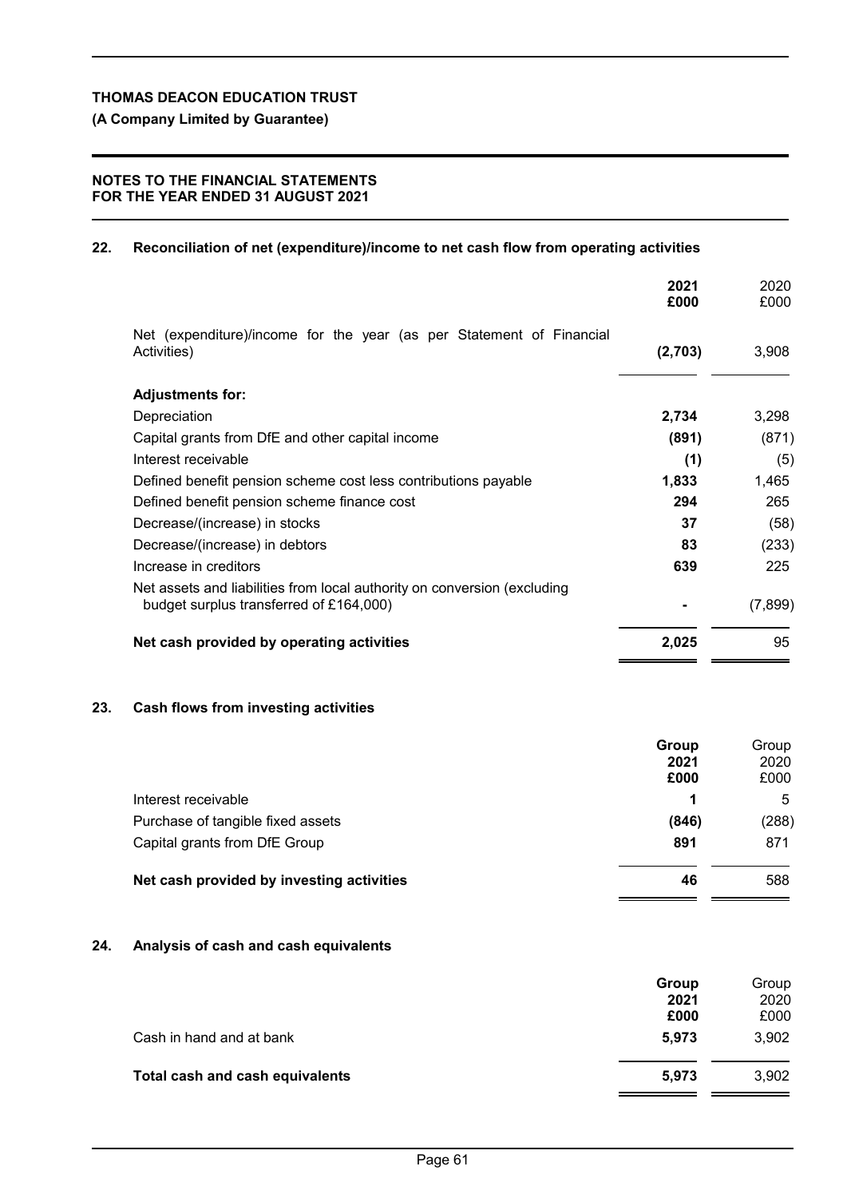**THOMAS DEACON EDUCATION TRUST**

**(A Company Limited by Guarantee)**

**NOTES TO THE FINANCIAL STATEMENTS**
**FOR THE YEAR ENDED 31 AUGUST 2021**

## 22. Reconciliation of net (expenditure)/income to net cash flow from operating activities

| | 2021 £000 | 2020 £000 |
|---|---|---|
| Net (expenditure)/income for the year (as per Statement of Financial Activities) | **(2,703)** | 3,908 |
| **Adjustments for:** | | |
| Depreciation | **2,734** | 3,298 |
| Capital grants from DfE and other capital income | **(891)** | (871) |
| Interest receivable | **(1)** | (5) |
| Defined benefit pension scheme cost less contributions payable | **1,833** | 1,465 |
| Defined benefit pension scheme finance cost | **294** | 265 |
| Decrease/(increase) in stocks | **37** | (58) |
| Decrease/(increase) in debtors | **83** | (233) |
| Increase in creditors | **639** | 225 |
| Net assets and liabilities from local authority on conversion (excluding budget surplus transferred of £164,000) | **-** | (7,899) |
| **Net cash provided by operating activities** | **2,025** | 95 |

## 23. Cash flows from investing activities

| | Group 2021 £000 | Group 2020 £000 |
|---|---|---|
| Interest receivable | **1** | 5 |
| Purchase of tangible fixed assets | **(846)** | (288) |
| Capital grants from DfE Group | **891** | 871 |
| **Net cash provided by investing activities** | **46** | 588 |

## 24. Analysis of cash and cash equivalents

| | Group 2021 £000 | Group 2020 £000 |
|---|---|---|
| Cash in hand and at bank | **5,973** | 3,902 |
| **Total cash and cash equivalents** | **5,973** | 3,902 |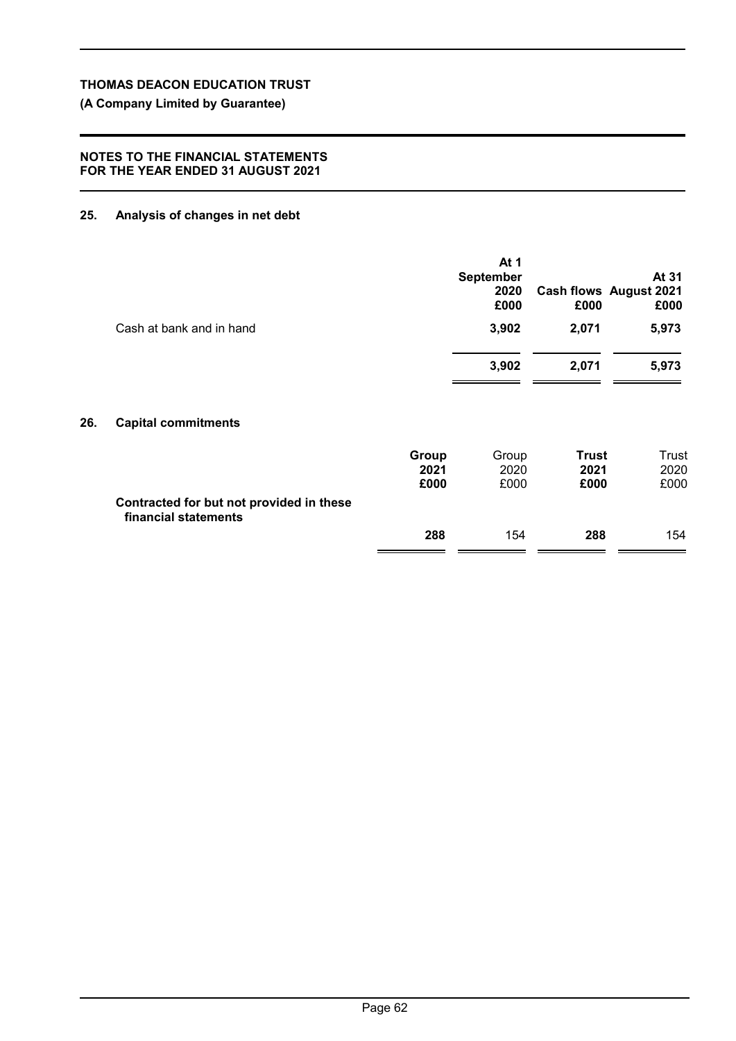**THOMAS DEACON EDUCATION TRUST**

**(A Company Limited by Guarantee)**

**NOTES TO THE FINANCIAL STATEMENTS FOR THE YEAR ENDED 31 AUGUST 2021**

## 25. Analysis of changes in net debt

| | At 1 September 2020 £000 | Cash flows £000 | At 31 August 2021 £000 |
|---|---|---|---|
| Cash at bank and in hand | **3,902** | **2,071** | **5,973** |
| | **3,902** | **2,071** | **5,973** |

## 26. Capital commitments

| | Group 2021 £000 | Group 2020 £000 | Trust 2021 £000 | Trust 2020 £000 |
|---|---|---|---|---|
| **Contracted for but not provided in these financial statements** | **288** | 154 | **288** | 154 |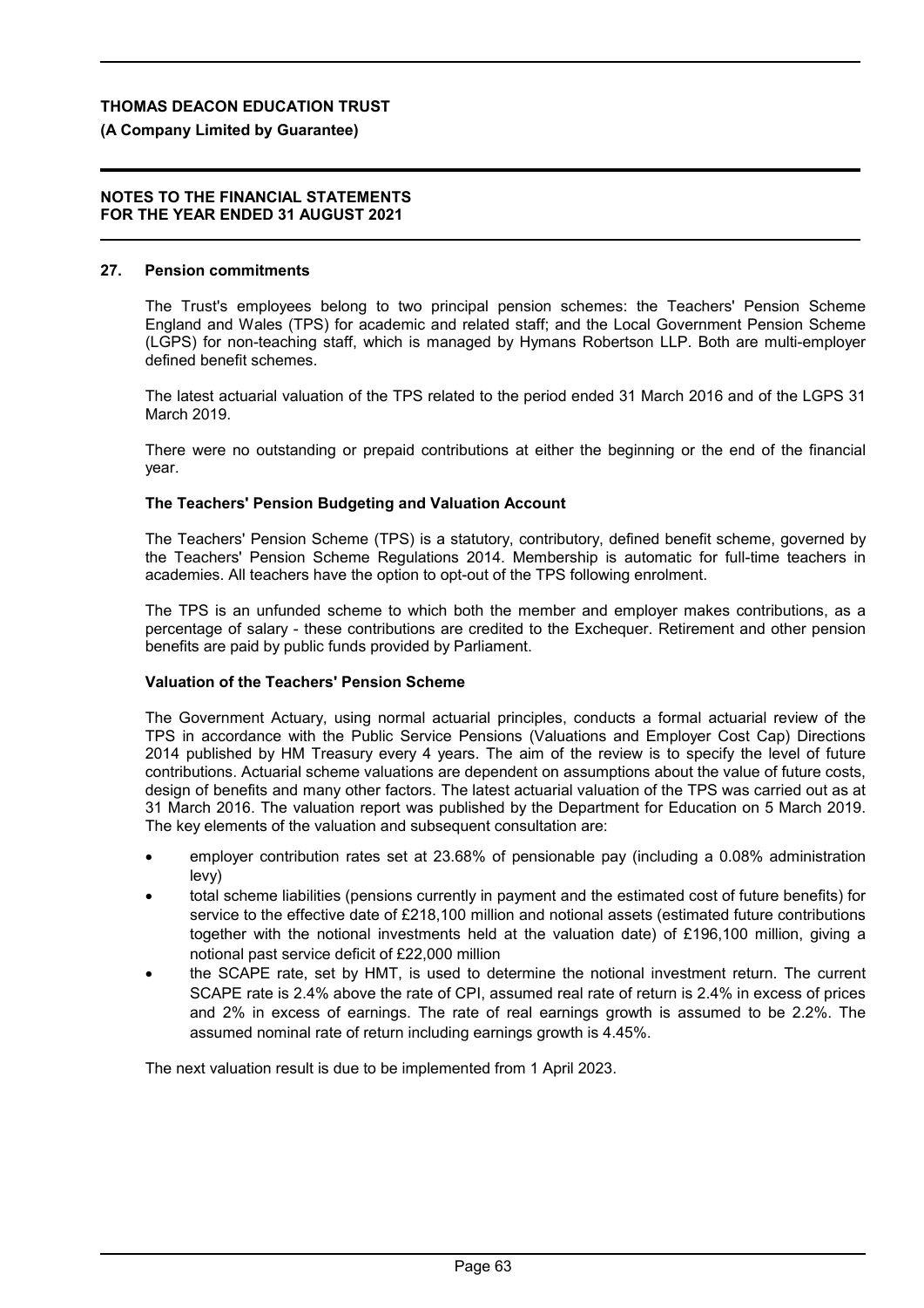## 27. Pension commitments

The Trust's employees belong to two principal pension schemes: the Teachers' Pension Scheme England and Wales (TPS) for academic and related staff; and the Local Government Pension Scheme (LGPS) for non-teaching staff, which is managed by Hymans Robertson LLP. Both are multi-employer defined benefit schemes.

The latest actuarial valuation of the TPS related to the period ended 31 March 2016 and of the LGPS 31 March 2019.

There were no outstanding or prepaid contributions at either the beginning or the end of the financial year.

### The Teachers' Pension Budgeting and Valuation Account

The Teachers' Pension Scheme (TPS) is a statutory, contributory, defined benefit scheme, governed by the Teachers' Pension Scheme Regulations 2014. Membership is automatic for full-time teachers in academies. All teachers have the option to opt-out of the TPS following enrolment.

The TPS is an unfunded scheme to which both the member and employer makes contributions, as a percentage of salary - these contributions are credited to the Exchequer. Retirement and other pension benefits are paid by public funds provided by Parliament.

### Valuation of the Teachers' Pension Scheme

The Government Actuary, using normal actuarial principles, conducts a formal actuarial review of the TPS in accordance with the Public Service Pensions (Valuations and Employer Cost Cap) Directions 2014 published by HM Treasury every 4 years. The aim of the review is to specify the level of future contributions. Actuarial scheme valuations are dependent on assumptions about the value of future costs, design of benefits and many other factors. The latest actuarial valuation of the TPS was carried out as at 31 March 2016. The valuation report was published by the Department for Education on 5 March 2019. The key elements of the valuation and subsequent consultation are:

- employer contribution rates set at 23.68% of pensionable pay (including a 0.08% administration levy)
- total scheme liabilities (pensions currently in payment and the estimated cost of future benefits) for service to the effective date of £218,100 million and notional assets (estimated future contributions together with the notional investments held at the valuation date) of £196,100 million, giving a notional past service deficit of £22,000 million
- the SCAPE rate, set by HMT, is used to determine the notional investment return. The current SCAPE rate is 2.4% above the rate of CPI, assumed real rate of return is 2.4% in excess of prices and 2% in excess of earnings. The rate of real earnings growth is assumed to be 2.2%. The assumed nominal rate of return including earnings growth is 4.45%.

The next valuation result is due to be implemented from 1 April 2023.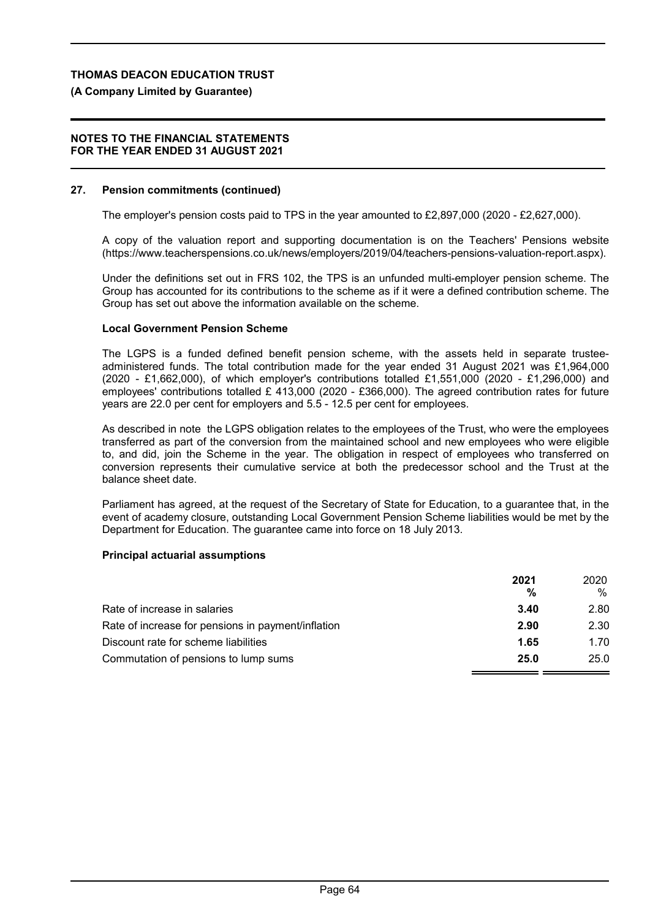**THOMAS DEACON EDUCATION TRUST**

**(A Company Limited by Guarantee)**

**NOTES TO THE FINANCIAL STATEMENTS FOR THE YEAR ENDED 31 AUGUST 2021**

## 27. Pension commitments (continued)

The employer's pension costs paid to TPS in the year amounted to £2,897,000 (2020 - £2,627,000).

A copy of the valuation report and supporting documentation is on the Teachers' Pensions website (https://www.teacherspensions.co.uk/news/employers/2019/04/teachers-pensions-valuation-report.aspx).

Under the definitions set out in FRS 102, the TPS is an unfunded multi-employer pension scheme. The Group has accounted for its contributions to the scheme as if it were a defined contribution scheme. The Group has set out above the information available on the scheme.

### Local Government Pension Scheme

The LGPS is a funded defined benefit pension scheme, with the assets held in separate trustee-administered funds. The total contribution made for the year ended 31 August 2021 was £1,964,000 (2020 - £1,662,000), of which employer's contributions totalled £1,551,000 (2020 - £1,296,000) and employees' contributions totalled £ 413,000 (2020 - £366,000). The agreed contribution rates for future years are 22.0 per cent for employers and 5.5 - 12.5 per cent for employees.

As described in note the LGPS obligation relates to the employees of the Trust, who were the employees transferred as part of the conversion from the maintained school and new employees who were eligible to, and did, join the Scheme in the year. The obligation in respect of employees who transferred on conversion represents their cumulative service at both the predecessor school and the Trust at the balance sheet date.

Parliament has agreed, at the request of the Secretary of State for Education, to a guarantee that, in the event of academy closure, outstanding Local Government Pension Scheme liabilities would be met by the Department for Education. The guarantee came into force on 18 July 2013.

### Principal actuarial assumptions

| | 2021 % | 2020 % |
|---|---|---|
| Rate of increase in salaries | **3.40** | 2.80 |
| Rate of increase for pensions in payment/inflation | **2.90** | 2.30 |
| Discount rate for scheme liabilities | **1.65** | 1.70 |
| Commutation of pensions to lump sums | **25.0** | 25.0 |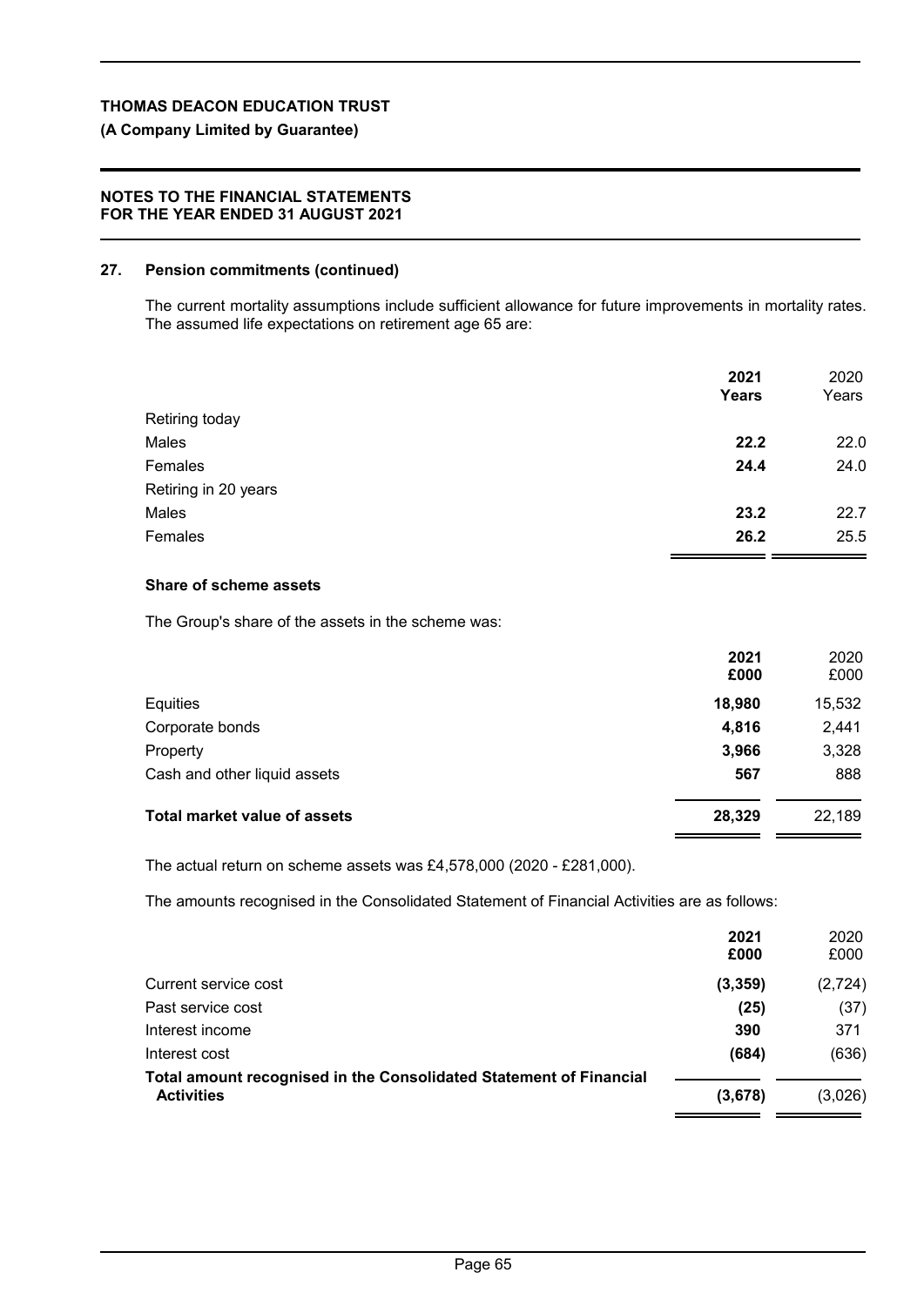**THOMAS DEACON EDUCATION TRUST**

**(A Company Limited by Guarantee)**

**NOTES TO THE FINANCIAL STATEMENTS FOR THE YEAR ENDED 31 AUGUST 2021**

### 27. Pension commitments (continued)

The current mortality assumptions include sufficient allowance for future improvements in mortality rates. The assumed life expectations on retirement age 65 are:

| | 2021 Years | 2020 Years |
|---|---|---|
| Retiring today | | |
| Males | **22.2** | 22.0 |
| Females | **24.4** | 24.0 |
| Retiring in 20 years | | |
| Males | **23.2** | 22.7 |
| Females | **26.2** | 25.5 |

**Share of scheme assets**

The Group's share of the assets in the scheme was:

| | 2021 £000 | 2020 £000 |
|---|---|---|
| Equities | **18,980** | 15,532 |
| Corporate bonds | **4,816** | 2,441 |
| Property | **3,966** | 3,328 |
| Cash and other liquid assets | **567** | 888 |
| **Total market value of assets** | **28,329** | 22,189 |

The actual return on scheme assets was £4,578,000 (2020 - £281,000).

The amounts recognised in the Consolidated Statement of Financial Activities are as follows:

| | 2021 £000 | 2020 £000 |
|---|---|---|
| Current service cost | **(3,359)** | (2,724) |
| Past service cost | **(25)** | (37) |
| Interest income | **390** | 371 |
| Interest cost | **(684)** | (636) |
| **Total amount recognised in the Consolidated Statement of Financial Activities** | **(3,678)** | (3,026) |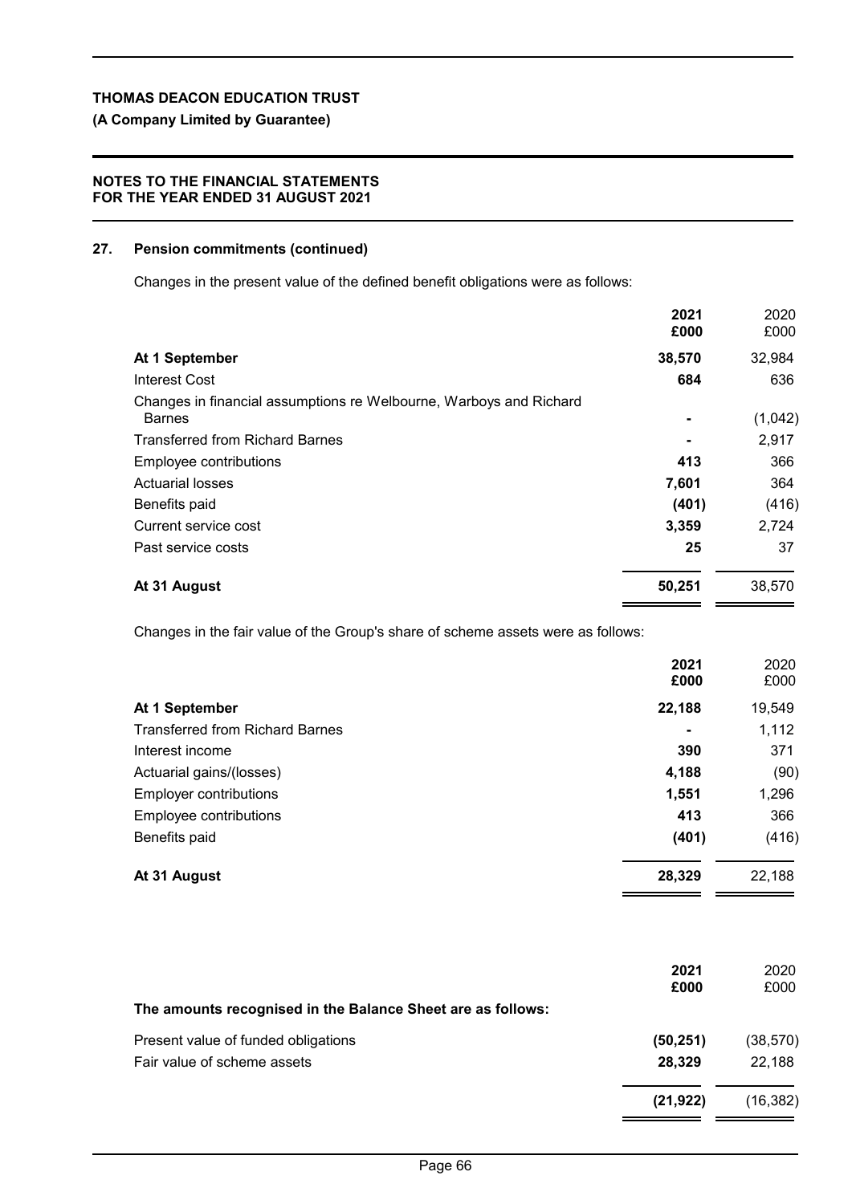**THOMAS DEACON EDUCATION TRUST**

**(A Company Limited by Guarantee)**

**NOTES TO THE FINANCIAL STATEMENTS FOR THE YEAR ENDED 31 AUGUST 2021**

## 27. Pension commitments (continued)

Changes in the present value of the defined benefit obligations were as follows:

| | **2021 £000** | 2020 £000 |
|---|---|---|
| **At 1 September** | **38,570** | 32,984 |
| Interest Cost | **684** | 636 |
| Changes in financial assumptions re Welbourne, Warboys and Richard Barnes | **-** | (1,042) |
| Transferred from Richard Barnes | **-** | 2,917 |
| Employee contributions | **413** | 366 |
| Actuarial losses | **7,601** | 364 |
| Benefits paid | **(401)** | (416) |
| Current service cost | **3,359** | 2,724 |
| Past service costs | **25** | 37 |
| **At 31 August** | **50,251** | 38,570 |

Changes in the fair value of the Group's share of scheme assets were as follows:

| | **2021 £000** | 2020 £000 |
|---|---|---|
| **At 1 September** | **22,188** | 19,549 |
| Transferred from Richard Barnes | **-** | 1,112 |
| Interest income | **390** | 371 |
| Actuarial gains/(losses) | **4,188** | (90) |
| Employer contributions | **1,551** | 1,296 |
| Employee contributions | **413** | 366 |
| Benefits paid | **(401)** | (416) |
| **At 31 August** | **28,329** | 22,188 |

| | **2021 £000** | 2020 £000 |
|---|---|---|
| **The amounts recognised in the Balance Sheet are as follows:** | | |
| Present value of funded obligations | **(50,251)** | (38,570) |
| Fair value of scheme assets | **28,329** | 22,188 |
| | **(21,922)** | (16,382) |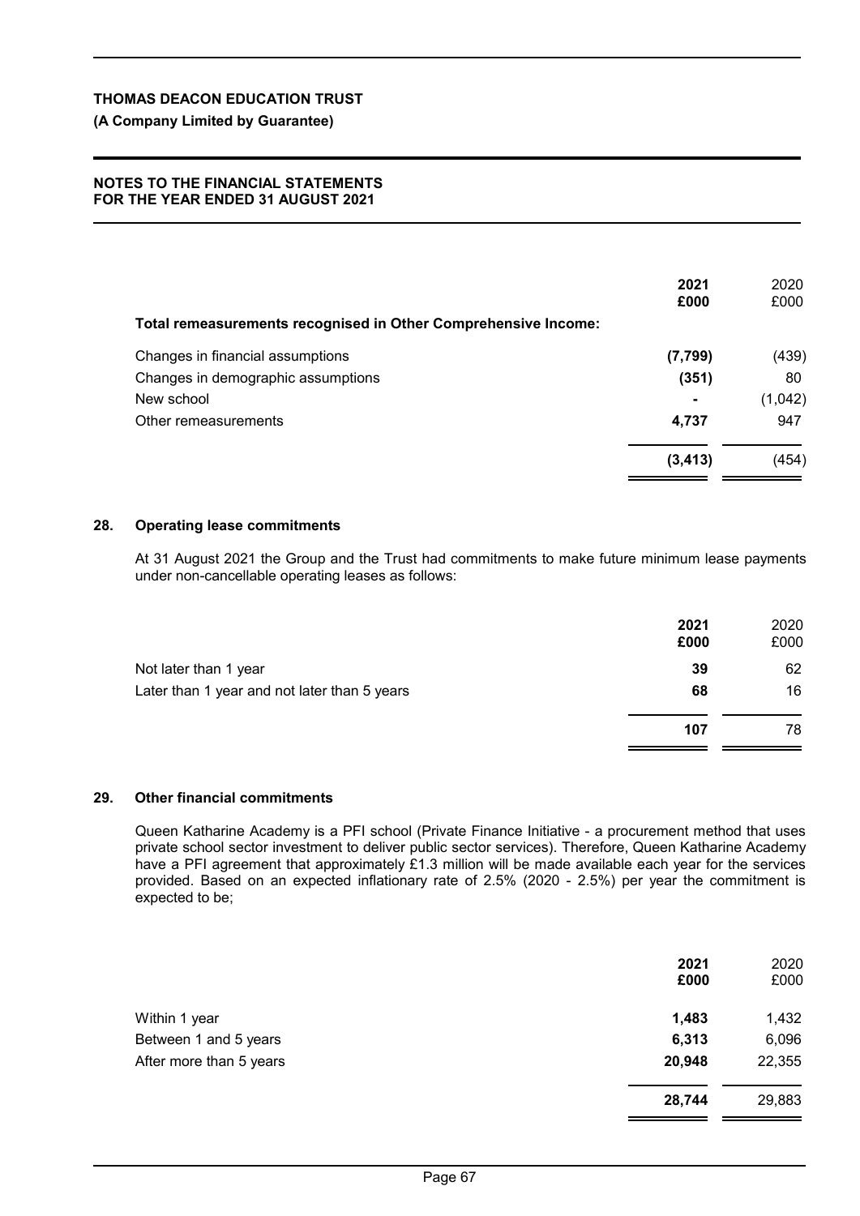| | 2021 £000 | 2020 £000 |
|---|---|---|
| **Total remeasurements recognised in Other Comprehensive Income:** | | |
| Changes in financial assumptions | **(7,799)** | (439) |
| Changes in demographic assumptions | **(351)** | 80 |
| New school | **-** | (1,042) |
| Other remeasurements | **4,737** | 947 |
| | **(3,413)** | (454) |

## 28. Operating lease commitments

At 31 August 2021 the Group and the Trust had commitments to make future minimum lease payments under non-cancellable operating leases as follows:

| | 2021 £000 | 2020 £000 |
|---|---|---|
| Not later than 1 year | **39** | 62 |
| Later than 1 year and not later than 5 years | **68** | 16 |
| | **107** | 78 |

## 29. Other financial commitments

Queen Katharine Academy is a PFI school (Private Finance Initiative - a procurement method that uses private school sector investment to deliver public sector services). Therefore, Queen Katharine Academy have a PFI agreement that approximately £1.3 million will be made available each year for the services provided. Based on an expected inflationary rate of 2.5% (2020 - 2.5%) per year the commitment is expected to be;

| | 2021 £000 | 2020 £000 |
|---|---|---|
| Within 1 year | **1,483** | 1,432 |
| Between 1 and 5 years | **6,313** | 6,096 |
| After more than 5 years | **20,948** | 22,355 |
| | **28,744** | 29,883 |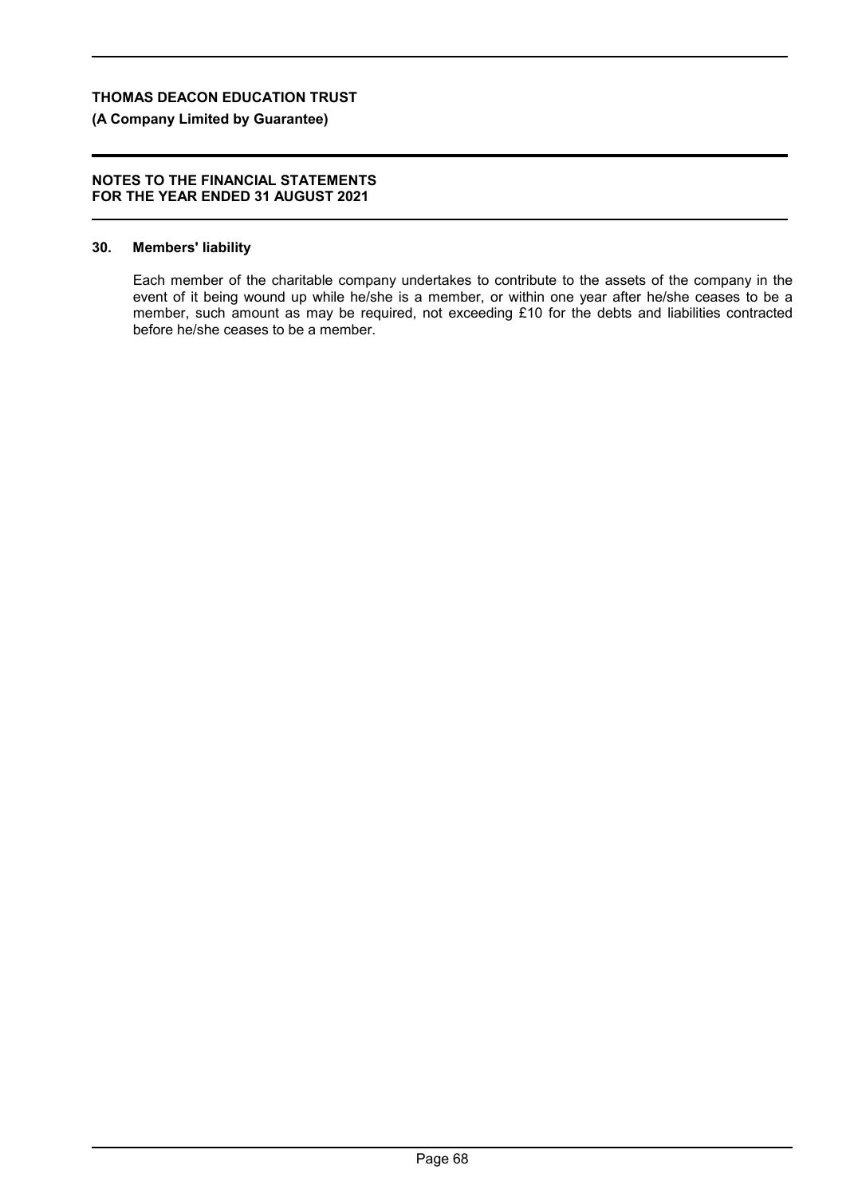## 30. Members' liability

Each member of the charitable company undertakes to contribute to the assets of the company in the event of it being wound up while he/she is a member, or within one year after he/she ceases to be a member, such amount as may be required, not exceeding £10 for the debts and liabilities contracted before he/she ceases to be a member.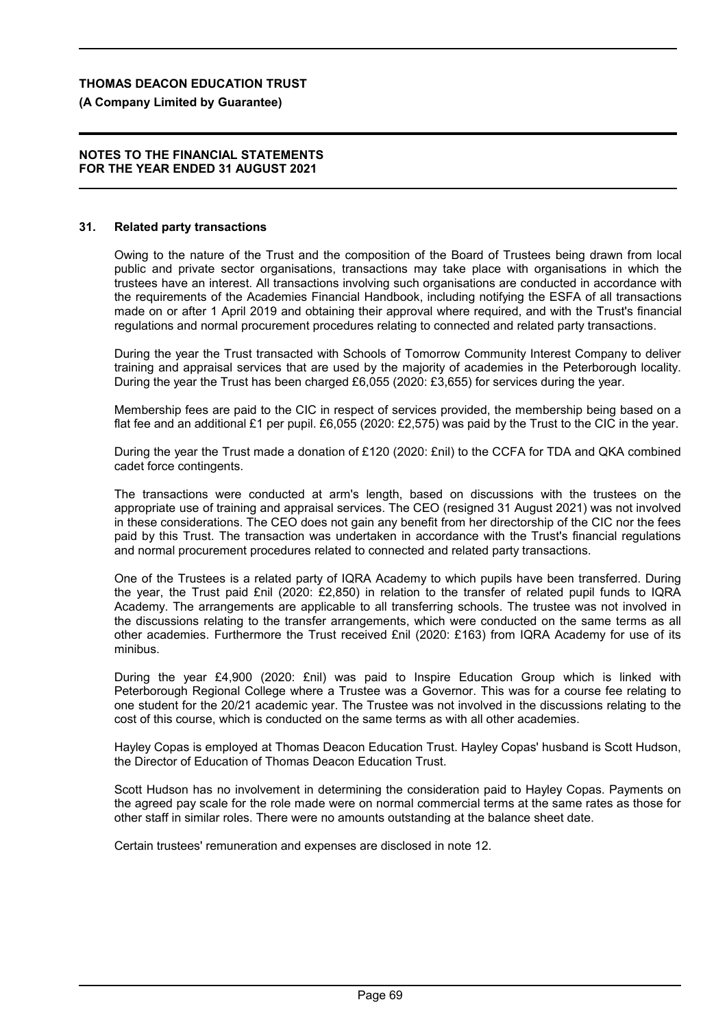## 31. Related party transactions

Owing to the nature of the Trust and the composition of the Board of Trustees being drawn from local public and private sector organisations, transactions may take place with organisations in which the trustees have an interest. All transactions involving such organisations are conducted in accordance with the requirements of the Academies Financial Handbook, including notifying the ESFA of all transactions made on or after 1 April 2019 and obtaining their approval where required, and with the Trust's financial regulations and normal procurement procedures relating to connected and related party transactions.

During the year the Trust transacted with Schools of Tomorrow Community Interest Company to deliver training and appraisal services that are used by the majority of academies in the Peterborough locality. During the year the Trust has been charged £6,055 (2020: £3,655) for services during the year.

Membership fees are paid to the CIC in respect of services provided, the membership being based on a flat fee and an additional £1 per pupil. £6,055 (2020: £2,575) was paid by the Trust to the CIC in the year.

During the year the Trust made a donation of £120 (2020: £nil) to the CCFA for TDA and QKA combined cadet force contingents.

The transactions were conducted at arm's length, based on discussions with the trustees on the appropriate use of training and appraisal services. The CEO (resigned 31 August 2021) was not involved in these considerations. The CEO does not gain any benefit from her directorship of the CIC nor the fees paid by this Trust. The transaction was undertaken in accordance with the Trust's financial regulations and normal procurement procedures related to connected and related party transactions.

One of the Trustees is a related party of IQRA Academy to which pupils have been transferred. During the year, the Trust paid £nil (2020: £2,850) in relation to the transfer of related pupil funds to IQRA Academy. The arrangements are applicable to all transferring schools. The trustee was not involved in the discussions relating to the transfer arrangements, which were conducted on the same terms as all other academies. Furthermore the Trust received £nil (2020: £163) from IQRA Academy for use of its minibus.

During the year £4,900 (2020: £nil) was paid to Inspire Education Group which is linked with Peterborough Regional College where a Trustee was a Governor. This was for a course fee relating to one student for the 20/21 academic year. The Trustee was not involved in the discussions relating to the cost of this course, which is conducted on the same terms as with all other academies.

Hayley Copas is employed at Thomas Deacon Education Trust. Hayley Copas' husband is Scott Hudson, the Director of Education of Thomas Deacon Education Trust.

Scott Hudson has no involvement in determining the consideration paid to Hayley Copas. Payments on the agreed pay scale for the role made were on normal commercial terms at the same rates as those for other staff in similar roles. There were no amounts outstanding at the balance sheet date.

Certain trustees' remuneration and expenses are disclosed in note 12.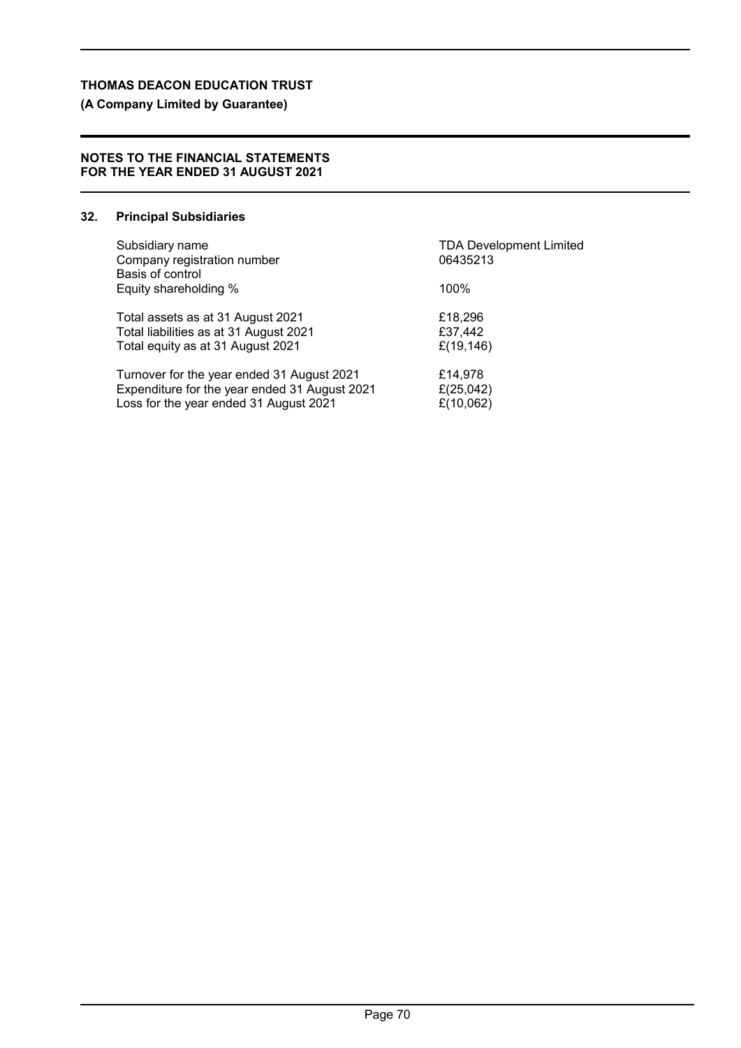**THOMAS DEACON EDUCATION TRUST**

**(A Company Limited by Guarantee)**

**NOTES TO THE FINANCIAL STATEMENTS FOR THE YEAR ENDED 31 AUGUST 2021**

## 32. Principal Subsidiaries

| | |
|---|---|
| Subsidiary name | TDA Development Limited |
| Company registration number | 06435213 |
| Basis of control | |
| Equity shareholding % | 100% |
| | |
| Total assets as at 31 August 2021 | £18,296 |
| Total liabilities as at 31 August 2021 | £37,442 |
| Total equity as at 31 August 2021 | £(19,146) |
| | |
| Turnover for the year ended 31 August 2021 | £14,978 |
| Expenditure for the year ended 31 August 2021 | £(25,042) |
| Loss for the year ended 31 August 2021 | £(10,062) |